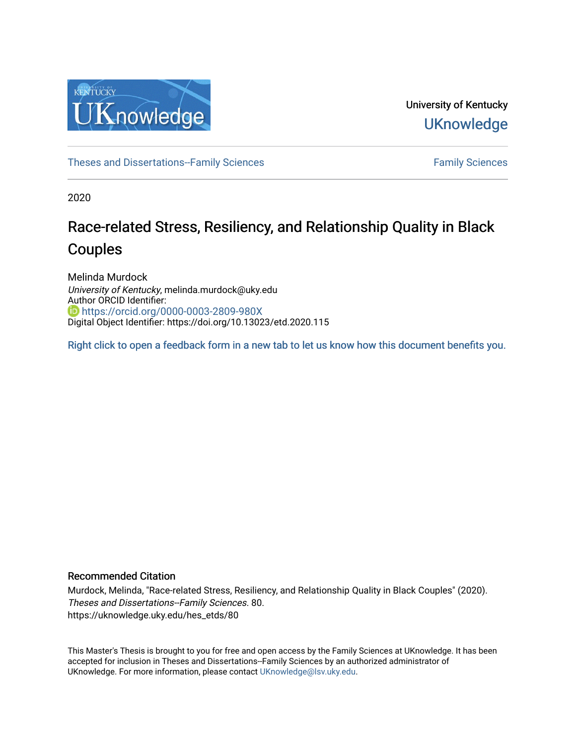University of Kentucky
UKnowledge

Theses and Dissertations--Family Sciences | Family Sciences

2020

# Race-related Stress, Resiliency, and Relationship Quality in Black Couples

Melinda Murdock
*University of Kentucky*, melinda.murdock@uky.edu
Author ORCID Identifier:
https://orcid.org/0000-0003-2809-980X
Digital Object Identifier: https://doi.org/10.13023/etd.2020.115

Right click to open a feedback form in a new tab to let us know how this document benefits you.

## Recommended Citation

Murdock, Melinda, "Race-related Stress, Resiliency, and Relationship Quality in Black Couples" (2020). *Theses and Dissertations--Family Sciences*. 80.
https://uknowledge.uky.edu/hes_etds/80

This Master's Thesis is brought to you for free and open access by the Family Sciences at UKnowledge. It has been accepted for inclusion in Theses and Dissertations--Family Sciences by an authorized administrator of UKnowledge. For more information, please contact UKnowledge@lsv.uky.edu.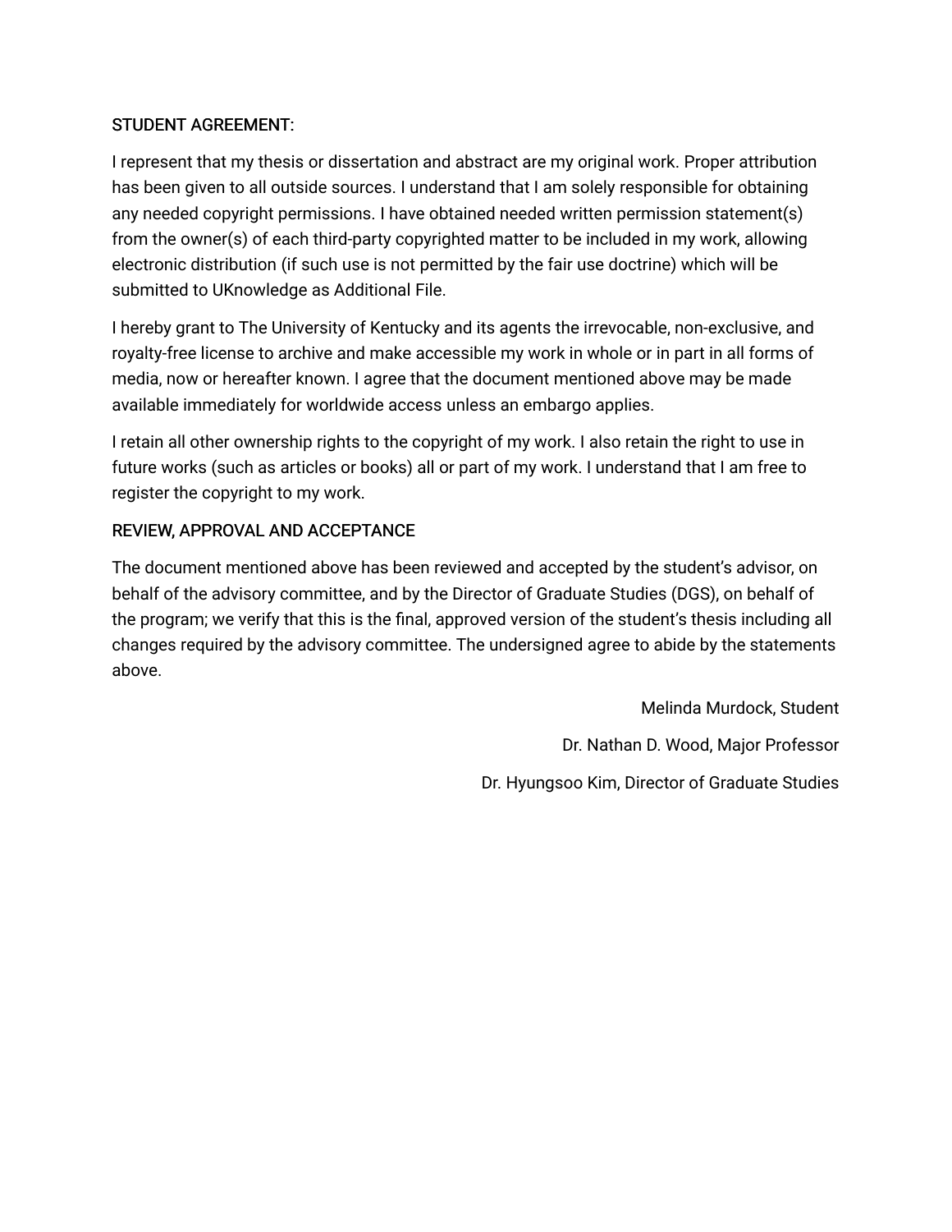STUDENT AGREEMENT:

I represent that my thesis or dissertation and abstract are my original work. Proper attribution has been given to all outside sources. I understand that I am solely responsible for obtaining any needed copyright permissions. I have obtained needed written permission statement(s) from the owner(s) of each third-party copyrighted matter to be included in my work, allowing electronic distribution (if such use is not permitted by the fair use doctrine) which will be submitted to UKnowledge as Additional File.

I hereby grant to The University of Kentucky and its agents the irrevocable, non-exclusive, and royalty-free license to archive and make accessible my work in whole or in part in all forms of media, now or hereafter known. I agree that the document mentioned above may be made available immediately for worldwide access unless an embargo applies.

I retain all other ownership rights to the copyright of my work. I also retain the right to use in future works (such as articles or books) all or part of my work. I understand that I am free to register the copyright to my work.

REVIEW, APPROVAL AND ACCEPTANCE

The document mentioned above has been reviewed and accepted by the student's advisor, on behalf of the advisory committee, and by the Director of Graduate Studies (DGS), on behalf of the program; we verify that this is the final, approved version of the student's thesis including all changes required by the advisory committee. The undersigned agree to abide by the statements above.

Melinda Murdock, Student

Dr. Nathan D. Wood, Major Professor

Dr. Hyungsoo Kim, Director of Graduate Studies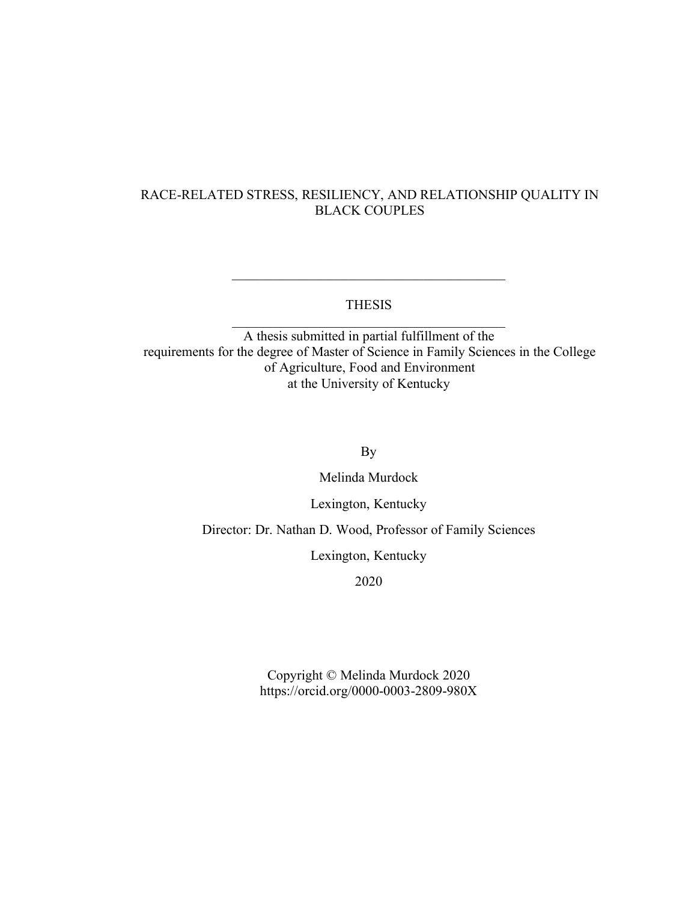# RACE-RELATED STRESS, RESILIENCY, AND RELATIONSHIP QUALITY IN BLACK COUPLES

---

THESIS

---

A thesis submitted in partial fulfillment of the requirements for the degree of Master of Science in Family Sciences in the College of Agriculture, Food and Environment at the University of Kentucky

By

Melinda Murdock

Lexington, Kentucky

Director: Dr. Nathan D. Wood, Professor of Family Sciences

Lexington, Kentucky

2020

Copyright © Melinda Murdock 2020
https://orcid.org/0000-0003-2809-980X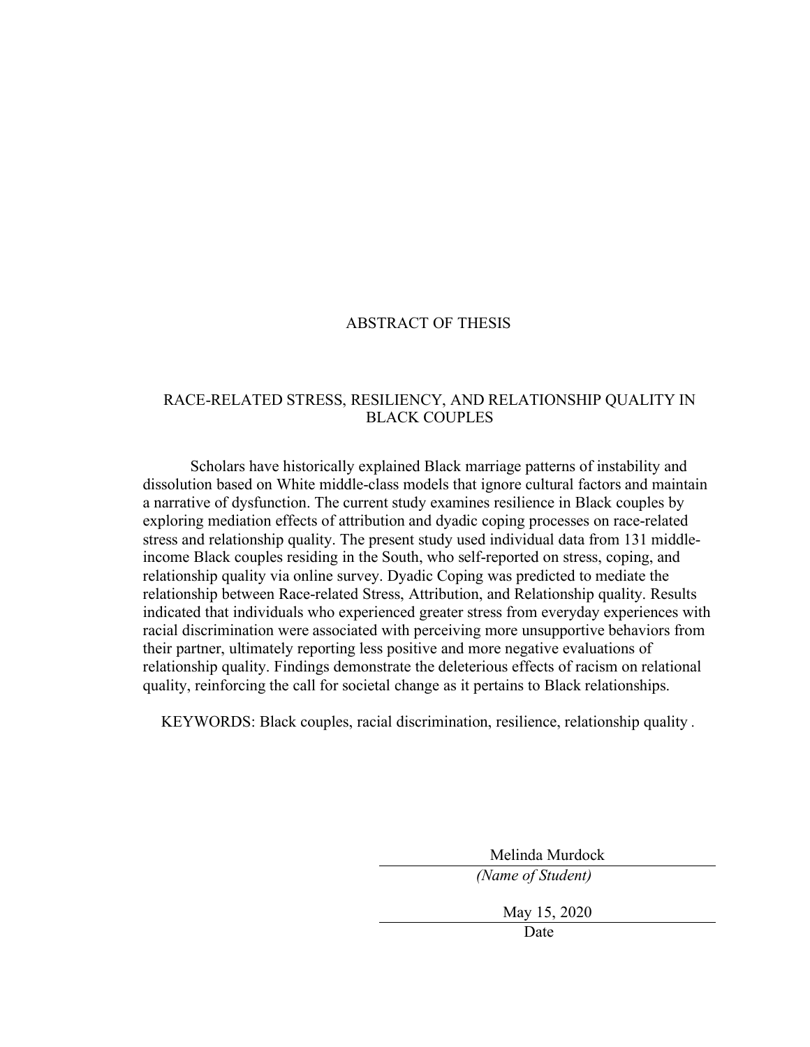# ABSTRACT OF THESIS

## RACE-RELATED STRESS, RESILIENCY, AND RELATIONSHIP QUALITY IN BLACK COUPLES

Scholars have historically explained Black marriage patterns of instability and dissolution based on White middle-class models that ignore cultural factors and maintain a narrative of dysfunction. The current study examines resilience in Black couples by exploring mediation effects of attribution and dyadic coping processes on race-related stress and relationship quality. The present study used individual data from 131 middle-income Black couples residing in the South, who self-reported on stress, coping, and relationship quality via online survey. Dyadic Coping was predicted to mediate the relationship between Race-related Stress, Attribution, and Relationship quality. Results indicated that individuals who experienced greater stress from everyday experiences with racial discrimination were associated with perceiving more unsupportive behaviors from their partner, ultimately reporting less positive and more negative evaluations of relationship quality. Findings demonstrate the deleterious effects of racism on relational quality, reinforcing the call for societal change as it pertains to Black relationships.

KEYWORDS: Black couples, racial discrimination, resilience, relationship quality .

Melinda Murdock
*(Name of Student)*

May 15, 2020
Date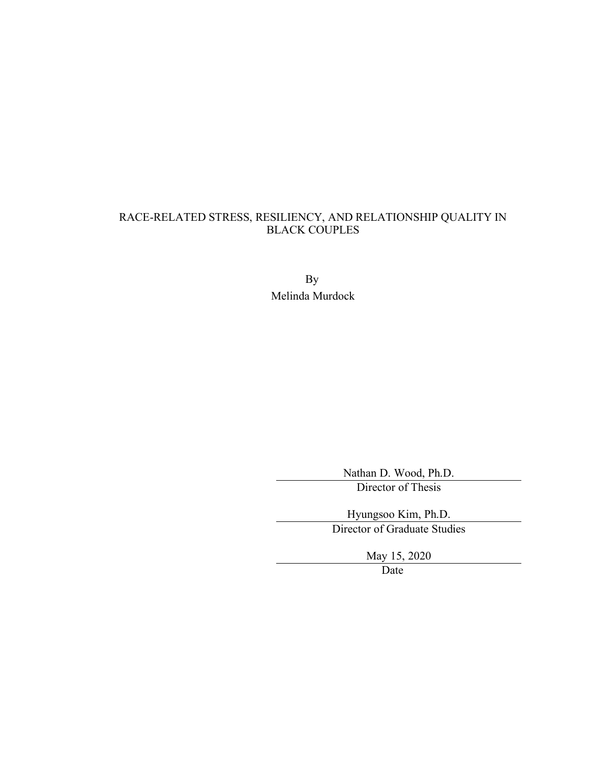RACE-RELATED STRESS, RESILIENCY, AND RELATIONSHIP QUALITY IN BLACK COUPLES

By

Melinda Murdock

Nathan D. Wood, Ph.D.
Director of Thesis

Hyungsoo Kim, Ph.D.
Director of Graduate Studies

May 15, 2020
Date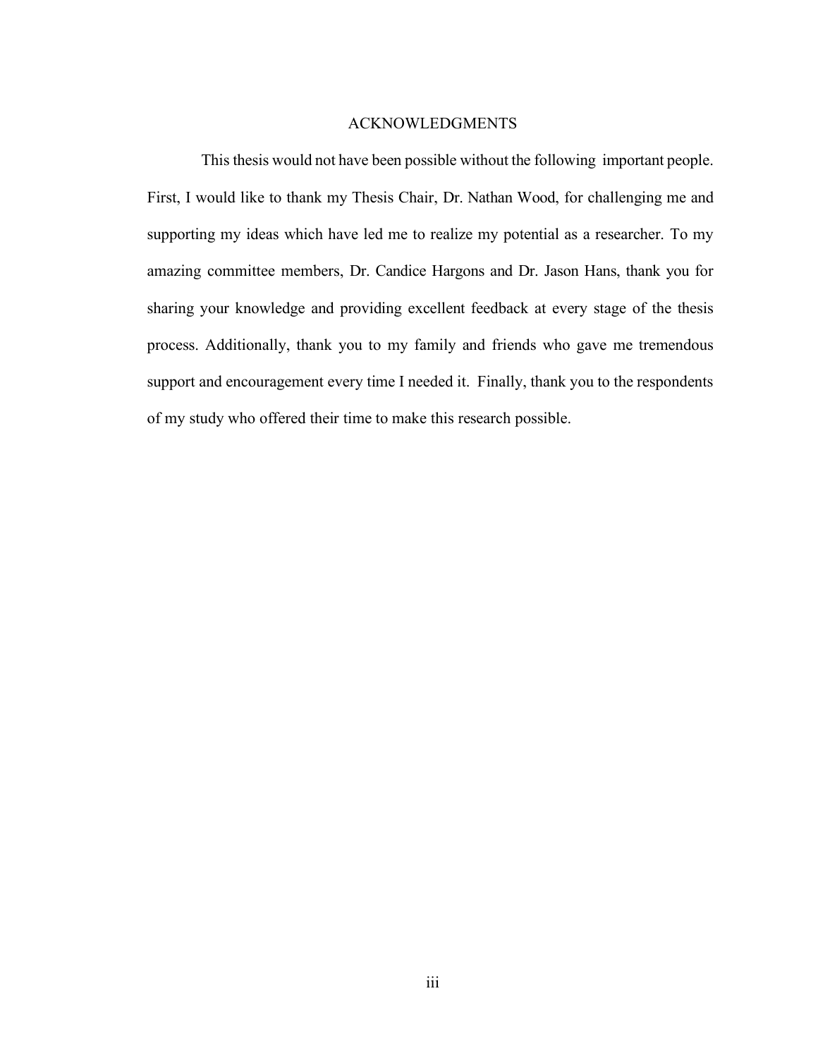# ACKNOWLEDGMENTS

This thesis would not have been possible without the following important people. First, I would like to thank my Thesis Chair, Dr. Nathan Wood, for challenging me and supporting my ideas which have led me to realize my potential as a researcher. To my amazing committee members, Dr. Candice Hargons and Dr. Jason Hans, thank you for sharing your knowledge and providing excellent feedback at every stage of the thesis process. Additionally, thank you to my family and friends who gave me tremendous support and encouragement every time I needed it. Finally, thank you to the respondents of my study who offered their time to make this research possible.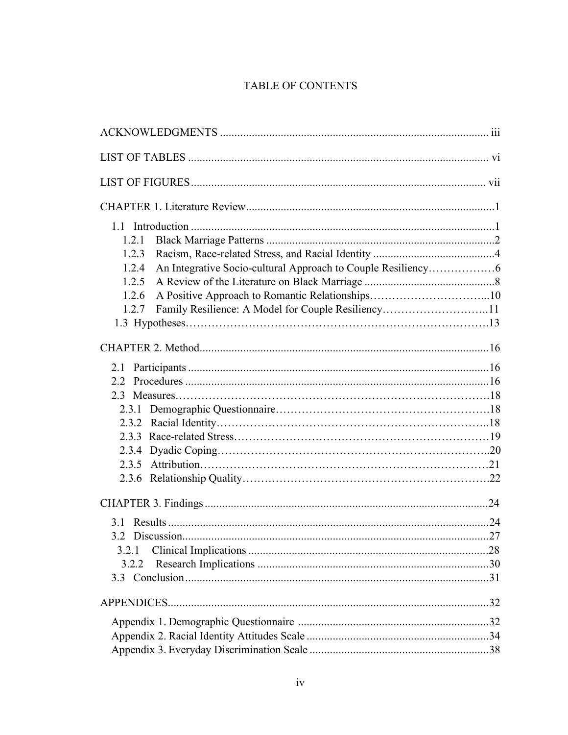# TABLE OF CONTENTS

ACKNOWLEDGMENTS ........................................................................................... iii

LIST OF TABLES ........................................................................................................ vi

LIST OF FIGURES ...................................................................................................... vii

CHAPTER 1. Literature Review .....................................................................................1

- 1.1 Introduction .......................................................................................................1
  - 1.2.1 Black Marriage Patterns ..............................................................................2
  - 1.2.3 Racism, Race-related Stress, and Racial Identity ..........................................4
  - 1.2.4 An Integrative Socio-cultural Approach to Couple Resiliency………………6
  - 1.2.5 A Review of the Literature on Black Marriage .............................................8
  - 1.2.6 A Positive Approach to Romantic Relationships…………………………...10
  - 1.2.7 Family Resilience: A Model for Couple Resiliency………………………..11
- 1.3 Hypotheses……………………………………………………………………….13

CHAPTER 2. Method...................................................................................................16

- 2.1 Participants .......................................................................................................16
- 2.2 Procedures ........................................................................................................16
- 2.3 Measures…………………………………………………………………………18
  - 2.3.1 Demographic Questionnaire…………………………………………………18
  - 2.3.2 Racial Identity………………………………………………………………..18
  - 2.3.3 Race-related Stress……………………………………………………………19
  - 2.3.4 Dyadic Coping………………………………………………………………..20
  - 2.3.5 Attribution……………………………………………………………………21
  - 2.3.6 Relationship Quality…………………………………………………………22

CHAPTER 3. Findings .................................................................................................24

- 3.1 Results ..............................................................................................................24
- 3.2 Discussion.........................................................................................................27
  - 3.2.1 Clinical Implications ...................................................................................28
  - 3.2.2 Research Implications .................................................................................30
- 3.3 Conclusion ........................................................................................................31

APPENDICES...............................................................................................................32

- Appendix 1. Demographic Questionnaire ..................................................................32
- Appendix 2. Racial Identity Attitudes Scale ...............................................................34
- Appendix 3. Everyday Discrimination Scale ..............................................................38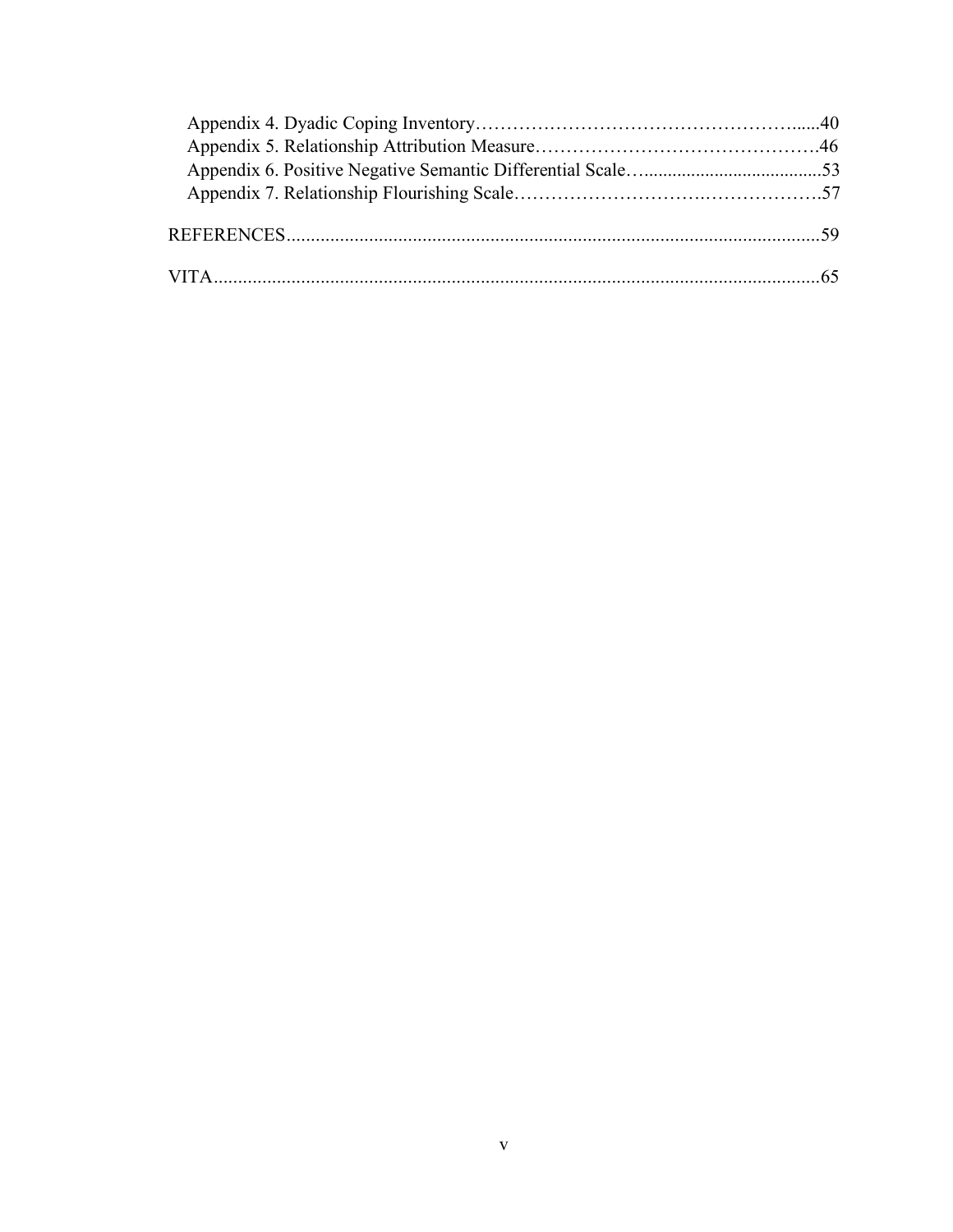Appendix 4. Dyadic Coping Inventory……………………………………………......40
Appendix 5. Relationship Attribution Measure……………………………………….46
Appendix 6. Positive Negative Semantic Differential Scale…......................................53
Appendix 7. Relationship Flourishing Scale……………………….……………….57

REFERENCES...........................................................................................................59

VITA..........................................................................................................................65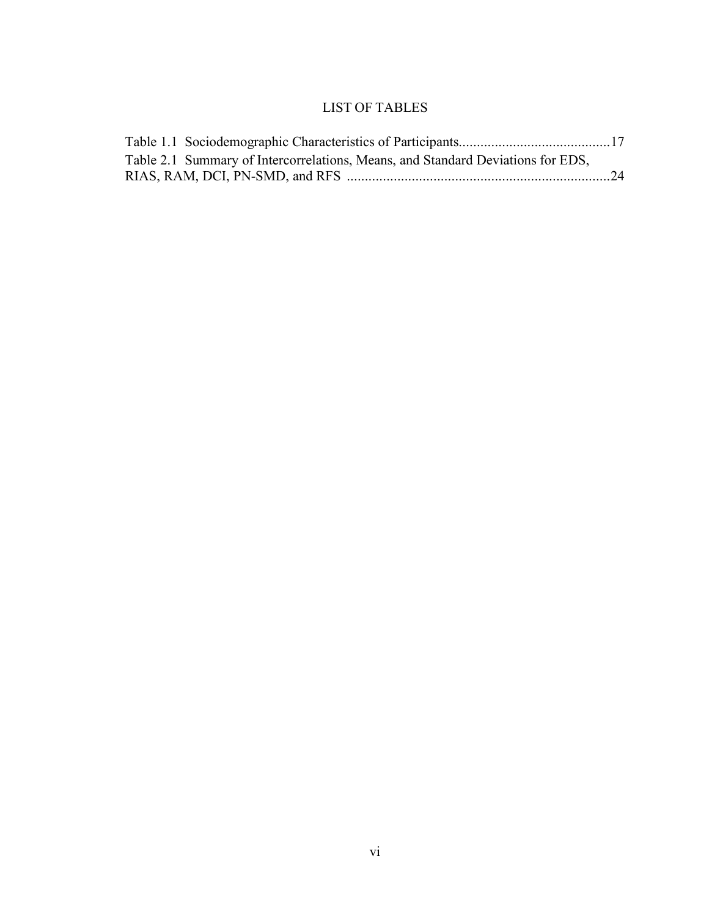# LIST OF TABLES

Table 1.1 Sociodemographic Characteristics of Participants..........................................17

Table 2.1 Summary of Intercorrelations, Means, and Standard Deviations for EDS, RIAS, RAM, DCI, PN-SMD, and RFS ........................................................................24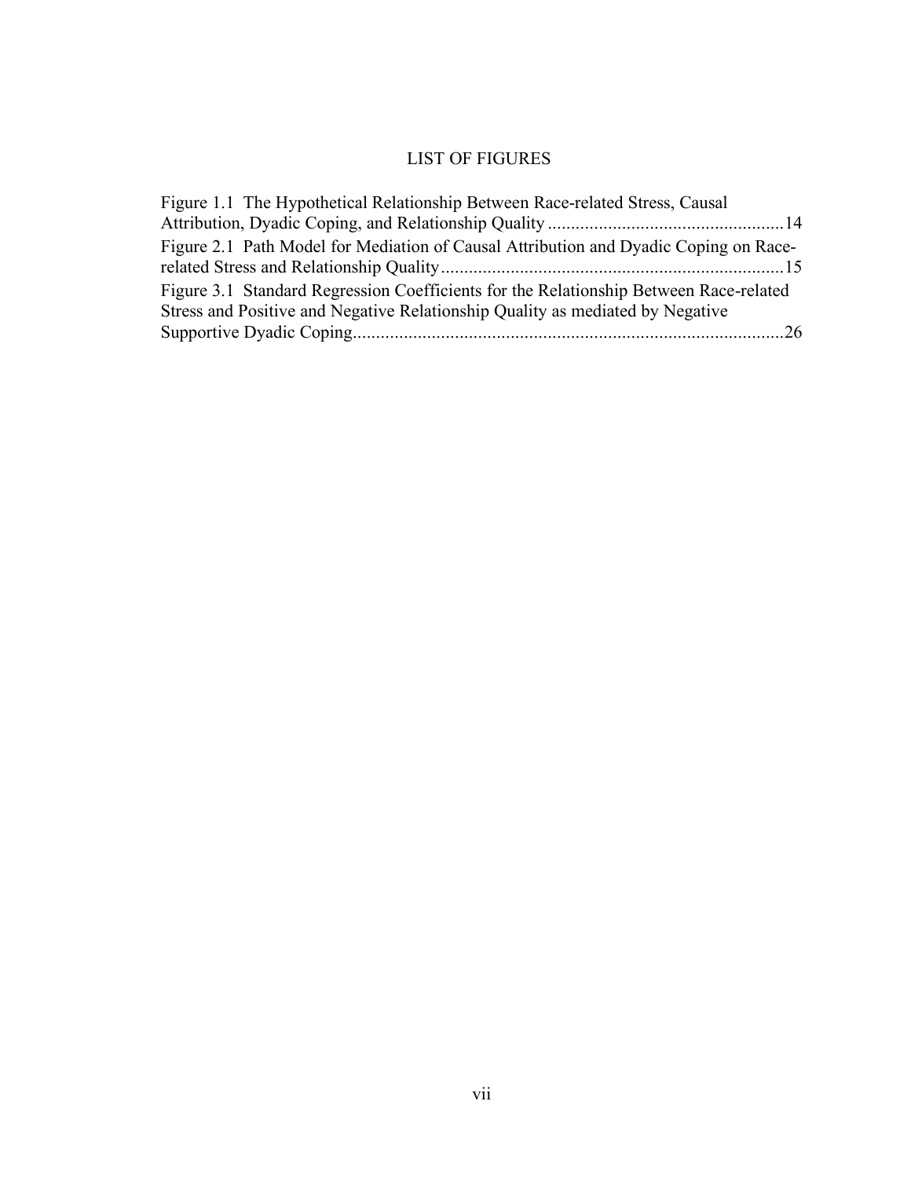# LIST OF FIGURES

Figure 1.1 The Hypothetical Relationship Between Race-related Stress, Causal Attribution, Dyadic Coping, and Relationship Quality ....................................................14

Figure 2.1 Path Model for Mediation of Causal Attribution and Dyadic Coping on Race-related Stress and Relationship Quality ..........................................................................15

Figure 3.1 Standard Regression Coefficients for the Relationship Between Race-related Stress and Positive and Negative Relationship Quality as mediated by Negative Supportive Dyadic Coping..............................................................................................26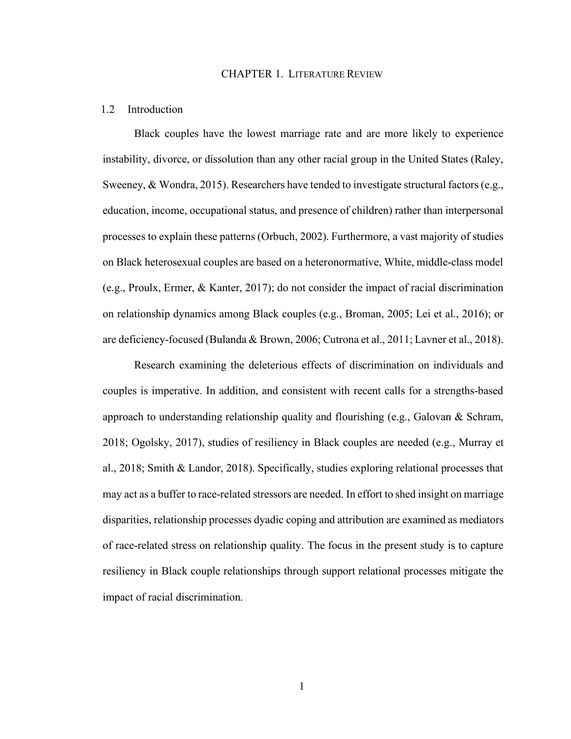# CHAPTER 1. LITERATURE REVIEW

## 1.2 Introduction

Black couples have the lowest marriage rate and are more likely to experience instability, divorce, or dissolution than any other racial group in the United States (Raley, Sweeney, & Wondra, 2015). Researchers have tended to investigate structural factors (e.g., education, income, occupational status, and presence of children) rather than interpersonal processes to explain these patterns (Orbuch, 2002). Furthermore, a vast majority of studies on Black heterosexual couples are based on a heteronormative, White, middle-class model (e.g., Proulx, Ermer, & Kanter, 2017); do not consider the impact of racial discrimination on relationship dynamics among Black couples (e.g., Broman, 2005; Lei et al., 2016); or are deficiency-focused (Bulanda & Brown, 2006; Cutrona et al., 2011; Lavner et al., 2018).

Research examining the deleterious effects of discrimination on individuals and couples is imperative. In addition, and consistent with recent calls for a strengths-based approach to understanding relationship quality and flourishing (e.g., Galovan & Schram, 2018; Ogolsky, 2017), studies of resiliency in Black couples are needed (e.g., Murray et al., 2018; Smith & Landor, 2018). Specifically, studies exploring relational processes that may act as a buffer to race-related stressors are needed. In effort to shed insight on marriage disparities, relationship processes dyadic coping and attribution are examined as mediators of race-related stress on relationship quality. The focus in the present study is to capture resiliency in Black couple relationships through support relational processes mitigate the impact of racial discrimination.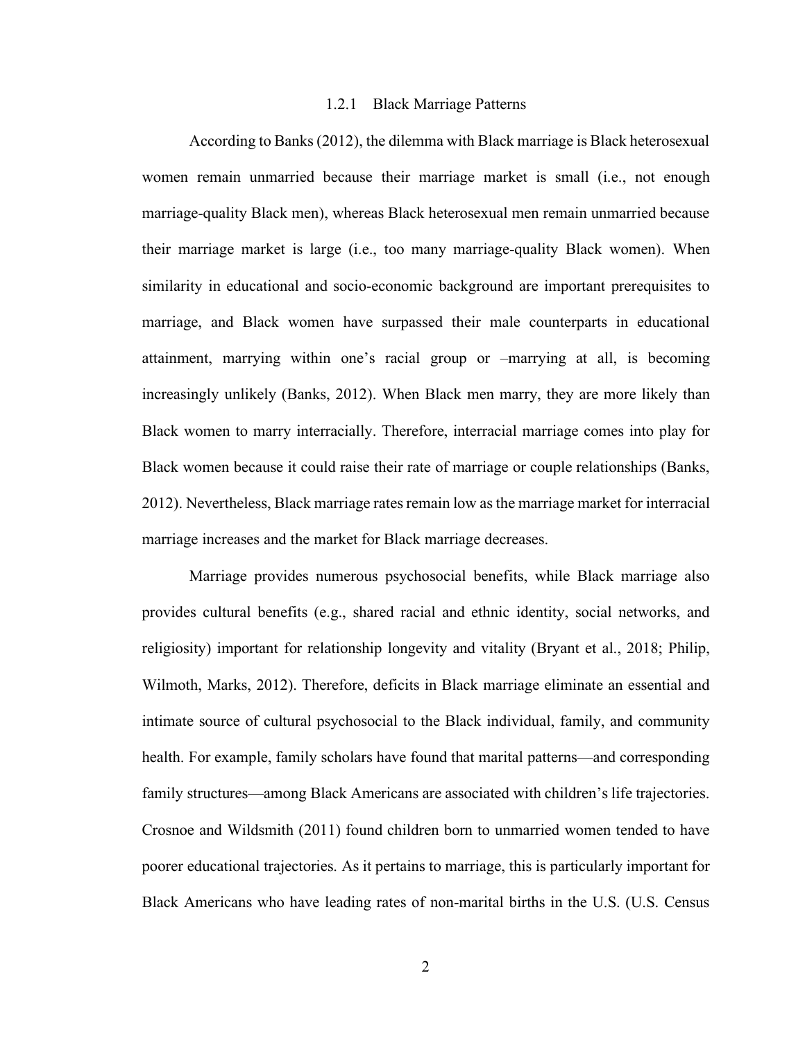### 1.2.1 Black Marriage Patterns

According to Banks (2012), the dilemma with Black marriage is Black heterosexual women remain unmarried because their marriage market is small (i.e., not enough marriage-quality Black men), whereas Black heterosexual men remain unmarried because their marriage market is large (i.e., too many marriage-quality Black women). When similarity in educational and socio-economic background are important prerequisites to marriage, and Black women have surpassed their male counterparts in educational attainment, marrying within one's racial group or –marrying at all, is becoming increasingly unlikely (Banks, 2012). When Black men marry, they are more likely than Black women to marry interracially. Therefore, interracial marriage comes into play for Black women because it could raise their rate of marriage or couple relationships (Banks, 2012). Nevertheless, Black marriage rates remain low as the marriage market for interracial marriage increases and the market for Black marriage decreases.

Marriage provides numerous psychosocial benefits, while Black marriage also provides cultural benefits (e.g., shared racial and ethnic identity, social networks, and religiosity) important for relationship longevity and vitality (Bryant et al., 2018; Philip, Wilmoth, Marks, 2012). Therefore, deficits in Black marriage eliminate an essential and intimate source of cultural psychosocial to the Black individual, family, and community health. For example, family scholars have found that marital patterns—and corresponding family structures—among Black Americans are associated with children's life trajectories. Crosnoe and Wildsmith (2011) found children born to unmarried women tended to have poorer educational trajectories. As it pertains to marriage, this is particularly important for Black Americans who have leading rates of non-marital births in the U.S. (U.S. Census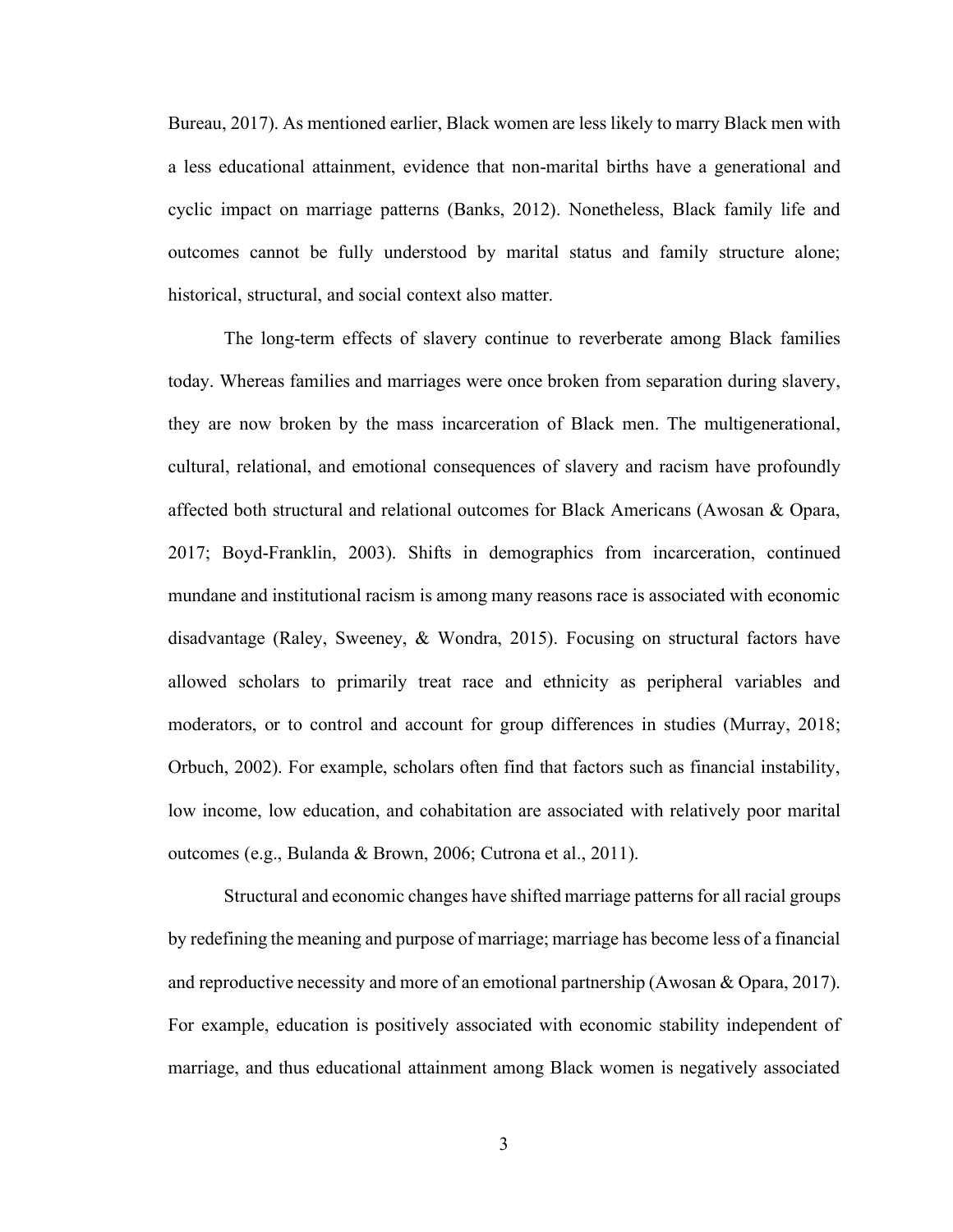Bureau, 2017). As mentioned earlier, Black women are less likely to marry Black men with a less educational attainment, evidence that non-marital births have a generational and cyclic impact on marriage patterns (Banks, 2012). Nonetheless, Black family life and outcomes cannot be fully understood by marital status and family structure alone; historical, structural, and social context also matter.

The long-term effects of slavery continue to reverberate among Black families today. Whereas families and marriages were once broken from separation during slavery, they are now broken by the mass incarceration of Black men. The multigenerational, cultural, relational, and emotional consequences of slavery and racism have profoundly affected both structural and relational outcomes for Black Americans (Awosan & Opara, 2017; Boyd-Franklin, 2003). Shifts in demographics from incarceration, continued mundane and institutional racism is among many reasons race is associated with economic disadvantage (Raley, Sweeney, & Wondra, 2015). Focusing on structural factors have allowed scholars to primarily treat race and ethnicity as peripheral variables and moderators, or to control and account for group differences in studies (Murray, 2018; Orbuch, 2002). For example, scholars often find that factors such as financial instability, low income, low education, and cohabitation are associated with relatively poor marital outcomes (e.g., Bulanda & Brown, 2006; Cutrona et al., 2011).

Structural and economic changes have shifted marriage patterns for all racial groups by redefining the meaning and purpose of marriage; marriage has become less of a financial and reproductive necessity and more of an emotional partnership (Awosan & Opara, 2017). For example, education is positively associated with economic stability independent of marriage, and thus educational attainment among Black women is negatively associated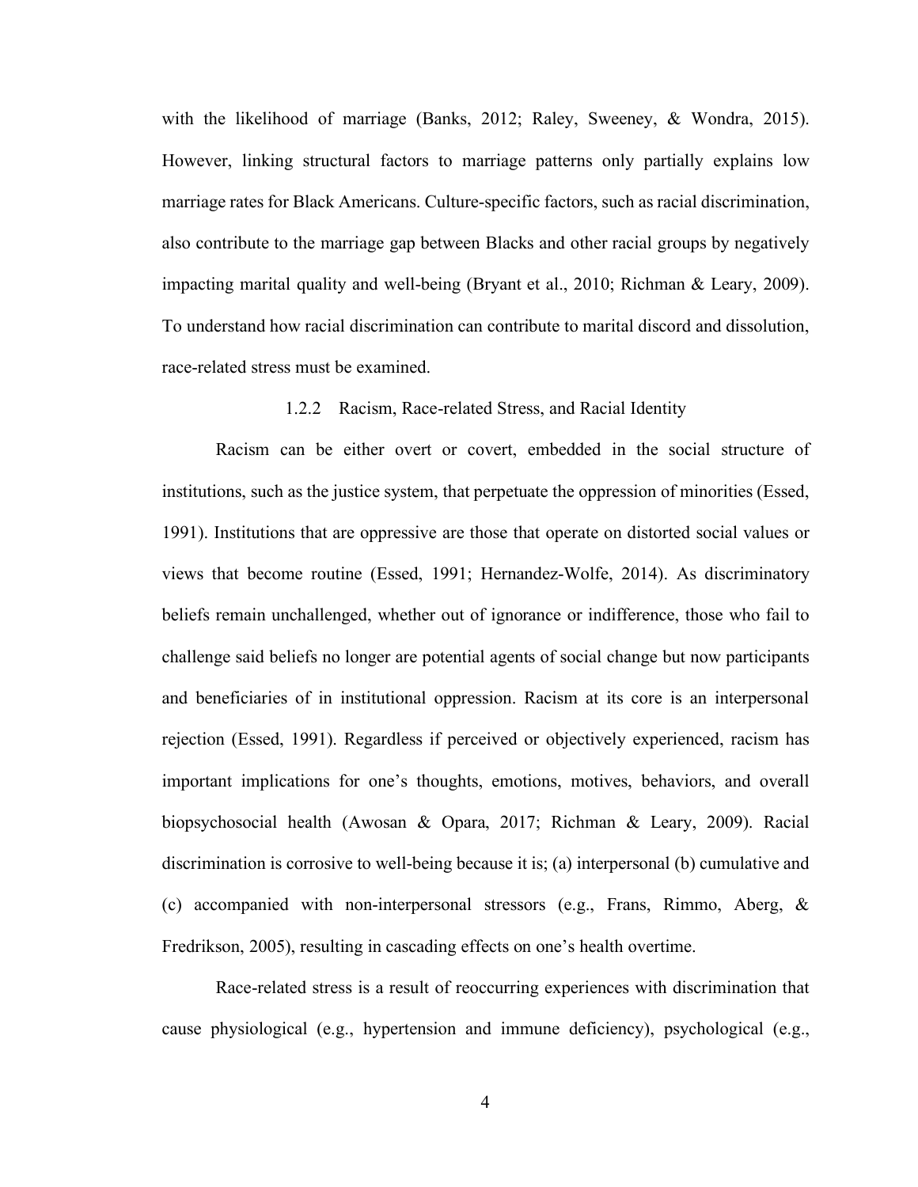with the likelihood of marriage (Banks, 2012; Raley, Sweeney, & Wondra, 2015). However, linking structural factors to marriage patterns only partially explains low marriage rates for Black Americans. Culture-specific factors, such as racial discrimination, also contribute to the marriage gap between Blacks and other racial groups by negatively impacting marital quality and well-being (Bryant et al., 2010; Richman & Leary, 2009). To understand how racial discrimination can contribute to marital discord and dissolution, race-related stress must be examined.

### 1.2.2 Racism, Race-related Stress, and Racial Identity

Racism can be either overt or covert, embedded in the social structure of institutions, such as the justice system, that perpetuate the oppression of minorities (Essed, 1991). Institutions that are oppressive are those that operate on distorted social values or views that become routine (Essed, 1991; Hernandez-Wolfe, 2014). As discriminatory beliefs remain unchallenged, whether out of ignorance or indifference, those who fail to challenge said beliefs no longer are potential agents of social change but now participants and beneficiaries of in institutional oppression. Racism at its core is an interpersonal rejection (Essed, 1991). Regardless if perceived or objectively experienced, racism has important implications for one's thoughts, emotions, motives, behaviors, and overall biopsychosocial health (Awosan & Opara, 2017; Richman & Leary, 2009). Racial discrimination is corrosive to well-being because it is; (a) interpersonal (b) cumulative and (c) accompanied with non-interpersonal stressors (e.g., Frans, Rimmo, Aberg, & Fredrikson, 2005), resulting in cascading effects on one's health overtime.

Race-related stress is a result of reoccurring experiences with discrimination that cause physiological (e.g., hypertension and immune deficiency), psychological (e.g.,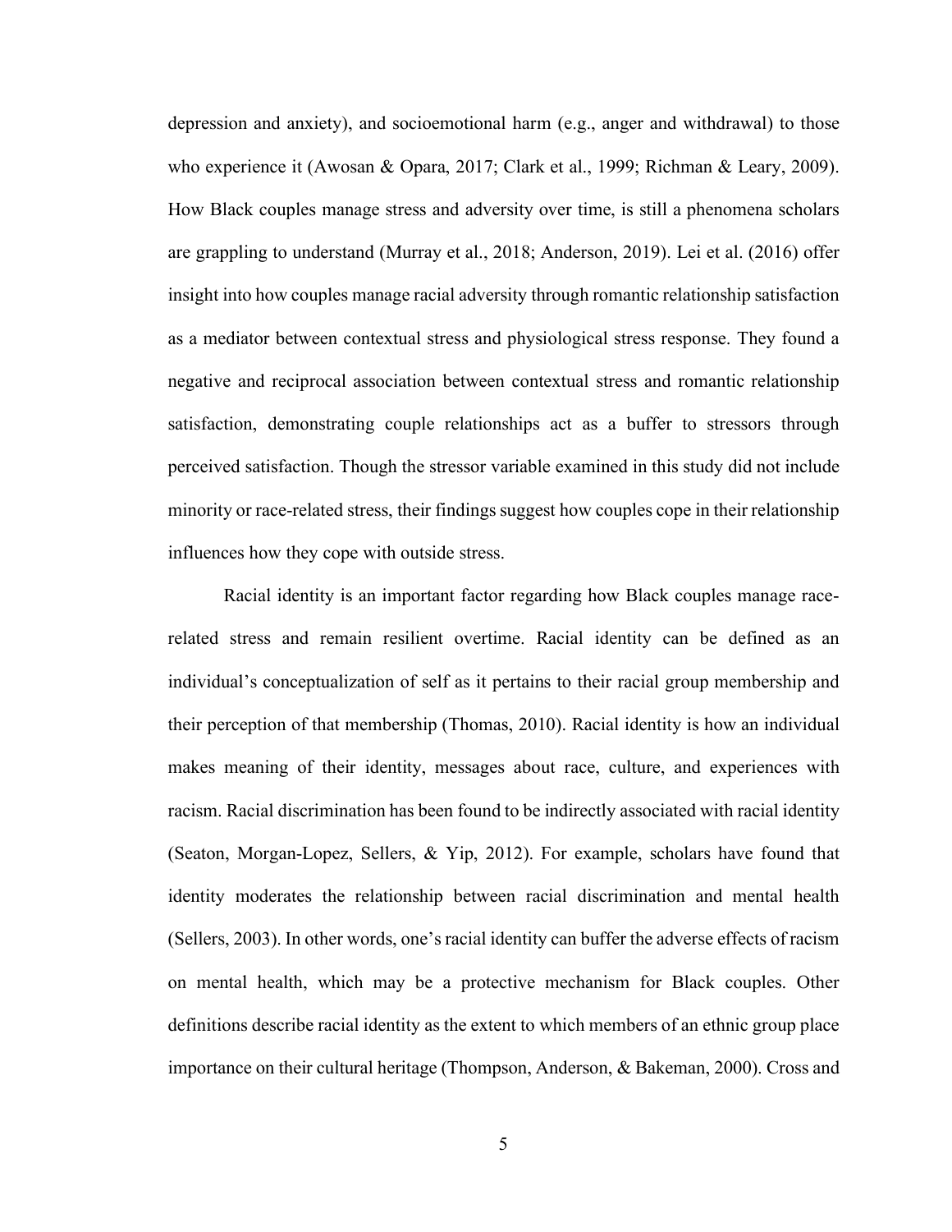depression and anxiety), and socioemotional harm (e.g., anger and withdrawal) to those who experience it (Awosan & Opara, 2017; Clark et al., 1999; Richman & Leary, 2009). How Black couples manage stress and adversity over time, is still a phenomena scholars are grappling to understand (Murray et al., 2018; Anderson, 2019). Lei et al. (2016) offer insight into how couples manage racial adversity through romantic relationship satisfaction as a mediator between contextual stress and physiological stress response. They found a negative and reciprocal association between contextual stress and romantic relationship satisfaction, demonstrating couple relationships act as a buffer to stressors through perceived satisfaction. Though the stressor variable examined in this study did not include minority or race-related stress, their findings suggest how couples cope in their relationship influences how they cope with outside stress.

Racial identity is an important factor regarding how Black couples manage race-related stress and remain resilient overtime. Racial identity can be defined as an individual's conceptualization of self as it pertains to their racial group membership and their perception of that membership (Thomas, 2010). Racial identity is how an individual makes meaning of their identity, messages about race, culture, and experiences with racism. Racial discrimination has been found to be indirectly associated with racial identity (Seaton, Morgan-Lopez, Sellers, & Yip, 2012). For example, scholars have found that identity moderates the relationship between racial discrimination and mental health (Sellers, 2003). In other words, one's racial identity can buffer the adverse effects of racism on mental health, which may be a protective mechanism for Black couples. Other definitions describe racial identity as the extent to which members of an ethnic group place importance on their cultural heritage (Thompson, Anderson, & Bakeman, 2000). Cross and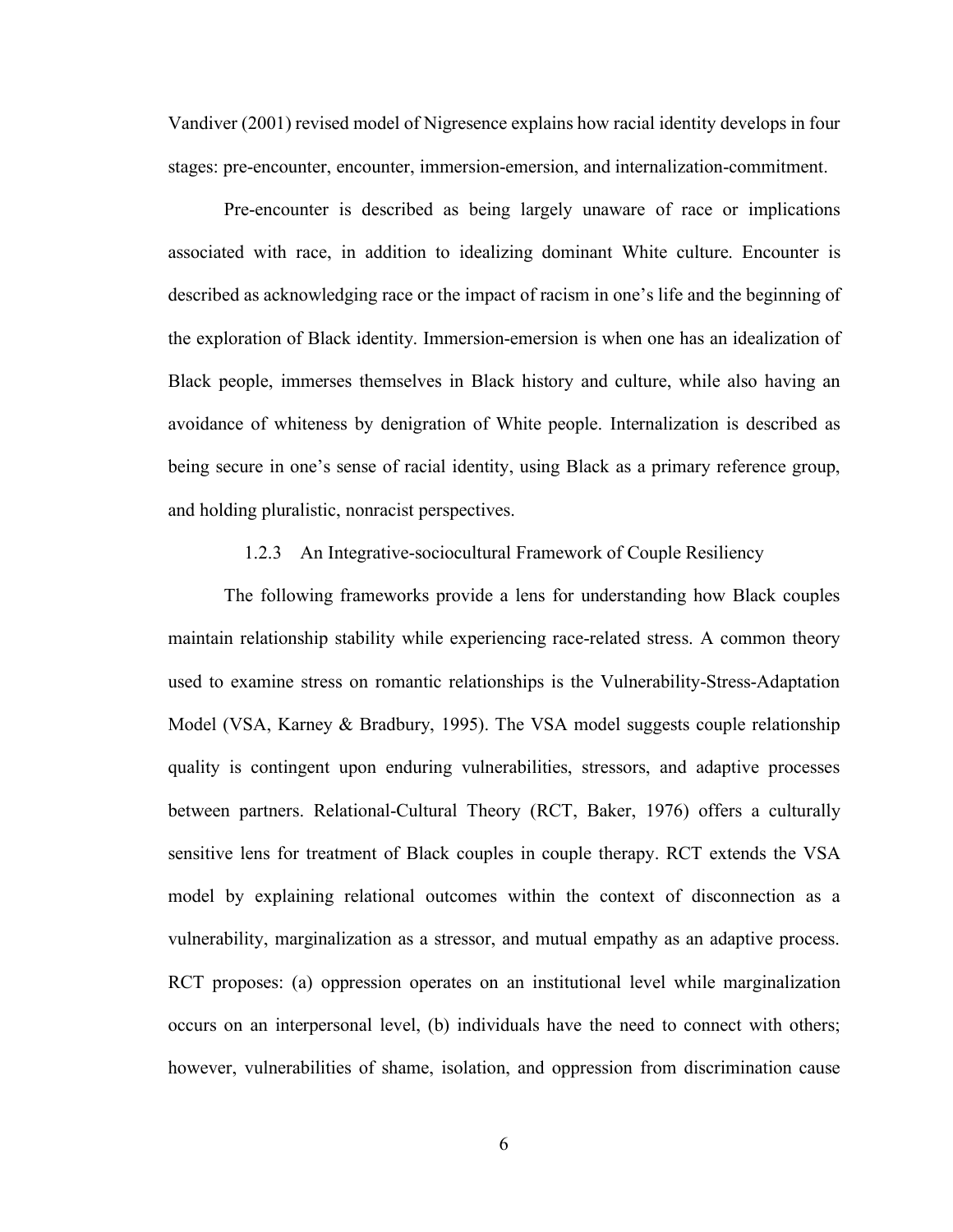Vandiver (2001) revised model of Nigresence explains how racial identity develops in four stages: pre-encounter, encounter, immersion-emersion, and internalization-commitment.

Pre-encounter is described as being largely unaware of race or implications associated with race, in addition to idealizing dominant White culture. Encounter is described as acknowledging race or the impact of racism in one's life and the beginning of the exploration of Black identity. Immersion-emersion is when one has an idealization of Black people, immerses themselves in Black history and culture, while also having an avoidance of whiteness by denigration of White people. Internalization is described as being secure in one's sense of racial identity, using Black as a primary reference group, and holding pluralistic, nonracist perspectives.

### 1.2.3 An Integrative-sociocultural Framework of Couple Resiliency

The following frameworks provide a lens for understanding how Black couples maintain relationship stability while experiencing race-related stress. A common theory used to examine stress on romantic relationships is the Vulnerability-Stress-Adaptation Model (VSA, Karney & Bradbury, 1995). The VSA model suggests couple relationship quality is contingent upon enduring vulnerabilities, stressors, and adaptive processes between partners. Relational-Cultural Theory (RCT, Baker, 1976) offers a culturally sensitive lens for treatment of Black couples in couple therapy. RCT extends the VSA model by explaining relational outcomes within the context of disconnection as a vulnerability, marginalization as a stressor, and mutual empathy as an adaptive process. RCT proposes: (a) oppression operates on an institutional level while marginalization occurs on an interpersonal level, (b) individuals have the need to connect with others; however, vulnerabilities of shame, isolation, and oppression from discrimination cause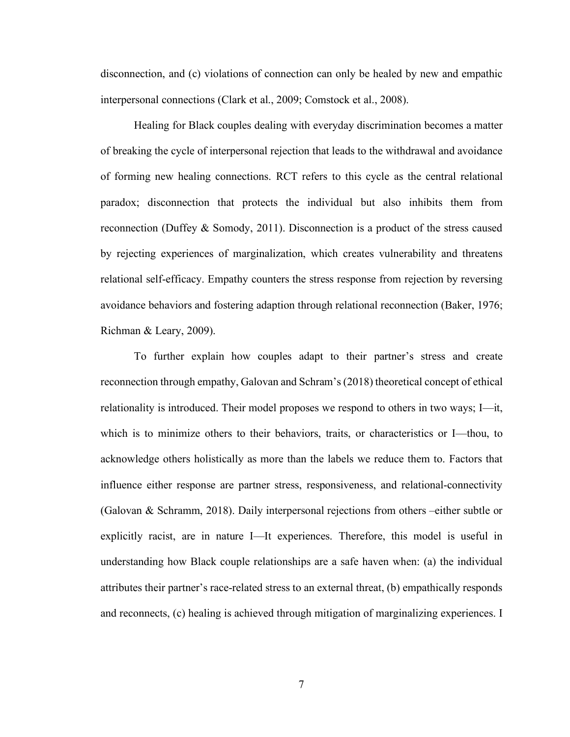disconnection, and (c) violations of connection can only be healed by new and empathic interpersonal connections (Clark et al., 2009; Comstock et al., 2008).

Healing for Black couples dealing with everyday discrimination becomes a matter of breaking the cycle of interpersonal rejection that leads to the withdrawal and avoidance of forming new healing connections. RCT refers to this cycle as the central relational paradox; disconnection that protects the individual but also inhibits them from reconnection (Duffey & Somody, 2011). Disconnection is a product of the stress caused by rejecting experiences of marginalization, which creates vulnerability and threatens relational self-efficacy. Empathy counters the stress response from rejection by reversing avoidance behaviors and fostering adaption through relational reconnection (Baker, 1976; Richman & Leary, 2009).

To further explain how couples adapt to their partner's stress and create reconnection through empathy, Galovan and Schram's (2018) theoretical concept of ethical relationality is introduced. Their model proposes we respond to others in two ways; I—it, which is to minimize others to their behaviors, traits, or characteristics or I—thou, to acknowledge others holistically as more than the labels we reduce them to. Factors that influence either response are partner stress, responsiveness, and relational-connectivity (Galovan & Schramm, 2018). Daily interpersonal rejections from others –either subtle or explicitly racist, are in nature I—It experiences. Therefore, this model is useful in understanding how Black couple relationships are a safe haven when: (a) the individual attributes their partner's race-related stress to an external threat, (b) empathically responds and reconnects, (c) healing is achieved through mitigation of marginalizing experiences. I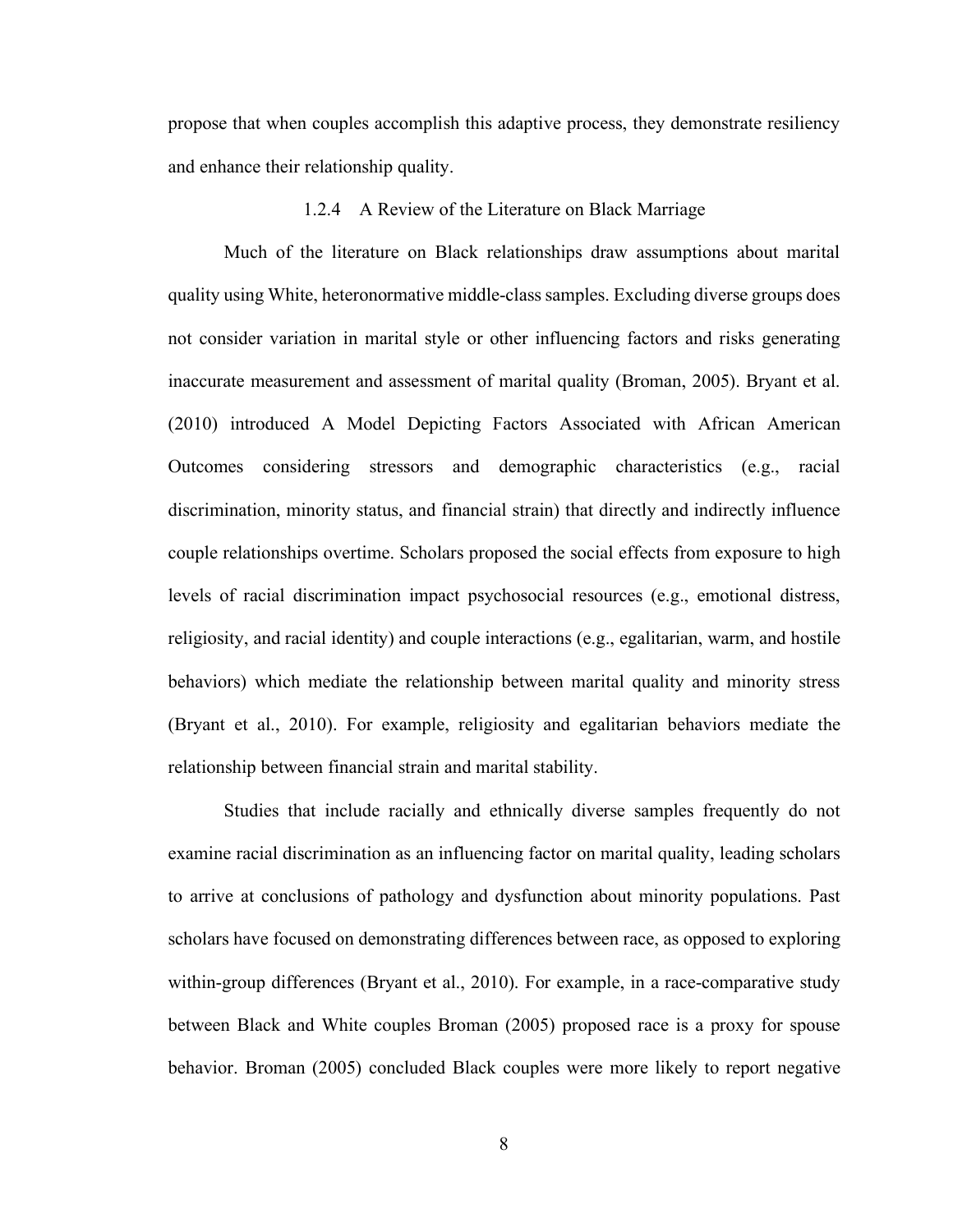propose that when couples accomplish this adaptive process, they demonstrate resiliency and enhance their relationship quality.

### 1.2.4 A Review of the Literature on Black Marriage

Much of the literature on Black relationships draw assumptions about marital quality using White, heteronormative middle-class samples. Excluding diverse groups does not consider variation in marital style or other influencing factors and risks generating inaccurate measurement and assessment of marital quality (Broman, 2005). Bryant et al. (2010) introduced A Model Depicting Factors Associated with African American Outcomes considering stressors and demographic characteristics (e.g., racial discrimination, minority status, and financial strain) that directly and indirectly influence couple relationships overtime. Scholars proposed the social effects from exposure to high levels of racial discrimination impact psychosocial resources (e.g., emotional distress, religiosity, and racial identity) and couple interactions (e.g., egalitarian, warm, and hostile behaviors) which mediate the relationship between marital quality and minority stress (Bryant et al., 2010). For example, religiosity and egalitarian behaviors mediate the relationship between financial strain and marital stability.

Studies that include racially and ethnically diverse samples frequently do not examine racial discrimination as an influencing factor on marital quality, leading scholars to arrive at conclusions of pathology and dysfunction about minority populations. Past scholars have focused on demonstrating differences between race, as opposed to exploring within-group differences (Bryant et al., 2010). For example, in a race-comparative study between Black and White couples Broman (2005) proposed race is a proxy for spouse behavior. Broman (2005) concluded Black couples were more likely to report negative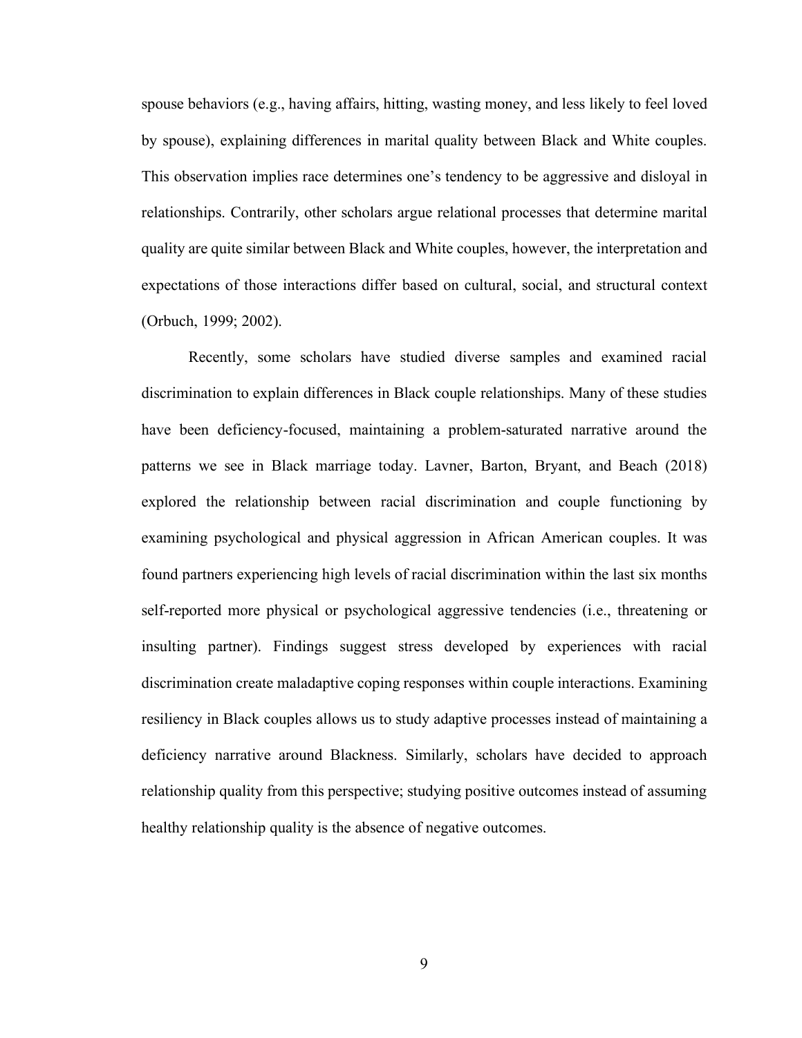spouse behaviors (e.g., having affairs, hitting, wasting money, and less likely to feel loved by spouse), explaining differences in marital quality between Black and White couples. This observation implies race determines one's tendency to be aggressive and disloyal in relationships. Contrarily, other scholars argue relational processes that determine marital quality are quite similar between Black and White couples, however, the interpretation and expectations of those interactions differ based on cultural, social, and structural context (Orbuch, 1999; 2002).

Recently, some scholars have studied diverse samples and examined racial discrimination to explain differences in Black couple relationships. Many of these studies have been deficiency-focused, maintaining a problem-saturated narrative around the patterns we see in Black marriage today. Lavner, Barton, Bryant, and Beach (2018) explored the relationship between racial discrimination and couple functioning by examining psychological and physical aggression in African American couples. It was found partners experiencing high levels of racial discrimination within the last six months self-reported more physical or psychological aggressive tendencies (i.e., threatening or insulting partner). Findings suggest stress developed by experiences with racial discrimination create maladaptive coping responses within couple interactions. Examining resiliency in Black couples allows us to study adaptive processes instead of maintaining a deficiency narrative around Blackness. Similarly, scholars have decided to approach relationship quality from this perspective; studying positive outcomes instead of assuming healthy relationship quality is the absence of negative outcomes.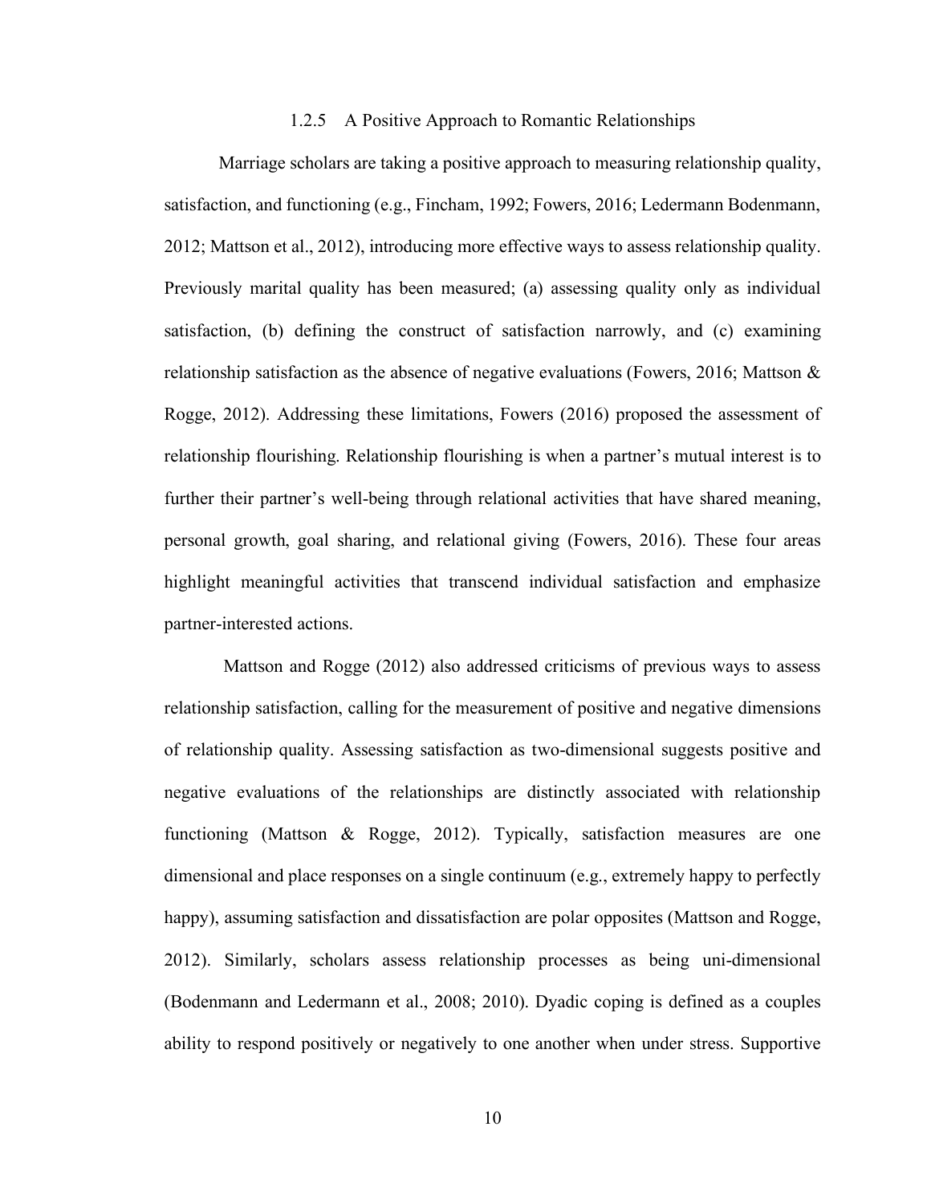### 1.2.5 A Positive Approach to Romantic Relationships

Marriage scholars are taking a positive approach to measuring relationship quality, satisfaction, and functioning (e.g., Fincham, 1992; Fowers, 2016; Ledermann Bodenmann, 2012; Mattson et al., 2012), introducing more effective ways to assess relationship quality. Previously marital quality has been measured; (a) assessing quality only as individual satisfaction, (b) defining the construct of satisfaction narrowly, and (c) examining relationship satisfaction as the absence of negative evaluations (Fowers, 2016; Mattson & Rogge, 2012). Addressing these limitations, Fowers (2016) proposed the assessment of relationship flourishing. Relationship flourishing is when a partner's mutual interest is to further their partner's well-being through relational activities that have shared meaning, personal growth, goal sharing, and relational giving (Fowers, 2016). These four areas highlight meaningful activities that transcend individual satisfaction and emphasize partner-interested actions.

Mattson and Rogge (2012) also addressed criticisms of previous ways to assess relationship satisfaction, calling for the measurement of positive and negative dimensions of relationship quality. Assessing satisfaction as two-dimensional suggests positive and negative evaluations of the relationships are distinctly associated with relationship functioning (Mattson & Rogge, 2012). Typically, satisfaction measures are one dimensional and place responses on a single continuum (e.g., extremely happy to perfectly happy), assuming satisfaction and dissatisfaction are polar opposites (Mattson and Rogge, 2012). Similarly, scholars assess relationship processes as being uni-dimensional (Bodenmann and Ledermann et al., 2008; 2010). Dyadic coping is defined as a couples ability to respond positively or negatively to one another when under stress. Supportive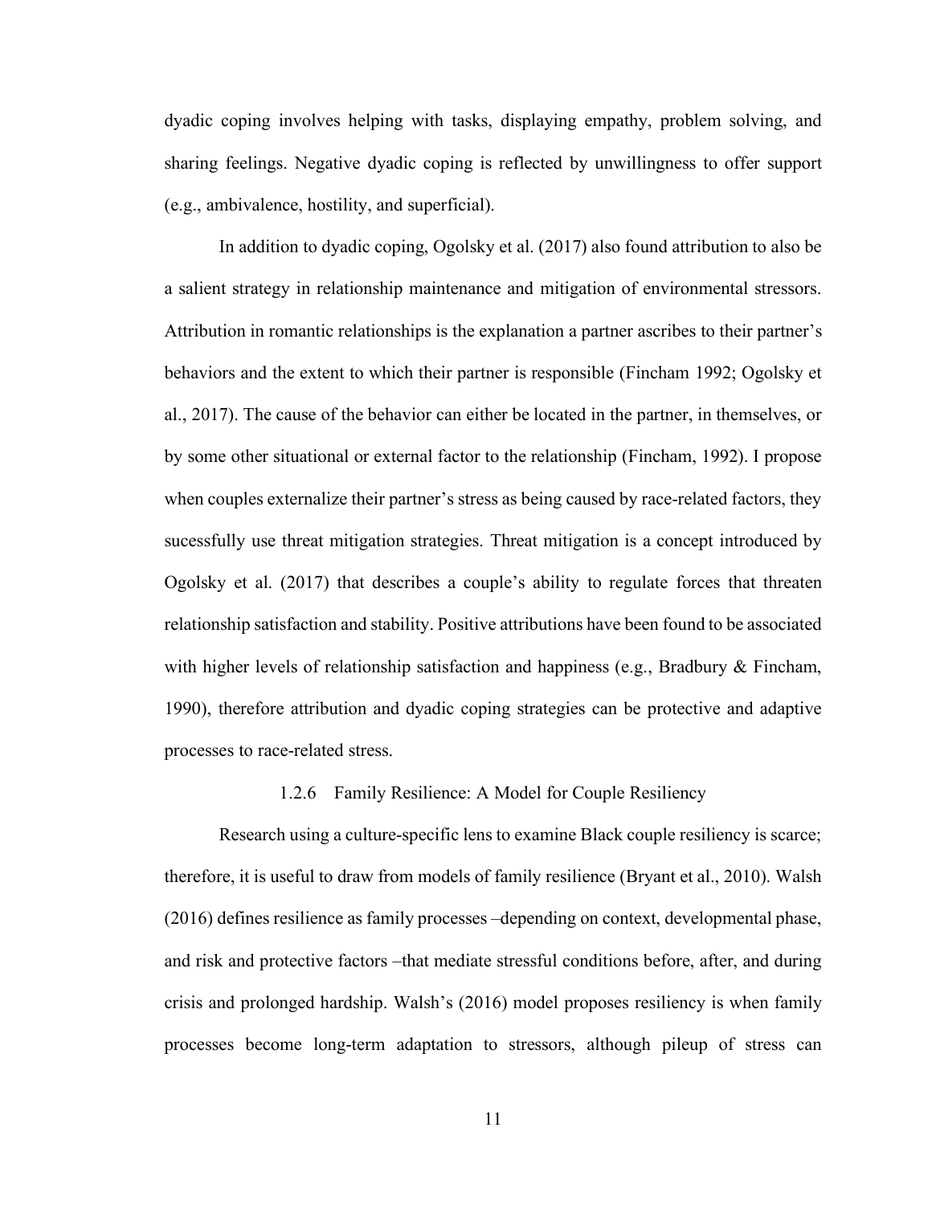dyadic coping involves helping with tasks, displaying empathy, problem solving, and sharing feelings. Negative dyadic coping is reflected by unwillingness to offer support (e.g., ambivalence, hostility, and superficial).

In addition to dyadic coping, Ogolsky et al. (2017) also found attribution to also be a salient strategy in relationship maintenance and mitigation of environmental stressors. Attribution in romantic relationships is the explanation a partner ascribes to their partner's behaviors and the extent to which their partner is responsible (Fincham 1992; Ogolsky et al., 2017). The cause of the behavior can either be located in the partner, in themselves, or by some other situational or external factor to the relationship (Fincham, 1992). I propose when couples externalize their partner's stress as being caused by race-related factors, they sucessfully use threat mitigation strategies. Threat mitigation is a concept introduced by Ogolsky et al. (2017) that describes a couple's ability to regulate forces that threaten relationship satisfaction and stability. Positive attributions have been found to be associated with higher levels of relationship satisfaction and happiness (e.g., Bradbury & Fincham, 1990), therefore attribution and dyadic coping strategies can be protective and adaptive processes to race-related stress.

### 1.2.6 Family Resilience: A Model for Couple Resiliency

Research using a culture-specific lens to examine Black couple resiliency is scarce; therefore, it is useful to draw from models of family resilience (Bryant et al., 2010). Walsh (2016) defines resilience as family processes –depending on context, developmental phase, and risk and protective factors –that mediate stressful conditions before, after, and during crisis and prolonged hardship. Walsh's (2016) model proposes resiliency is when family processes become long-term adaptation to stressors, although pileup of stress can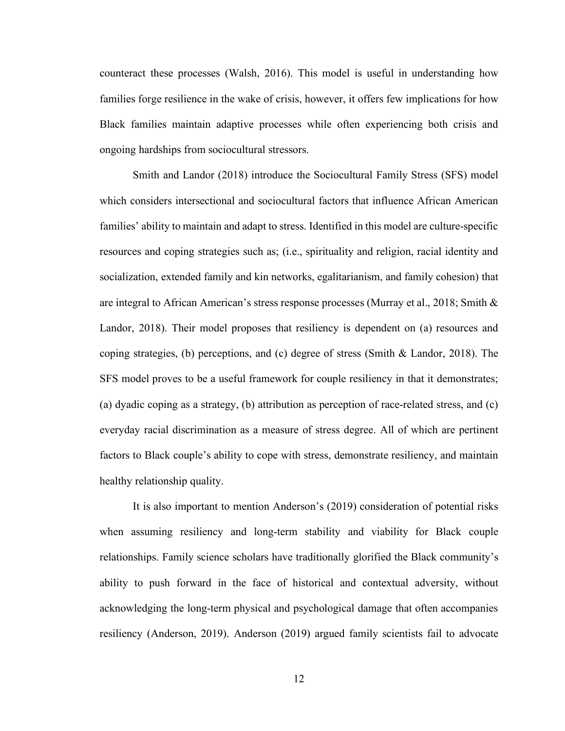counteract these processes (Walsh, 2016). This model is useful in understanding how families forge resilience in the wake of crisis, however, it offers few implications for how Black families maintain adaptive processes while often experiencing both crisis and ongoing hardships from sociocultural stressors.

Smith and Landor (2018) introduce the Sociocultural Family Stress (SFS) model which considers intersectional and sociocultural factors that influence African American families' ability to maintain and adapt to stress. Identified in this model are culture-specific resources and coping strategies such as; (i.e., spirituality and religion, racial identity and socialization, extended family and kin networks, egalitarianism, and family cohesion) that are integral to African American's stress response processes (Murray et al., 2018; Smith & Landor, 2018). Their model proposes that resiliency is dependent on (a) resources and coping strategies, (b) perceptions, and (c) degree of stress (Smith & Landor, 2018). The SFS model proves to be a useful framework for couple resiliency in that it demonstrates; (a) dyadic coping as a strategy, (b) attribution as perception of race-related stress, and (c) everyday racial discrimination as a measure of stress degree. All of which are pertinent factors to Black couple's ability to cope with stress, demonstrate resiliency, and maintain healthy relationship quality.

It is also important to mention Anderson's (2019) consideration of potential risks when assuming resiliency and long-term stability and viability for Black couple relationships. Family science scholars have traditionally glorified the Black community's ability to push forward in the face of historical and contextual adversity, without acknowledging the long-term physical and psychological damage that often accompanies resiliency (Anderson, 2019). Anderson (2019) argued family scientists fail to advocate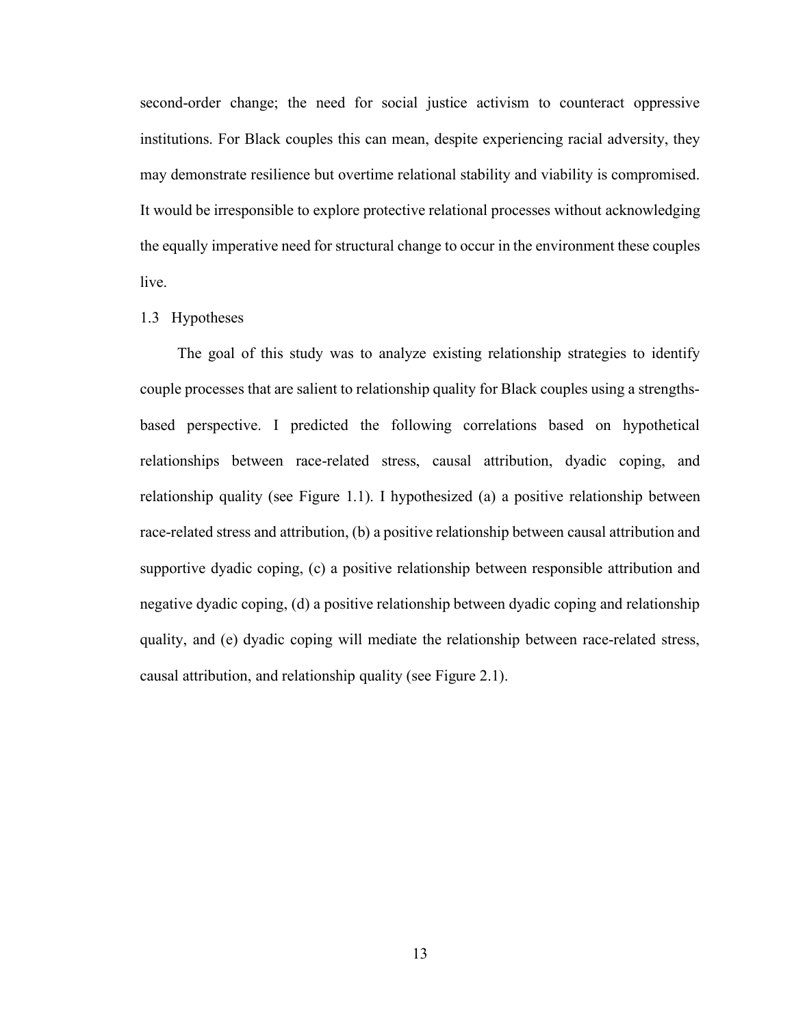second-order change; the need for social justice activism to counteract oppressive institutions. For Black couples this can mean, despite experiencing racial adversity, they may demonstrate resilience but overtime relational stability and viability is compromised. It would be irresponsible to explore protective relational processes without acknowledging the equally imperative need for structural change to occur in the environment these couples live.

## 1.3 Hypotheses

The goal of this study was to analyze existing relationship strategies to identify couple processes that are salient to relationship quality for Black couples using a strengths-based perspective. I predicted the following correlations based on hypothetical relationships between race-related stress, causal attribution, dyadic coping, and relationship quality (see Figure 1.1). I hypothesized (a) a positive relationship between race-related stress and attribution, (b) a positive relationship between causal attribution and supportive dyadic coping, (c) a positive relationship between responsible attribution and negative dyadic coping, (d) a positive relationship between dyadic coping and relationship quality, and (e) dyadic coping will mediate the relationship between race-related stress, causal attribution, and relationship quality (see Figure 2.1).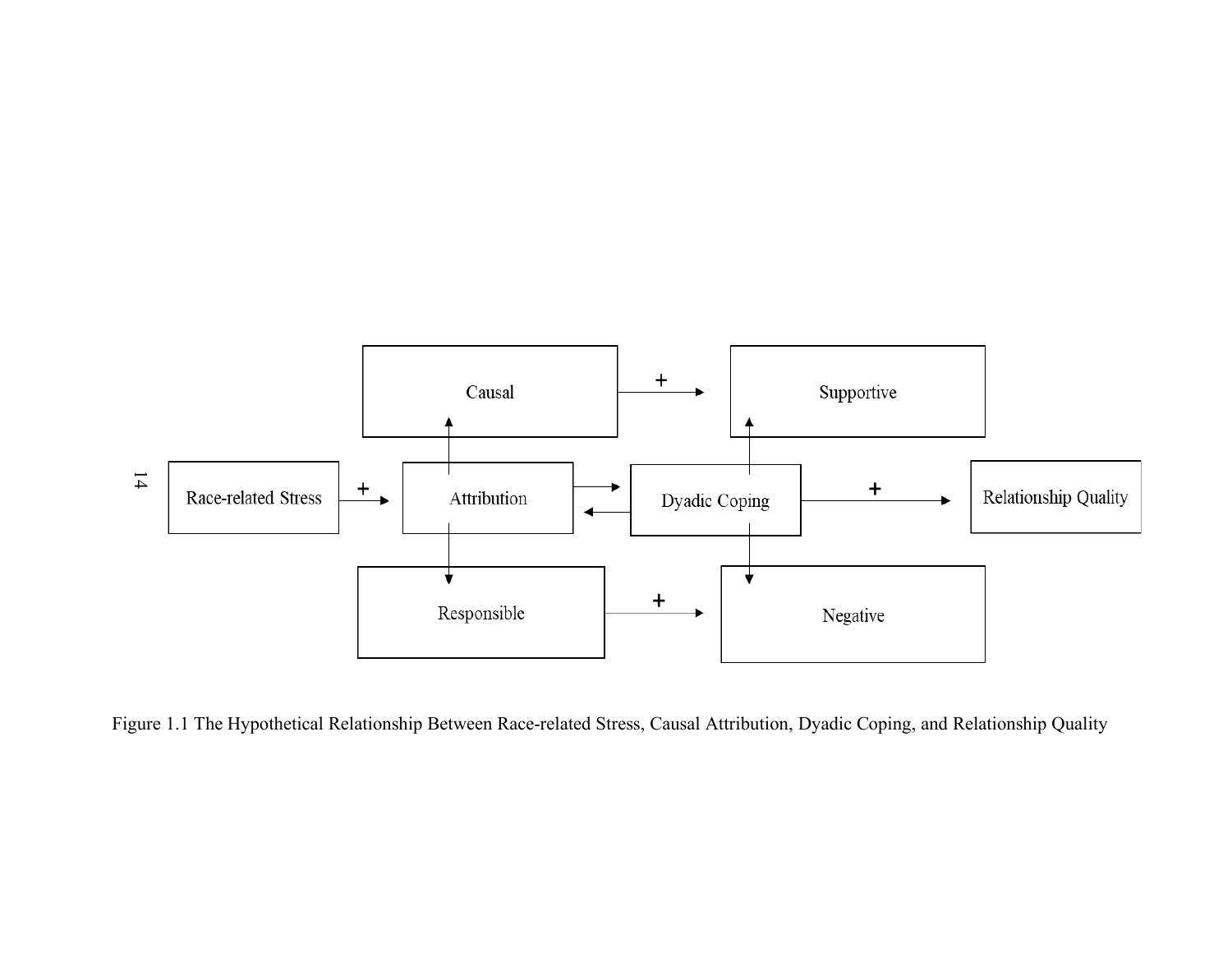Race-related Stress

Attribution

Causal

Responsible

Dyadic Coping

Supportive

Negative

Relationship Quality

Figure 1.1 The Hypothetical Relationship Between Race-related Stress, Causal Attribution, Dyadic Coping, and Relationship Quality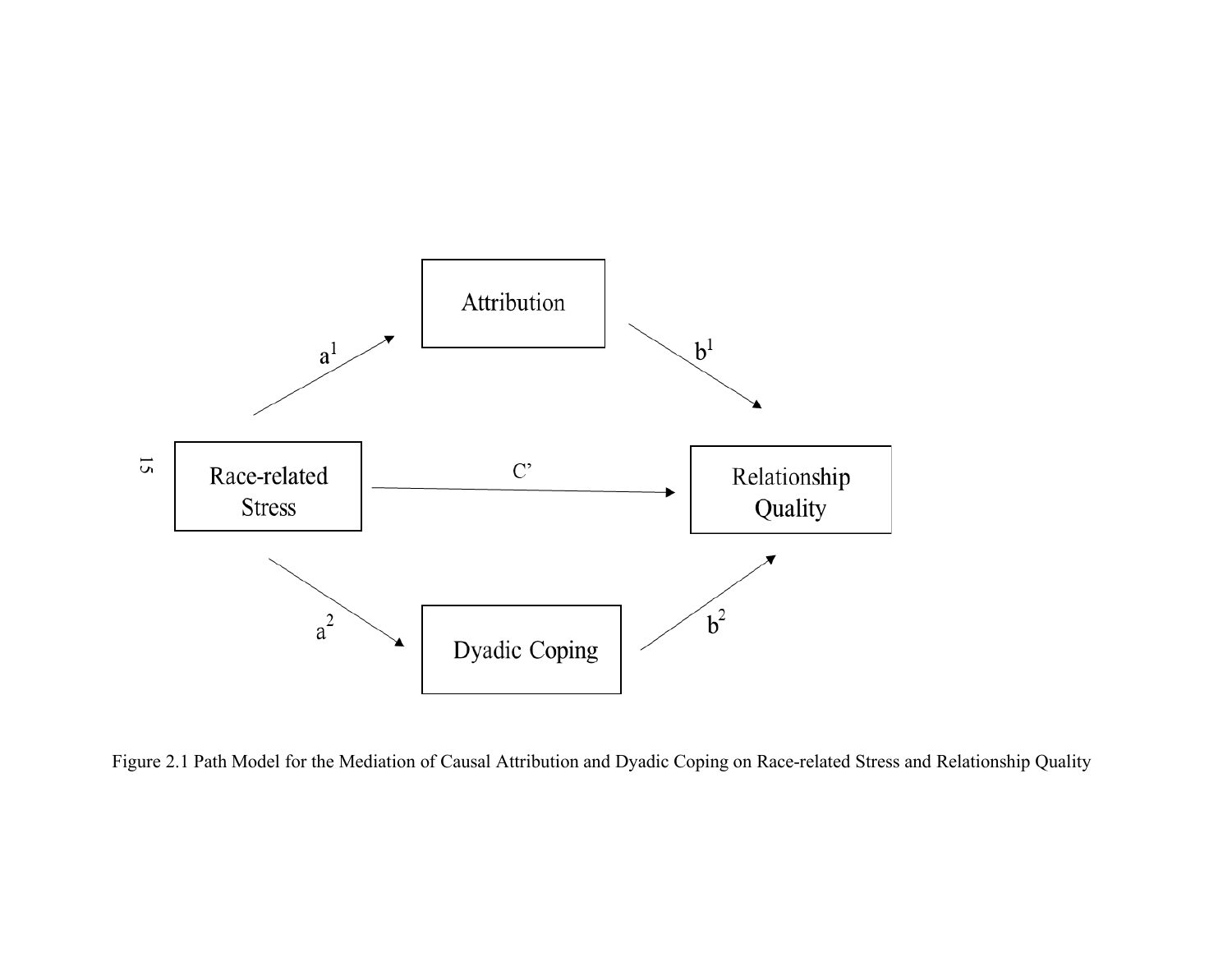Attribution

Race-related Stress

Relationship Quality

Dyadic Coping

$a^1$

$b^1$

C'

$a^2$

$b^2$

Figure 2.1 Path Model for the Mediation of Causal Attribution and Dyadic Coping on Race-related Stress and Relationship Quality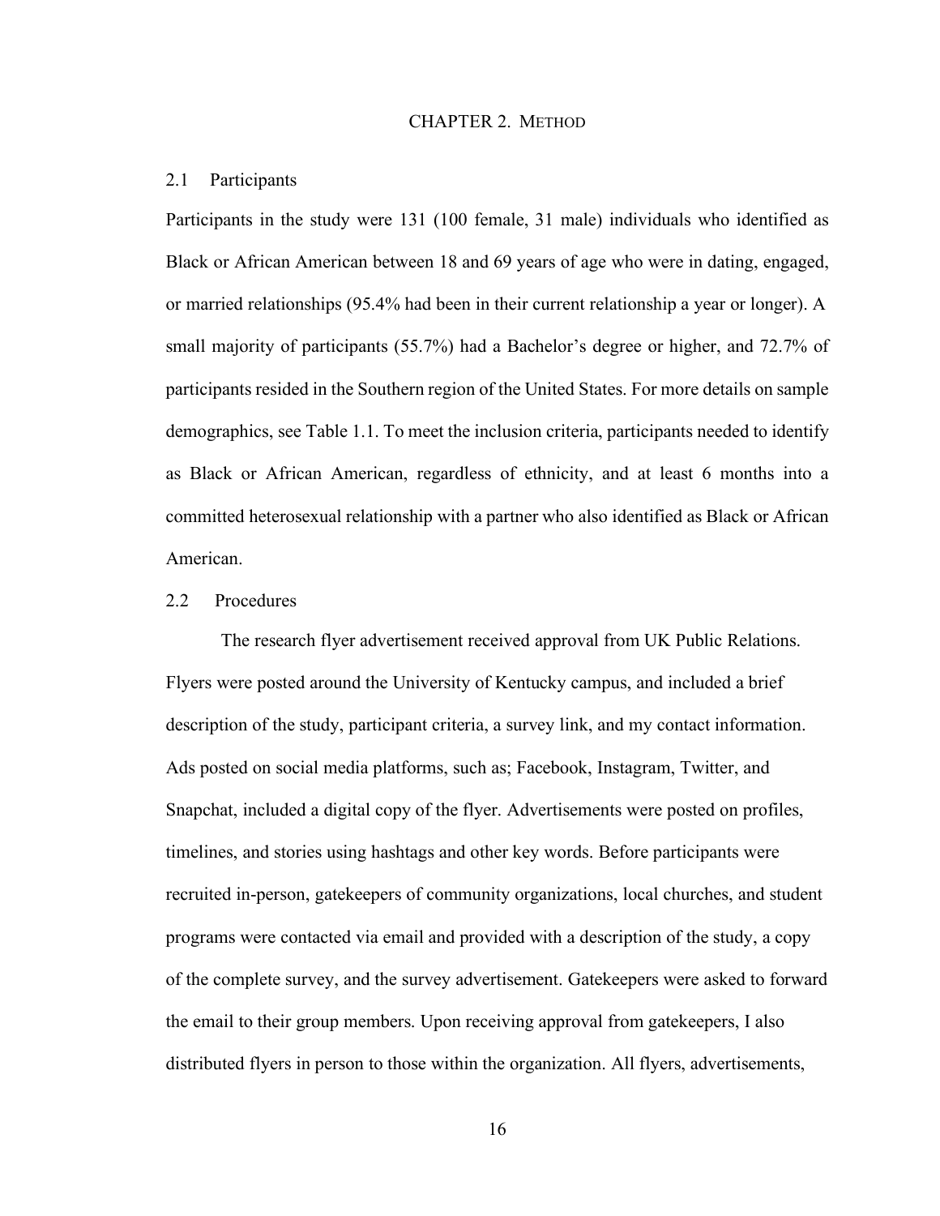# CHAPTER 2. METHOD

## 2.1 Participants

Participants in the study were 131 (100 female, 31 male) individuals who identified as Black or African American between 18 and 69 years of age who were in dating, engaged, or married relationships (95.4% had been in their current relationship a year or longer). A small majority of participants (55.7%) had a Bachelor's degree or higher, and 72.7% of participants resided in the Southern region of the United States. For more details on sample demographics, see Table 1.1. To meet the inclusion criteria, participants needed to identify as Black or African American, regardless of ethnicity, and at least 6 months into a committed heterosexual relationship with a partner who also identified as Black or African American.

## 2.2 Procedures

The research flyer advertisement received approval from UK Public Relations. Flyers were posted around the University of Kentucky campus, and included a brief description of the study, participant criteria, a survey link, and my contact information. Ads posted on social media platforms, such as; Facebook, Instagram, Twitter, and Snapchat, included a digital copy of the flyer. Advertisements were posted on profiles, timelines, and stories using hashtags and other key words. Before participants were recruited in-person, gatekeepers of community organizations, local churches, and student programs were contacted via email and provided with a description of the study, a copy of the complete survey, and the survey advertisement. Gatekeepers were asked to forward the email to their group members. Upon receiving approval from gatekeepers, I also distributed flyers in person to those within the organization. All flyers, advertisements,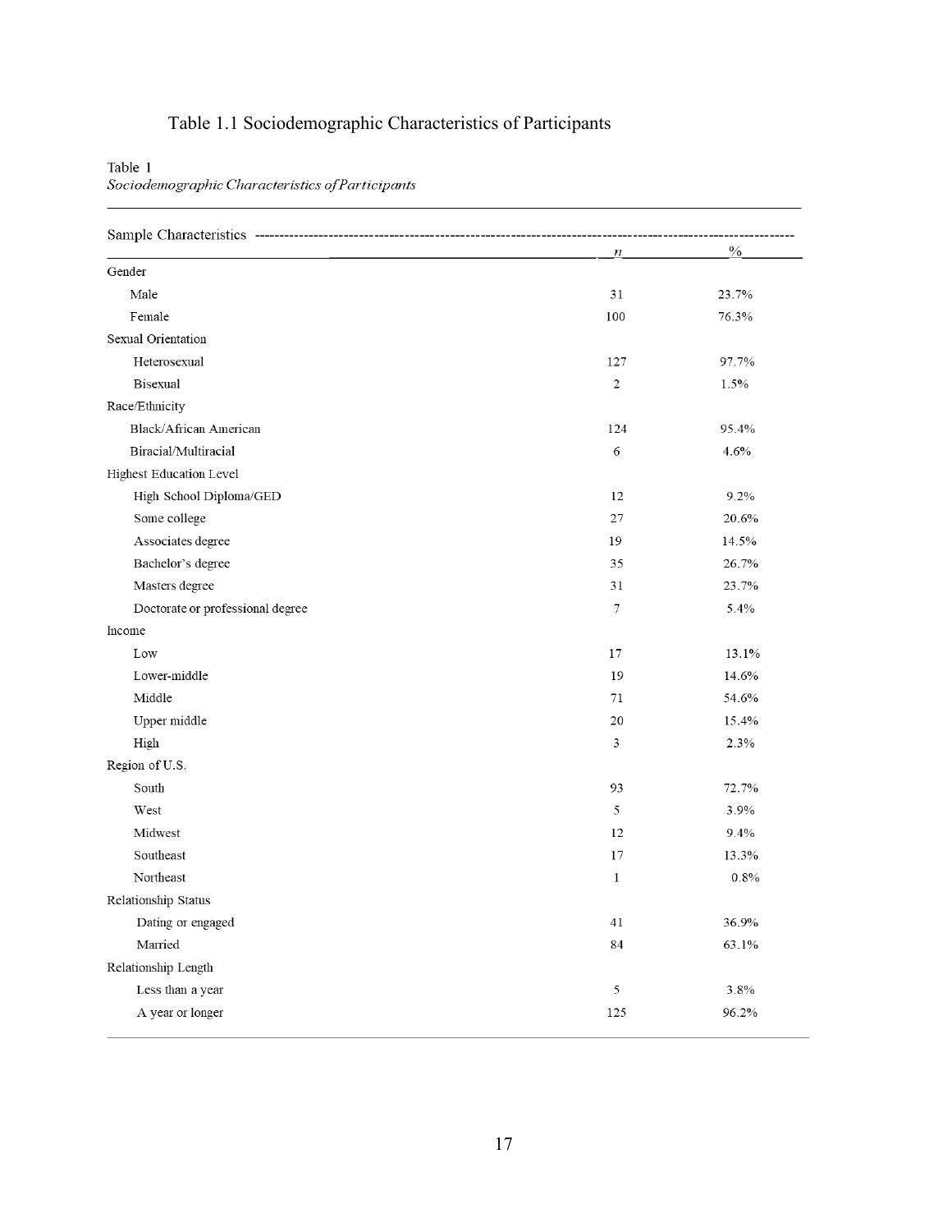Table 1.1 Sociodemographic Characteristics of Participants

Table 1

*Sociodemographic Characteristics of Participants*

| Sample Characteristics | *n* | % |
|---|---|---|
| Gender | | |
| Male | 31 | 23.7% |
| Female | 100 | 76.3% |
| Sexual Orientation | | |
| Heterosexual | 127 | 97.7% |
| Bisexual | 2 | 1.5% |
| Race/Ethnicity | | |
| Black/African American | 124 | 95.4% |
| Biracial/Multiracial | 6 | 4.6% |
| Highest Education Level | | |
| High School Diploma/GED | 12 | 9.2% |
| Some college | 27 | 20.6% |
| Associates degree | 19 | 14.5% |
| Bachelor's degree | 35 | 26.7% |
| Masters degree | 31 | 23.7% |
| Doctorate or professional degree | 7 | 5.4% |
| Income | | |
| Low | 17 | 13.1% |
| Lower-middle | 19 | 14.6% |
| Middle | 71 | 54.6% |
| Upper middle | 20 | 15.4% |
| High | 3 | 2.3% |
| Region of U.S. | | |
| South | 93 | 72.7% |
| West | 5 | 3.9% |
| Midwest | 12 | 9.4% |
| Southeast | 17 | 13.3% |
| Northeast | 1 | 0.8% |
| Relationship Status | | |
| Dating or engaged | 41 | 36.9% |
| Married | 84 | 63.1% |
| Relationship Length | | |
| Less than a year | 5 | 3.8% |
| A year or longer | 125 | 96.2% |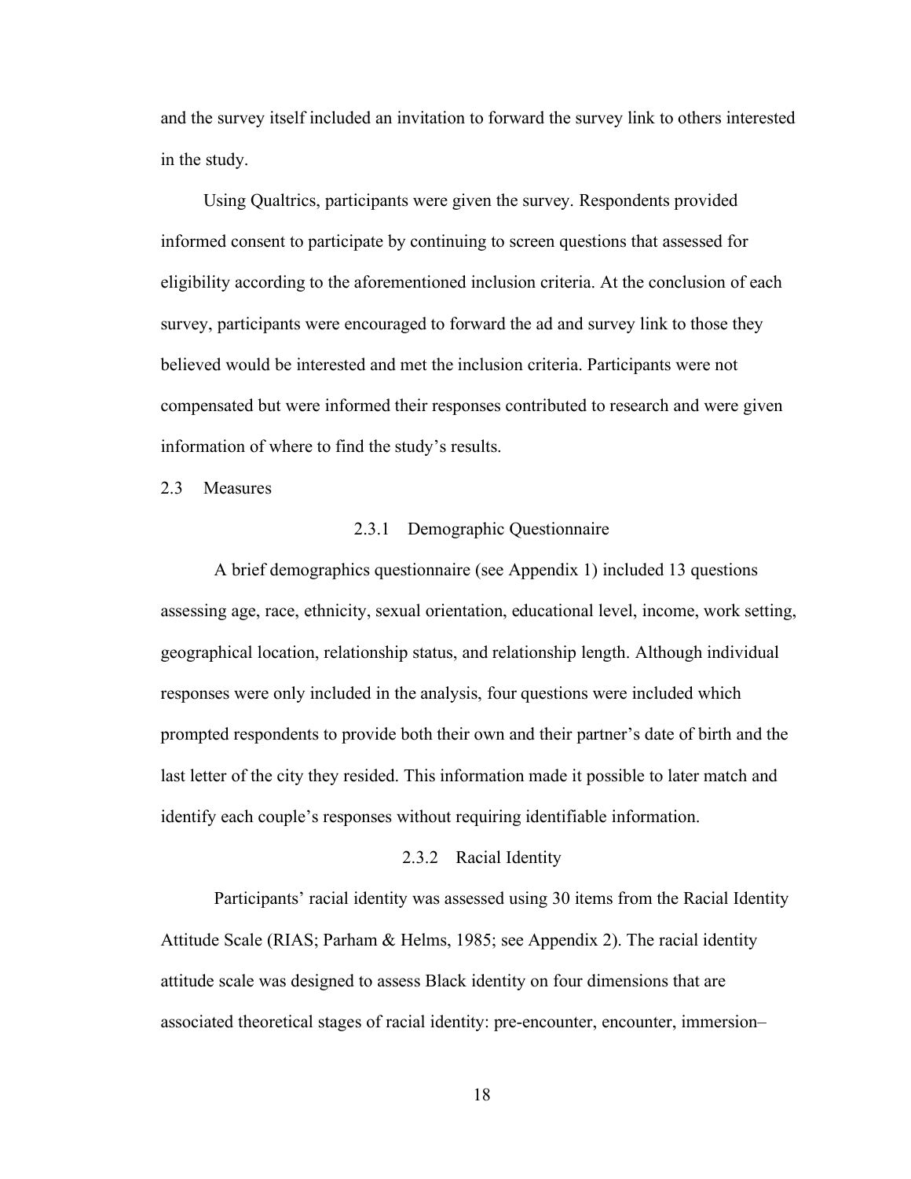and the survey itself included an invitation to forward the survey link to others interested in the study.

Using Qualtrics, participants were given the survey. Respondents provided informed consent to participate by continuing to screen questions that assessed for eligibility according to the aforementioned inclusion criteria. At the conclusion of each survey, participants were encouraged to forward the ad and survey link to those they believed would be interested and met the inclusion criteria. Participants were not compensated but were informed their responses contributed to research and were given information of where to find the study's results.

## 2.3 Measures

### 2.3.1 Demographic Questionnaire

A brief demographics questionnaire (see Appendix 1) included 13 questions assessing age, race, ethnicity, sexual orientation, educational level, income, work setting, geographical location, relationship status, and relationship length. Although individual responses were only included in the analysis, four questions were included which prompted respondents to provide both their own and their partner's date of birth and the last letter of the city they resided. This information made it possible to later match and identify each couple's responses without requiring identifiable information.

### 2.3.2 Racial Identity

Participants' racial identity was assessed using 30 items from the Racial Identity Attitude Scale (RIAS; Parham & Helms, 1985; see Appendix 2). The racial identity attitude scale was designed to assess Black identity on four dimensions that are associated theoretical stages of racial identity: pre-encounter, encounter, immersion–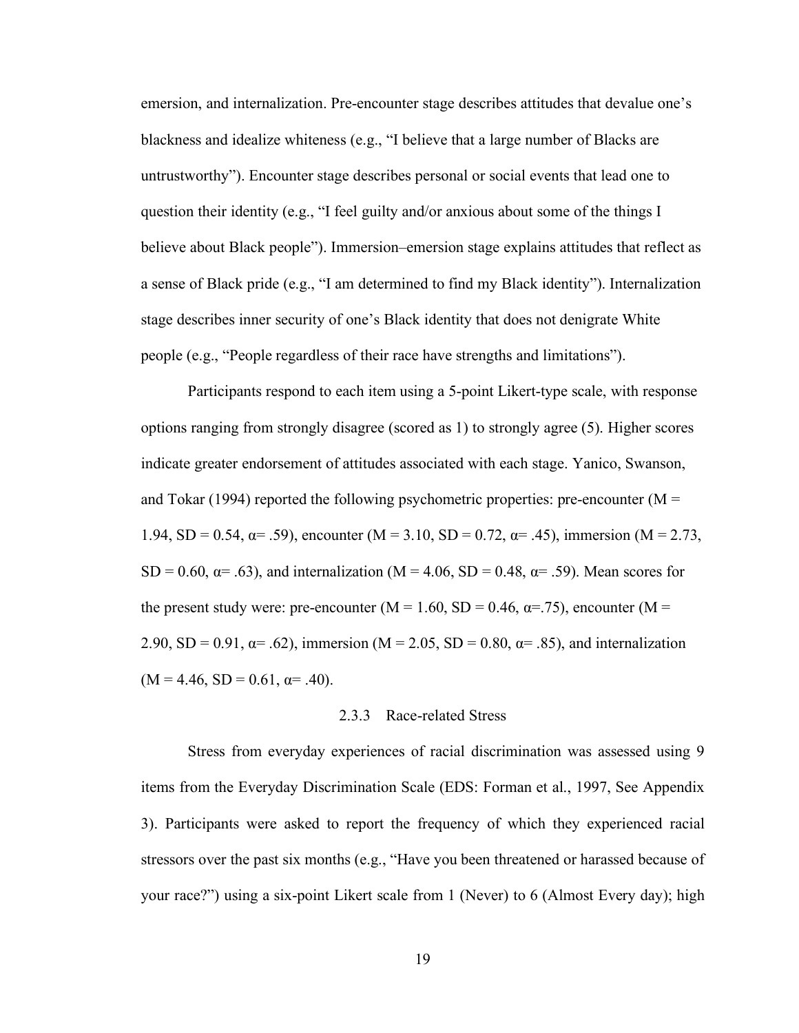emersion, and internalization. Pre-encounter stage describes attitudes that devalue one's blackness and idealize whiteness (e.g., "I believe that a large number of Blacks are untrustworthy"). Encounter stage describes personal or social events that lead one to question their identity (e.g., "I feel guilty and/or anxious about some of the things I believe about Black people"). Immersion–emersion stage explains attitudes that reflect as a sense of Black pride (e.g., "I am determined to find my Black identity"). Internalization stage describes inner security of one's Black identity that does not denigrate White people (e.g., "People regardless of their race have strengths and limitations").

Participants respond to each item using a 5-point Likert-type scale, with response options ranging from strongly disagree (scored as 1) to strongly agree (5). Higher scores indicate greater endorsement of attitudes associated with each stage. Yanico, Swanson, and Tokar (1994) reported the following psychometric properties: pre-encounter ($M$ = 1.94, $SD$ = 0.54, $\alpha$= .59), encounter ($M$ = 3.10, $SD$ = 0.72, $\alpha$= .45), immersion ($M$ = 2.73, $SD$ = 0.60, $\alpha$= .63), and internalization ($M$ = 4.06, $SD$ = 0.48, $\alpha$= .59). Mean scores for the present study were: pre-encounter ($M$ = 1.60, $SD$ = 0.46, $\alpha$=.75), encounter ($M$ = 2.90, $SD$ = 0.91, $\alpha$= .62), immersion ($M$ = 2.05, $SD$ = 0.80, $\alpha$= .85), and internalization ($M$ = 4.46, $SD$ = 0.61, $\alpha$= .40).

### 2.3.3 Race-related Stress

Stress from everyday experiences of racial discrimination was assessed using 9 items from the Everyday Discrimination Scale (EDS: Forman et al., 1997, See Appendix 3). Participants were asked to report the frequency of which they experienced racial stressors over the past six months (e.g., "Have you been threatened or harassed because of your race?") using a six-point Likert scale from 1 (Never) to 6 (Almost Every day); high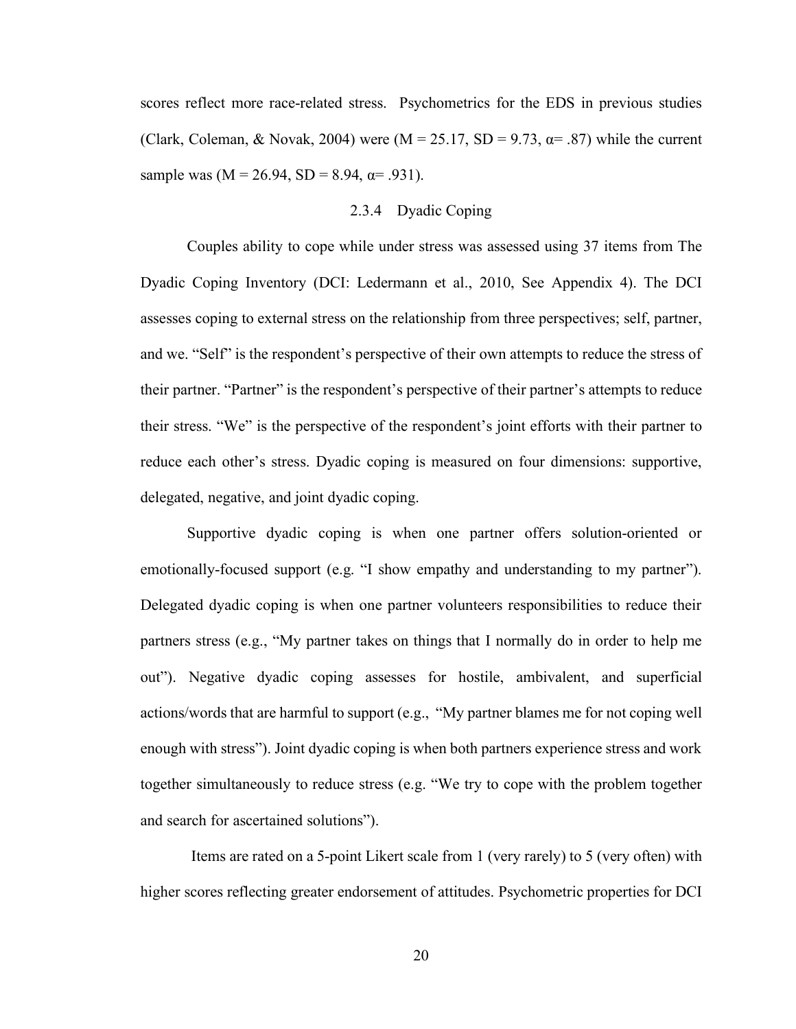scores reflect more race-related stress. Psychometrics for the EDS in previous studies (Clark, Coleman, & Novak, 2004) were ($M = 25.17$, $SD = 9.73$, $\alpha = .87$) while the current sample was ($M = 26.94$, $SD = 8.94$, $\alpha = .931$).

### 2.3.4 Dyadic Coping

Couples ability to cope while under stress was assessed using 37 items from The Dyadic Coping Inventory (DCI: Ledermann et al., 2010, See Appendix 4). The DCI assesses coping to external stress on the relationship from three perspectives; self, partner, and we. "Self" is the respondent's perspective of their own attempts to reduce the stress of their partner. "Partner" is the respondent's perspective of their partner's attempts to reduce their stress. "We" is the perspective of the respondent's joint efforts with their partner to reduce each other's stress. Dyadic coping is measured on four dimensions: supportive, delegated, negative, and joint dyadic coping.

Supportive dyadic coping is when one partner offers solution-oriented or emotionally-focused support (e.g. "I show empathy and understanding to my partner"). Delegated dyadic coping is when one partner volunteers responsibilities to reduce their partners stress (e.g., "My partner takes on things that I normally do in order to help me out"). Negative dyadic coping assesses for hostile, ambivalent, and superficial actions/words that are harmful to support (e.g., "My partner blames me for not coping well enough with stress"). Joint dyadic coping is when both partners experience stress and work together simultaneously to reduce stress (e.g. "We try to cope with the problem together and search for ascertained solutions").

Items are rated on a 5-point Likert scale from 1 (very rarely) to 5 (very often) with higher scores reflecting greater endorsement of attitudes. Psychometric properties for DCI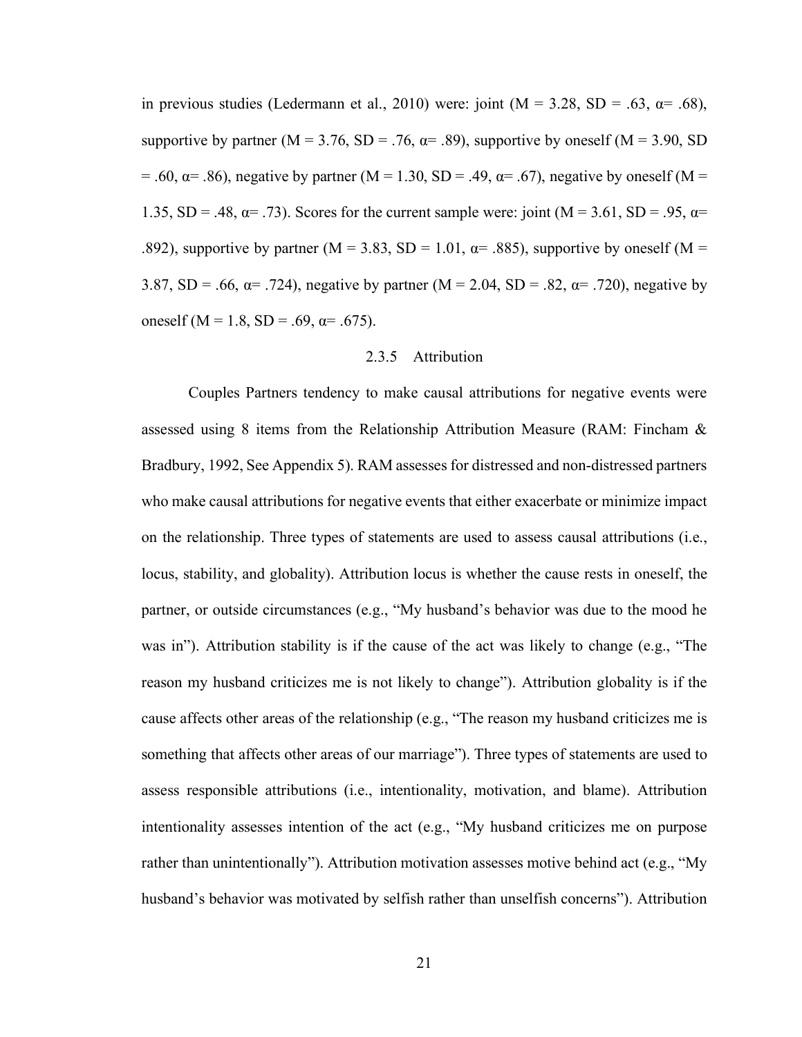in previous studies (Ledermann et al., 2010) were: joint (M = 3.28, SD = .63, α= .68), supportive by partner (M = 3.76, SD = .76, α= .89), supportive by oneself (M = 3.90, SD = .60, α= .86), negative by partner (M = 1.30, SD = .49, α= .67), negative by oneself (M = 1.35, SD = .48, α= .73). Scores for the current sample were: joint (M = 3.61, SD = .95, α= .892), supportive by partner (M = 3.83, SD = 1.01, α= .885), supportive by oneself (M = 3.87, SD = .66, α= .724), negative by partner (M = 2.04, SD = .82, α= .720), negative by oneself (M = 1.8, SD = .69, α= .675).

### 2.3.5 Attribution

Couples Partners tendency to make causal attributions for negative events were assessed using 8 items from the Relationship Attribution Measure (RAM: Fincham & Bradbury, 1992, See Appendix 5). RAM assesses for distressed and non-distressed partners who make causal attributions for negative events that either exacerbate or minimize impact on the relationship. Three types of statements are used to assess causal attributions (i.e., locus, stability, and globality). Attribution locus is whether the cause rests in oneself, the partner, or outside circumstances (e.g., "My husband's behavior was due to the mood he was in"). Attribution stability is if the cause of the act was likely to change (e.g., "The reason my husband criticizes me is not likely to change"). Attribution globality is if the cause affects other areas of the relationship (e.g., "The reason my husband criticizes me is something that affects other areas of our marriage"). Three types of statements are used to assess responsible attributions (i.e., intentionality, motivation, and blame). Attribution intentionality assesses intention of the act (e.g., "My husband criticizes me on purpose rather than unintentionally"). Attribution motivation assesses motive behind act (e.g., "My husband's behavior was motivated by selfish rather than unselfish concerns"). Attribution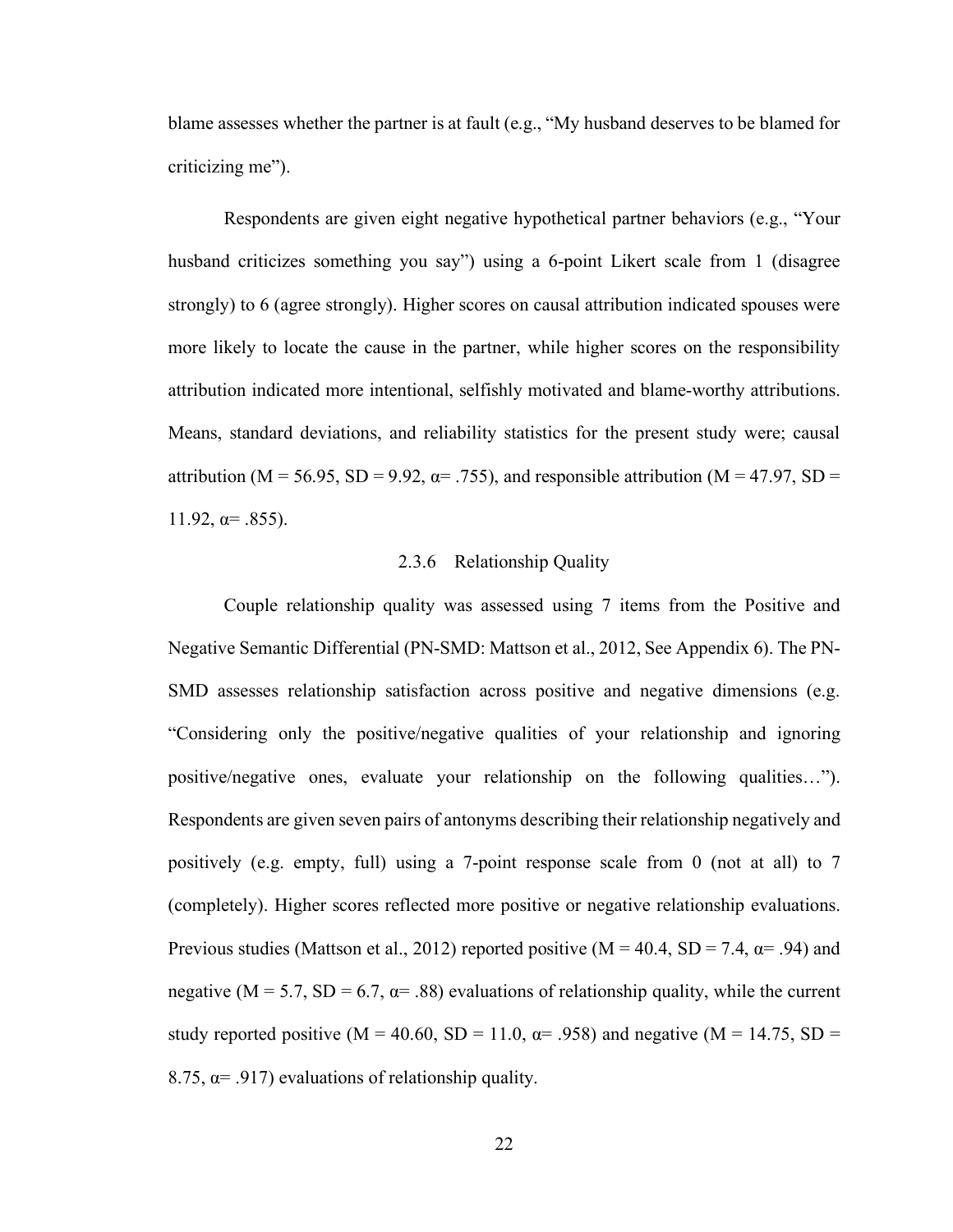blame assesses whether the partner is at fault (e.g., "My husband deserves to be blamed for criticizing me").

Respondents are given eight negative hypothetical partner behaviors (e.g., "Your husband criticizes something you say") using a 6-point Likert scale from 1 (disagree strongly) to 6 (agree strongly). Higher scores on causal attribution indicated spouses were more likely to locate the cause in the partner, while higher scores on the responsibility attribution indicated more intentional, selfishly motivated and blame-worthy attributions. Means, standard deviations, and reliability statistics for the present study were; causal attribution ($M = 56.95$, $SD = 9.92$, $\alpha = .755$), and responsible attribution ($M = 47.97$, $SD = 11.92$, $\alpha = .855$).

### 2.3.6 Relationship Quality

Couple relationship quality was assessed using 7 items from the Positive and Negative Semantic Differential (PN-SMD: Mattson et al., 2012, See Appendix 6). The PN-SMD assesses relationship satisfaction across positive and negative dimensions (e.g. "Considering only the positive/negative qualities of your relationship and ignoring positive/negative ones, evaluate your relationship on the following qualities…"). Respondents are given seven pairs of antonyms describing their relationship negatively and positively (e.g. empty, full) using a 7-point response scale from 0 (not at all) to 7 (completely). Higher scores reflected more positive or negative relationship evaluations. Previous studies (Mattson et al., 2012) reported positive ($M = 40.4$, $SD = 7.4$, $\alpha = .94$) and negative ($M = 5.7$, $SD = 6.7$, $\alpha = .88$) evaluations of relationship quality, while the current study reported positive ($M = 40.60$, $SD = 11.0$, $\alpha = .958$) and negative ($M = 14.75$, $SD = 8.75$, $\alpha = .917$) evaluations of relationship quality.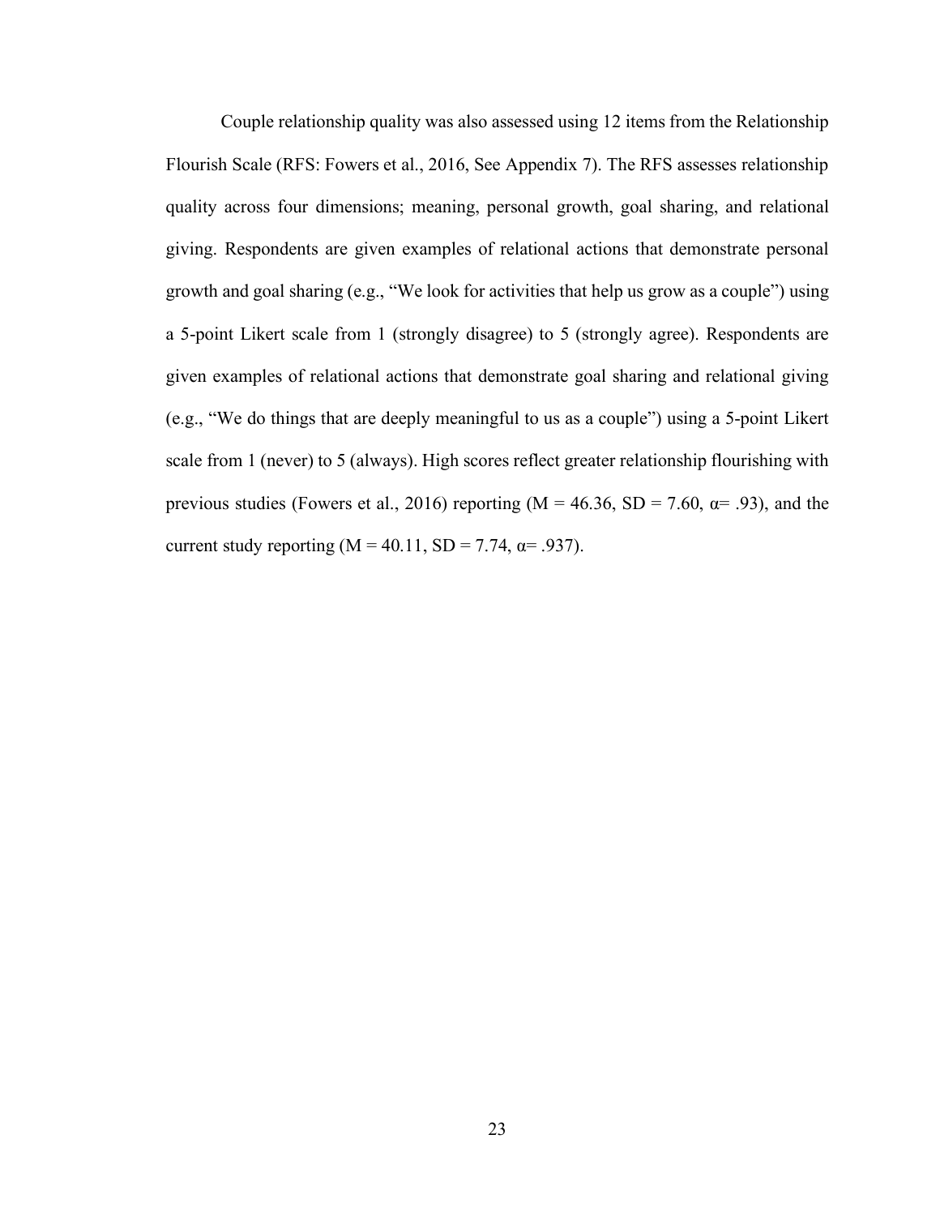Couple relationship quality was also assessed using 12 items from the Relationship Flourish Scale (RFS: Fowers et al., 2016, See Appendix 7). The RFS assesses relationship quality across four dimensions; meaning, personal growth, goal sharing, and relational giving. Respondents are given examples of relational actions that demonstrate personal growth and goal sharing (e.g., "We look for activities that help us grow as a couple") using a 5-point Likert scale from 1 (strongly disagree) to 5 (strongly agree). Respondents are given examples of relational actions that demonstrate goal sharing and relational giving (e.g., "We do things that are deeply meaningful to us as a couple") using a 5-point Likert scale from 1 (never) to 5 (always). High scores reflect greater relationship flourishing with previous studies (Fowers et al., 2016) reporting ($M = 46.36$, $SD = 7.60$, $\alpha = .93$), and the current study reporting ($M = 40.11$, $SD = 7.74$, $\alpha = .937$).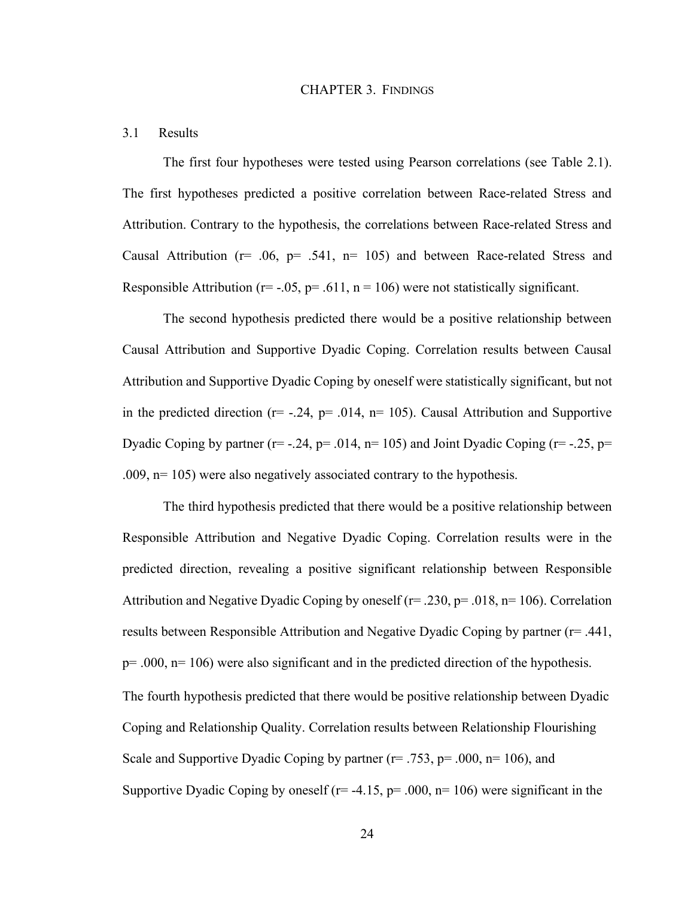# CHAPTER 3. FINDINGS

## 3.1 Results

The first four hypotheses were tested using Pearson correlations (see Table 2.1). The first hypotheses predicted a positive correlation between Race-related Stress and Attribution. Contrary to the hypothesis, the correlations between Race-related Stress and Causal Attribution ($r = .06$, $p = .541$, $n = 105$) and between Race-related Stress and Responsible Attribution ($r = -.05$, $p = .611$, $n = 106$) were not statistically significant.

The second hypothesis predicted there would be a positive relationship between Causal Attribution and Supportive Dyadic Coping. Correlation results between Causal Attribution and Supportive Dyadic Coping by oneself were statistically significant, but not in the predicted direction ($r = -.24$, $p = .014$, $n = 105$). Causal Attribution and Supportive Dyadic Coping by partner ($r = -.24$, $p = .014$, $n = 105$) and Joint Dyadic Coping ($r = -.25$, $p = .009$, $n = 105$) were also negatively associated contrary to the hypothesis.

The third hypothesis predicted that there would be a positive relationship between Responsible Attribution and Negative Dyadic Coping. Correlation results were in the predicted direction, revealing a positive significant relationship between Responsible Attribution and Negative Dyadic Coping by oneself ($r = .230$, $p = .018$, $n = 106$). Correlation results between Responsible Attribution and Negative Dyadic Coping by partner ($r = .441$, $p = .000$, $n = 106$) were also significant and in the predicted direction of the hypothesis.

The fourth hypothesis predicted that there would be positive relationship between Dyadic Coping and Relationship Quality. Correlation results between Relationship Flourishing Scale and Supportive Dyadic Coping by partner ($r = .753$, $p = .000$, $n = 106$), and Supportive Dyadic Coping by oneself ($r = -4.15$, $p = .000$, $n = 106$) were significant in the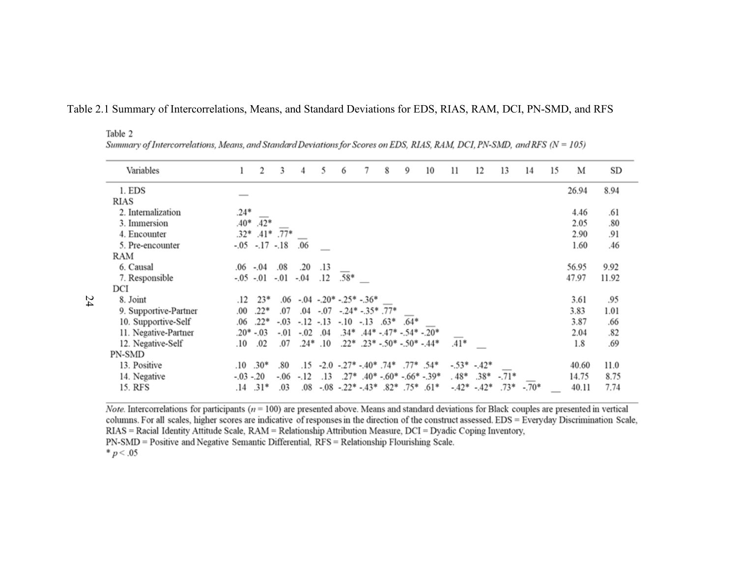Table 2.1 Summary of Intercorrelations, Means, and Standard Deviations for EDS, RIAS, RAM, DCI, PN-SMD, and RFS

Table 2

*Summary of Intercorrelations, Means, and Standard Deviations for Scores on EDS, RIAS, RAM, DCI, PN-SMD, and RFS (N = 105)*

| Variables | 1 | 2 | 3 | 4 | 5 | 6 | 7 | 8 | 9 | 10 | 11 | 12 | 13 | 14 | 15 | M | SD |
|---|---|---|---|---|---|---|---|---|---|---|---|---|---|---|---|---|---|
| 1. EDS | __ | | | | | | | | | | | | | | | 26.94 | 8.94 |
| RIAS | | | | | | | | | | | | | | | | | |
| 2. Internalization | .24* | __ | | | | | | | | | | | | | | 4.46 | .61 |
| 3. Immersion | .40* | .42* | __ | | | | | | | | | | | | | 2.05 | .80 |
| 4. Encounter | .32* | .41* | .77* | __ | | | | | | | | | | | | 2.90 | .91 |
| 5. Pre-encounter | -.05 | -.17 | -.18 | .06 | __ | | | | | | | | | | | 1.60 | .46 |
| RAM | | | | | | | | | | | | | | | | | |
| 6. Causal | .06 | -.04 | .08 | .20 | .13 | __ | | | | | | | | | | 56.95 | 9.92 |
| 7. Responsible | -.05 | -.01 | -.01 | -.04 | .12 | .58* | __ | | | | | | | | | 47.97 | 11.92 |
| DCI | | | | | | | | | | | | | | | | | |
| 8. Joint | .12 | 23* | .06 | -.04 | -.20* | -.25* | -.36* | __ | | | | | | | | 3.61 | .95 |
| 9. Supportive-Partner | .00 | .22* | .07 | .04 | -.07 | -.24* | -.35* | .77* | __ | | | | | | | 3.83 | 1.01 |
| 10. Supportive-Self | .06 | .22* | -.03 | -.12 | -.13 | -.10 | -.13 | .63* | .64* | __ | | | | | | 3.87 | .66 |
| 11. Negative-Partner | .20* | -.03 | -.01 | -.02 | .04 | .34* | .44* | -.47* | -.54* | -.20* | __ | | | | | 2.04 | .82 |
| 12. Negative-Self | .10 | .02 | .07 | .24* | .10 | .22* | .23* | -.50* | -.50* | -.44* | .41* | __ | | | | 1.8 | .69 |
| PN-SMD | | | | | | | | | | | | | | | | | |
| 13. Positive | .10 | .30* | .80 | .15 | -2.0 | -.27* | -.40* | .74* | .77* | .54* | -.53* | -.42* | __ | | | 40.60 | 11.0 |
| 14. Negative | -.03 | -.20 | -.06 | -.12 | .13 | .27* | .40* | -.60* | -.66* | -.39* | .48* | .38* | -.71* | __ | | 14.75 | 8.75 |
| 15. RFS | .14 | .31* | .03 | .08 | -.08 | -.22* | -.43* | .82* | .75* | .61* | -.42* | -.42* | .73* | -.70* | __ | 40.11 | 7.74 |

*Note.* Intercorrelations for participants ($n = 100$) are presented above. Means and standard deviations for Black couples are presented in vertical columns. For all scales, higher scores are indicative of responses in the direction of the construct assessed. EDS = Everyday Discrimination Scale, RIAS = Racial Identity Attitude Scale, RAM = Relationship Attribution Measure, DCI = Dyadic Coping Inventory, PN-SMD = Positive and Negative Semantic Differential, RFS = Relationship Flourishing Scale.

* $p < .05$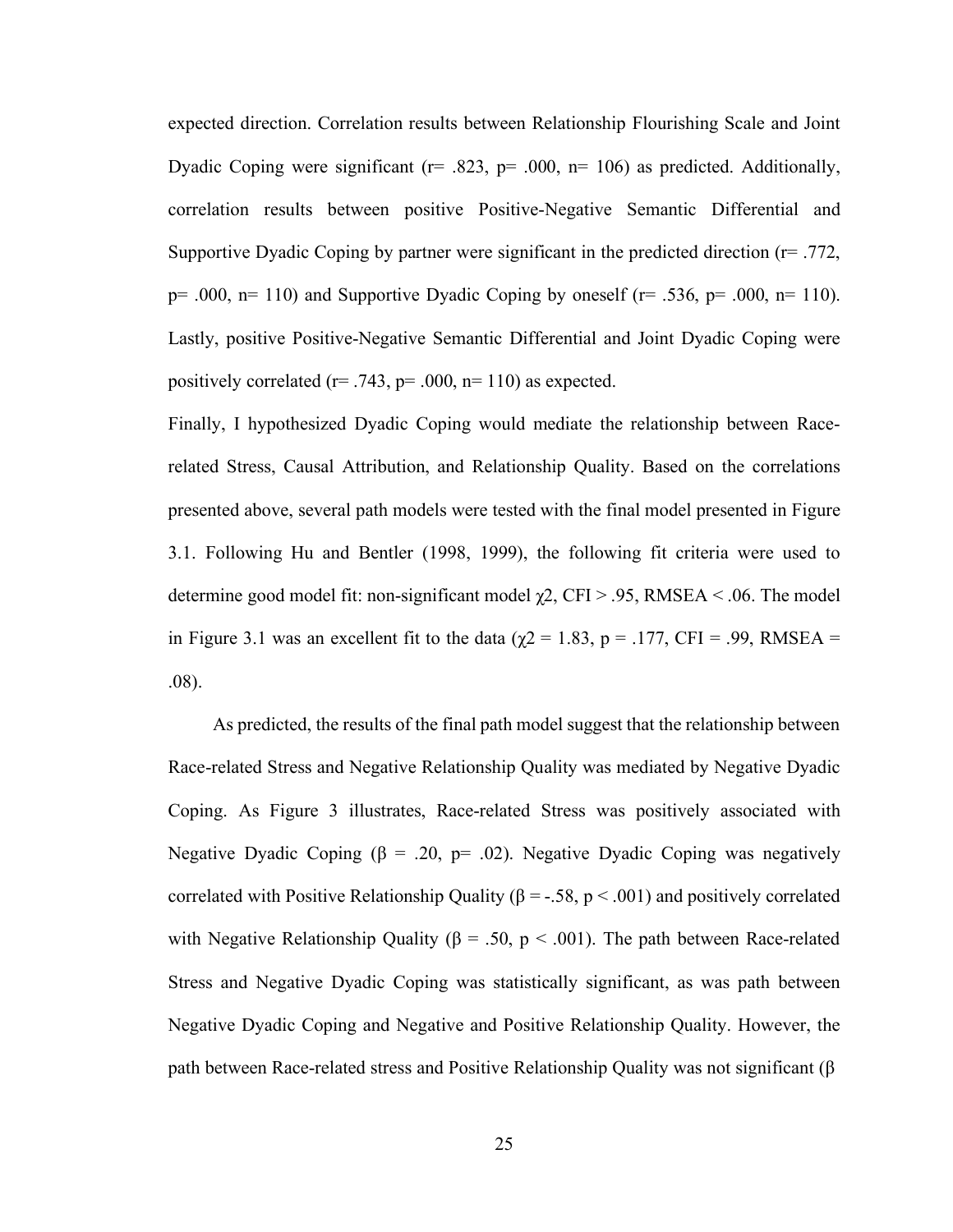expected direction. Correlation results between Relationship Flourishing Scale and Joint Dyadic Coping were significant ($r = .823$, $p = .000$, $n = 106$) as predicted. Additionally, correlation results between positive Positive-Negative Semantic Differential and Supportive Dyadic Coping by partner were significant in the predicted direction ($r = .772$, $p = .000$, $n = 110$) and Supportive Dyadic Coping by oneself ($r = .536$, $p = .000$, $n = 110$). Lastly, positive Positive-Negative Semantic Differential and Joint Dyadic Coping were positively correlated ($r = .743$, $p = .000$, $n = 110$) as expected.

Finally, I hypothesized Dyadic Coping would mediate the relationship between Race-related Stress, Causal Attribution, and Relationship Quality. Based on the correlations presented above, several path models were tested with the final model presented in Figure 3.1. Following Hu and Bentler (1998, 1999), the following fit criteria were used to determine good model fit: non-significant model $\chi 2$, CFI > .95, RMSEA < .06. The model in Figure 3.1 was an excellent fit to the data ($\chi 2 = 1.83$, $p = .177$, CFI = .99, RMSEA = .08).

As predicted, the results of the final path model suggest that the relationship between Race-related Stress and Negative Relationship Quality was mediated by Negative Dyadic Coping. As Figure 3 illustrates, Race-related Stress was positively associated with Negative Dyadic Coping ($\beta = .20$, $p = .02$). Negative Dyadic Coping was negatively correlated with Positive Relationship Quality ($\beta = -.58$, $p < .001$) and positively correlated with Negative Relationship Quality ($\beta = .50$, $p < .001$). The path between Race-related Stress and Negative Dyadic Coping was statistically significant, as was path between Negative Dyadic Coping and Negative and Positive Relationship Quality. However, the path between Race-related stress and Positive Relationship Quality was not significant ($\beta$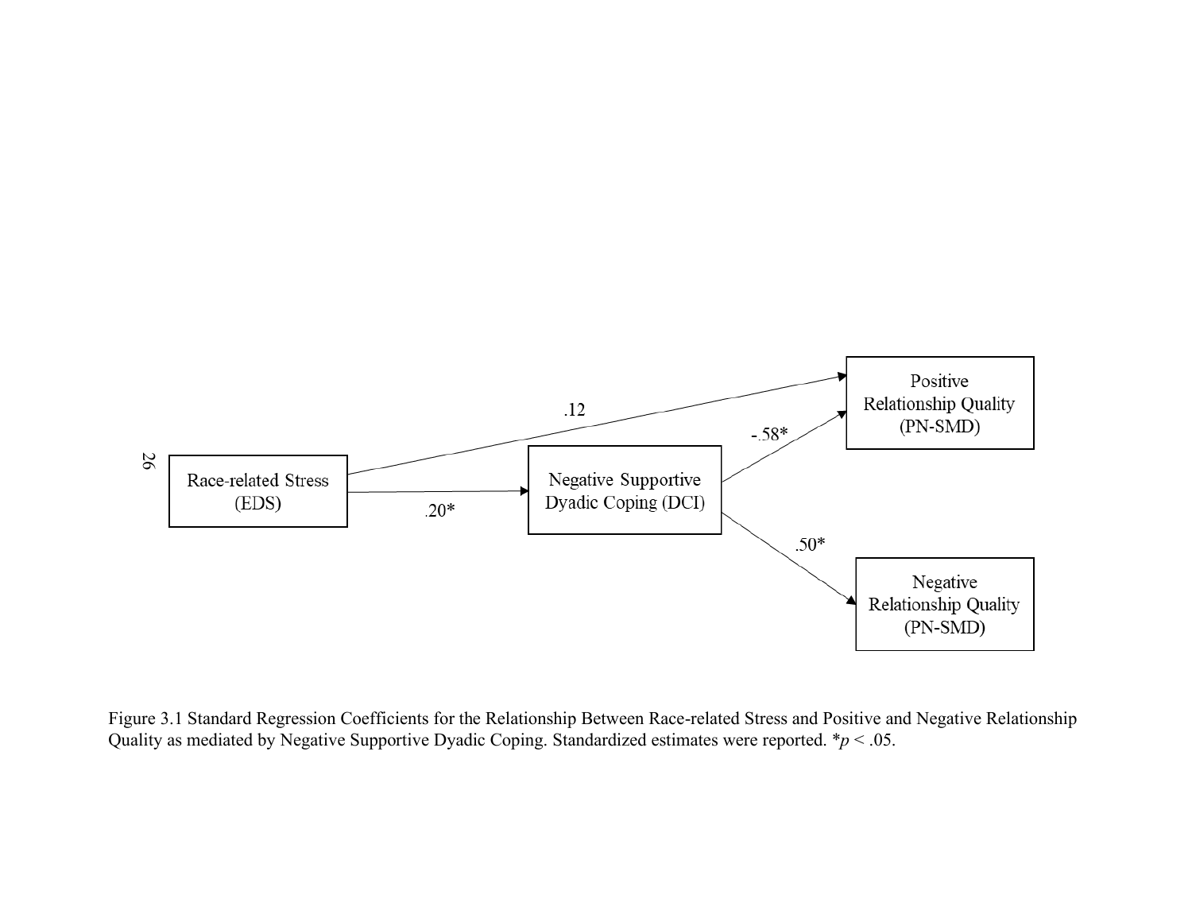| Path | Standardized estimate |
| --- | --- |
| Race-related Stress (EDS) → Negative Supportive Dyadic Coping (DCI) | .20* |
| Race-related Stress (EDS) → Positive Relationship Quality (PN-SMD) | .12 |
| Negative Supportive Dyadic Coping (DCI) → Positive Relationship Quality (PN-SMD) | -.58* |
| Negative Supportive Dyadic Coping (DCI) → Negative Relationship Quality (PN-SMD) | .50* |

Figure 3.1 Standard Regression Coefficients for the Relationship Between Race-related Stress and Positive and Negative Relationship Quality as mediated by Negative Supportive Dyadic Coping. Standardized estimates were reported. *$p < .05$.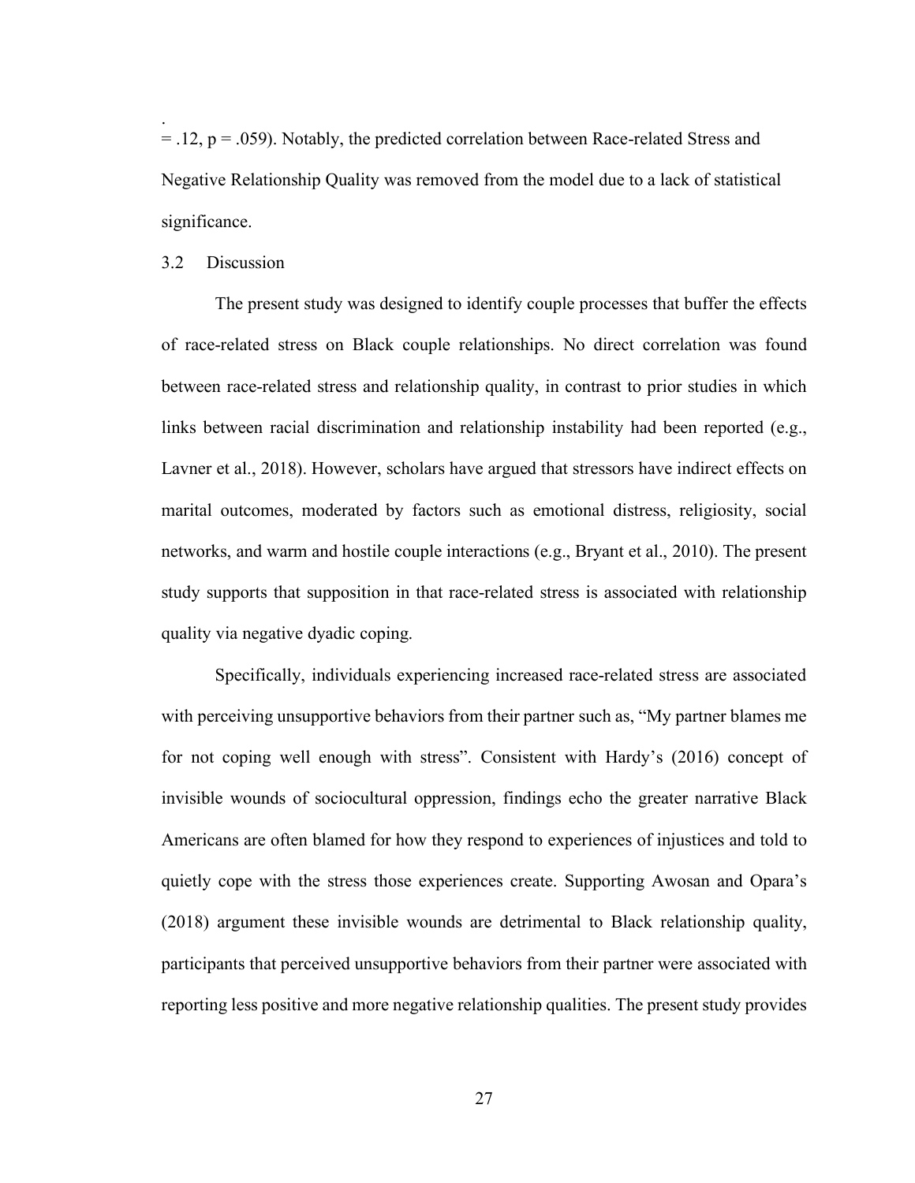= .12, $p = .059$). Notably, the predicted correlation between Race-related Stress and Negative Relationship Quality was removed from the model due to a lack of statistical significance.

## 3.2 Discussion

The present study was designed to identify couple processes that buffer the effects of race-related stress on Black couple relationships. No direct correlation was found between race-related stress and relationship quality, in contrast to prior studies in which links between racial discrimination and relationship instability had been reported (e.g., Lavner et al., 2018). However, scholars have argued that stressors have indirect effects on marital outcomes, moderated by factors such as emotional distress, religiosity, social networks, and warm and hostile couple interactions (e.g., Bryant et al., 2010). The present study supports that supposition in that race-related stress is associated with relationship quality via negative dyadic coping.

Specifically, individuals experiencing increased race-related stress are associated with perceiving unsupportive behaviors from their partner such as, "My partner blames me for not coping well enough with stress". Consistent with Hardy's (2016) concept of invisible wounds of sociocultural oppression, findings echo the greater narrative Black Americans are often blamed for how they respond to experiences of injustices and told to quietly cope with the stress those experiences create. Supporting Awosan and Opara's (2018) argument these invisible wounds are detrimental to Black relationship quality, participants that perceived unsupportive behaviors from their partner were associated with reporting less positive and more negative relationship qualities. The present study provides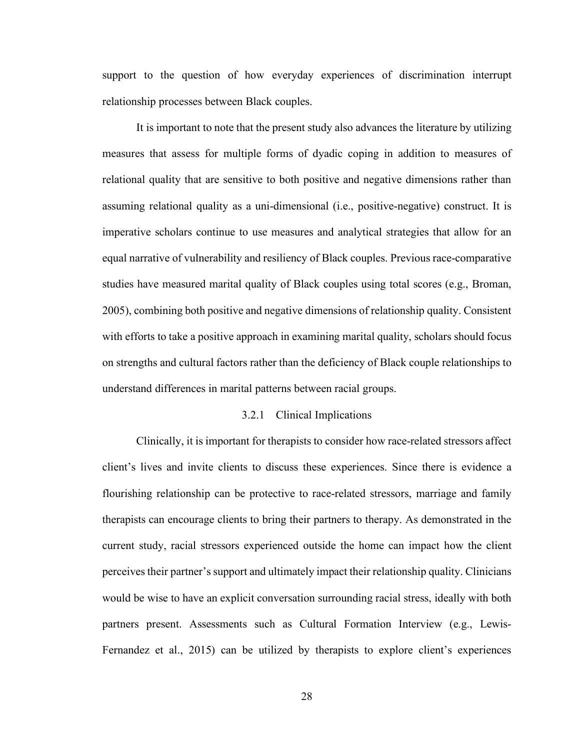support to the question of how everyday experiences of discrimination interrupt relationship processes between Black couples.

It is important to note that the present study also advances the literature by utilizing measures that assess for multiple forms of dyadic coping in addition to measures of relational quality that are sensitive to both positive and negative dimensions rather than assuming relational quality as a uni-dimensional (i.e., positive-negative) construct. It is imperative scholars continue to use measures and analytical strategies that allow for an equal narrative of vulnerability and resiliency of Black couples. Previous race-comparative studies have measured marital quality of Black couples using total scores (e.g., Broman, 2005), combining both positive and negative dimensions of relationship quality. Consistent with efforts to take a positive approach in examining marital quality, scholars should focus on strengths and cultural factors rather than the deficiency of Black couple relationships to understand differences in marital patterns between racial groups.

### 3.2.1 Clinical Implications

Clinically, it is important for therapists to consider how race-related stressors affect client's lives and invite clients to discuss these experiences. Since there is evidence a flourishing relationship can be protective to race-related stressors, marriage and family therapists can encourage clients to bring their partners to therapy. As demonstrated in the current study, racial stressors experienced outside the home can impact how the client perceives their partner's support and ultimately impact their relationship quality. Clinicians would be wise to have an explicit conversation surrounding racial stress, ideally with both partners present. Assessments such as Cultural Formation Interview (e.g., Lewis-Fernandez et al., 2015) can be utilized by therapists to explore client's experiences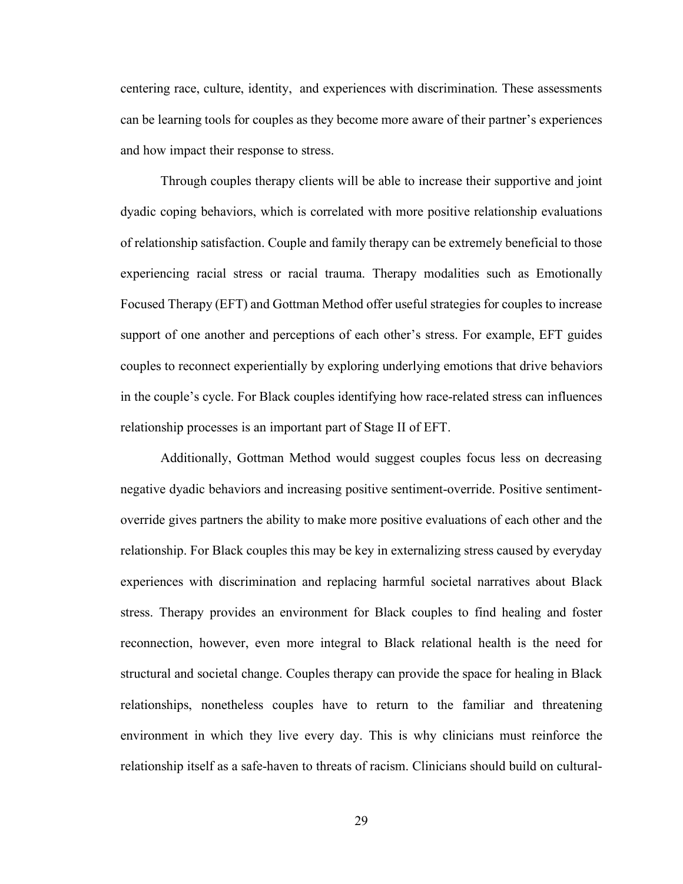centering race, culture, identity,  and experiences with discrimination. These assessments can be learning tools for couples as they become more aware of their partner's experiences and how impact their response to stress.

Through couples therapy clients will be able to increase their supportive and joint dyadic coping behaviors, which is correlated with more positive relationship evaluations of relationship satisfaction. Couple and family therapy can be extremely beneficial to those experiencing racial stress or racial trauma. Therapy modalities such as Emotionally Focused Therapy (EFT) and Gottman Method offer useful strategies for couples to increase support of one another and perceptions of each other's stress. For example, EFT guides couples to reconnect experientially by exploring underlying emotions that drive behaviors in the couple's cycle. For Black couples identifying how race-related stress can influences relationship processes is an important part of Stage II of EFT.

Additionally, Gottman Method would suggest couples focus less on decreasing negative dyadic behaviors and increasing positive sentiment-override. Positive sentiment-override gives partners the ability to make more positive evaluations of each other and the relationship. For Black couples this may be key in externalizing stress caused by everyday experiences with discrimination and replacing harmful societal narratives about Black stress. Therapy provides an environment for Black couples to find healing and foster reconnection, however, even more integral to Black relational health is the need for structural and societal change. Couples therapy can provide the space for healing in Black relationships, nonetheless couples have to return to the familiar and threatening environment in which they live every day. This is why clinicians must reinforce the relationship itself as a safe-haven to threats of racism. Clinicians should build on cultural-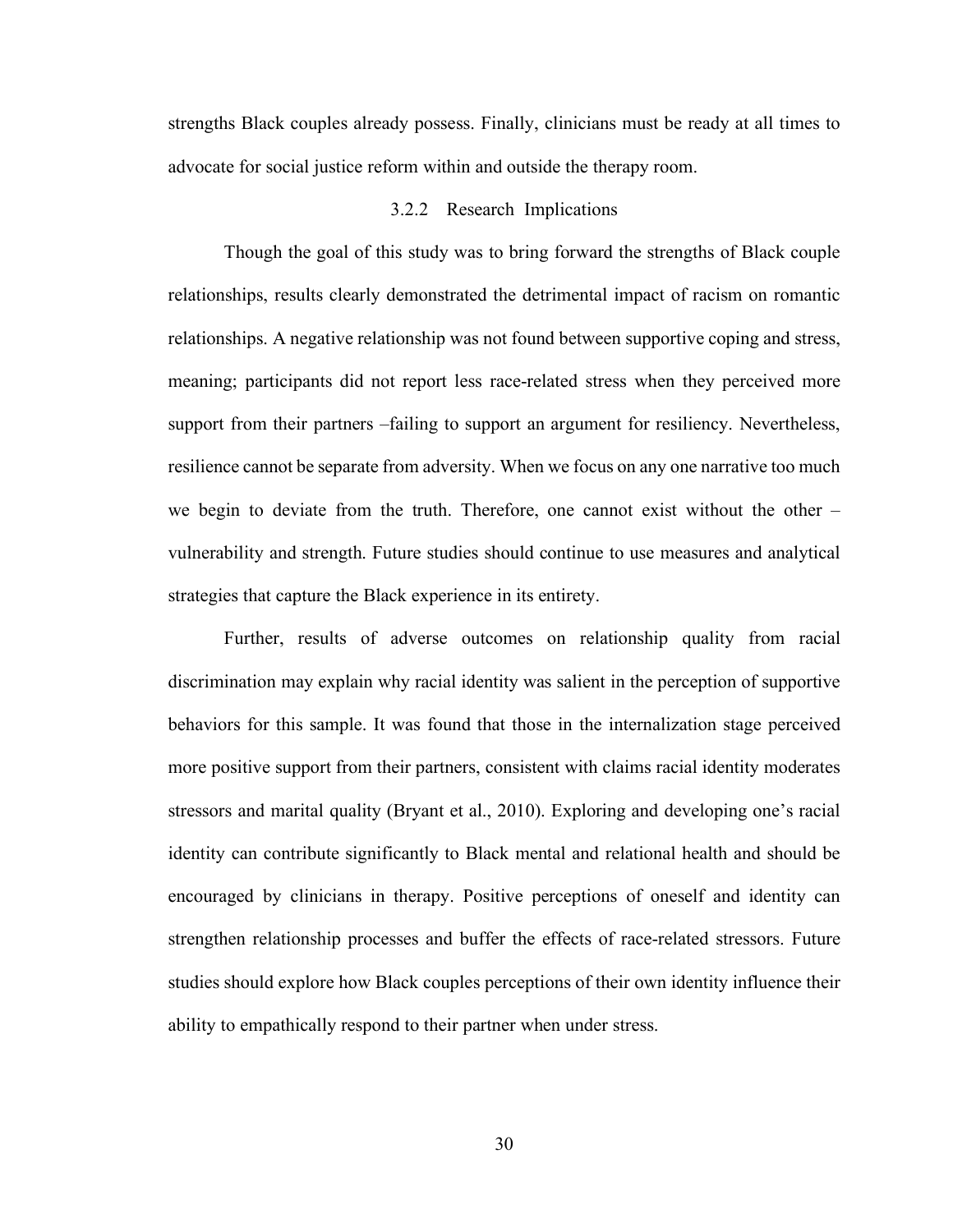strengths Black couples already possess. Finally, clinicians must be ready at all times to advocate for social justice reform within and outside the therapy room.

### 3.2.2 Research Implications

Though the goal of this study was to bring forward the strengths of Black couple relationships, results clearly demonstrated the detrimental impact of racism on romantic relationships. A negative relationship was not found between supportive coping and stress, meaning; participants did not report less race-related stress when they perceived more support from their partners –failing to support an argument for resiliency. Nevertheless, resilience cannot be separate from adversity. When we focus on any one narrative too much we begin to deviate from the truth. Therefore, one cannot exist without the other – vulnerability and strength. Future studies should continue to use measures and analytical strategies that capture the Black experience in its entirety.

Further, results of adverse outcomes on relationship quality from racial discrimination may explain why racial identity was salient in the perception of supportive behaviors for this sample. It was found that those in the internalization stage perceived more positive support from their partners, consistent with claims racial identity moderates stressors and marital quality (Bryant et al., 2010). Exploring and developing one's racial identity can contribute significantly to Black mental and relational health and should be encouraged by clinicians in therapy. Positive perceptions of oneself and identity can strengthen relationship processes and buffer the effects of race-related stressors. Future studies should explore how Black couples perceptions of their own identity influence their ability to empathically respond to their partner when under stress.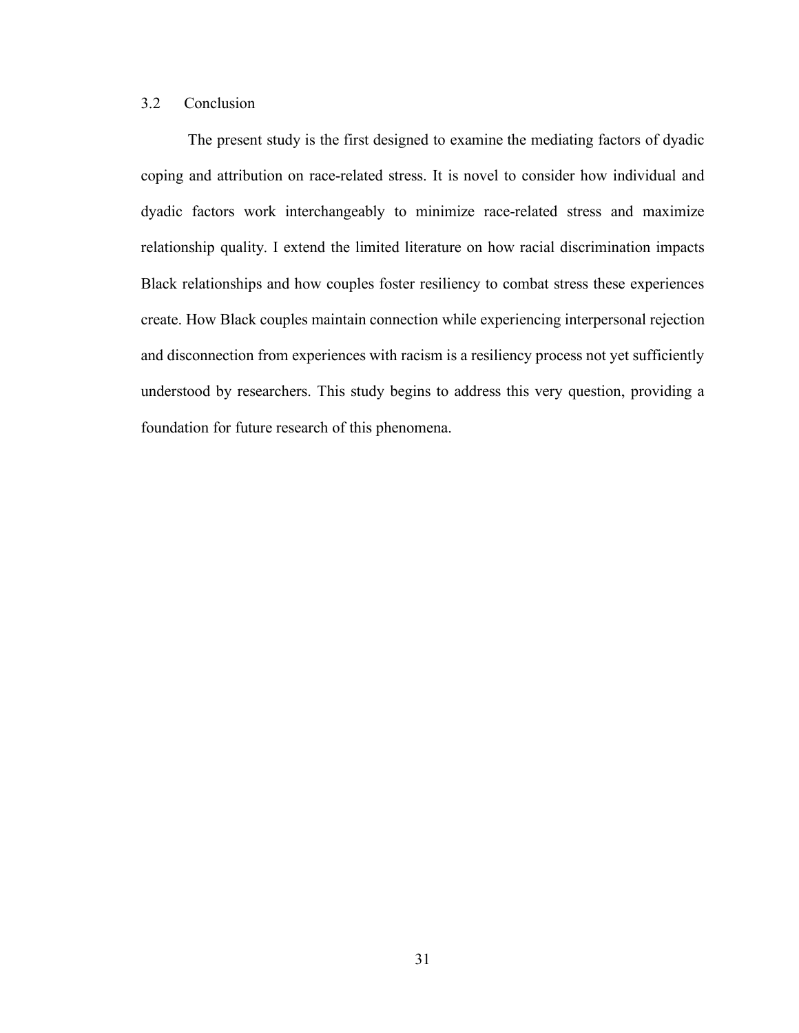## 3.2 Conclusion

The present study is the first designed to examine the mediating factors of dyadic coping and attribution on race-related stress. It is novel to consider how individual and dyadic factors work interchangeably to minimize race-related stress and maximize relationship quality. I extend the limited literature on how racial discrimination impacts Black relationships and how couples foster resiliency to combat stress these experiences create. How Black couples maintain connection while experiencing interpersonal rejection and disconnection from experiences with racism is a resiliency process not yet sufficiently understood by researchers. This study begins to address this very question, providing a foundation for future research of this phenomena.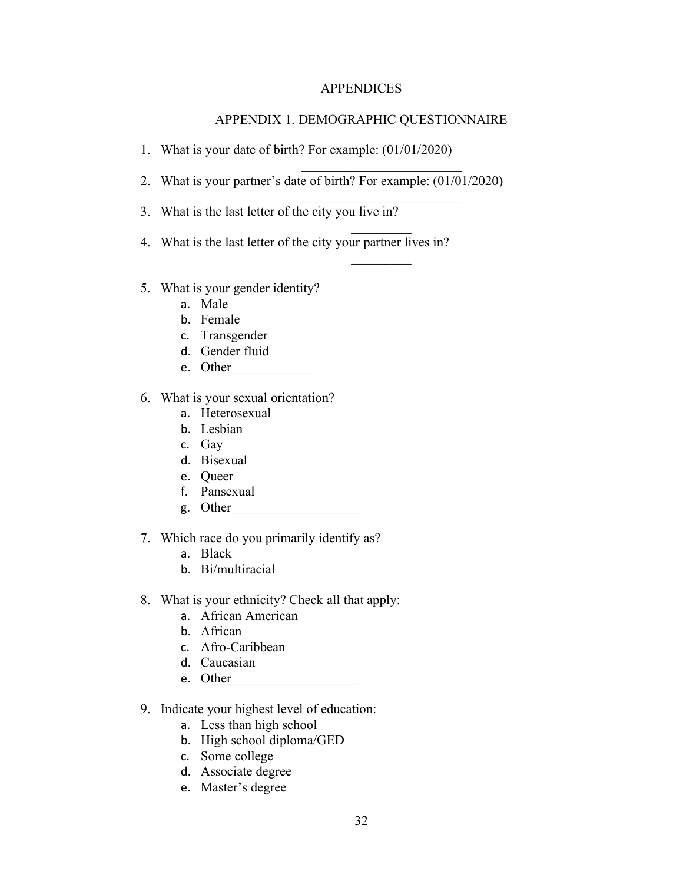# APPENDICES

## APPENDIX 1. DEMOGRAPHIC QUESTIONNAIRE

1. What is your date of birth? For example: (01/01/2020)

   ________________________

2. What is your partner's date of birth? For example: (01/01/2020)

   ________________________

3. What is the last letter of the city you live in?

   _________

4. What is the last letter of the city your partner lives in?

   _________

5. What is your gender identity?
   a. Male
   b. Female
   c. Transgender
   d. Gender fluid
   e. Other____________

6. What is your sexual orientation?
   a. Heterosexual
   b. Lesbian
   c. Gay
   d. Bisexual
   e. Queer
   f. Pansexual
   g. Other___________________

7. Which race do you primarily identify as?
   a. Black
   b. Bi/multiracial

8. What is your ethnicity? Check all that apply:
   a. African American
   b. African
   c. Afro-Caribbean
   d. Caucasian
   e. Other___________________

9. Indicate your highest level of education:
   a. Less than high school
   b. High school diploma/GED
   c. Some college
   d. Associate degree
   e. Master's degree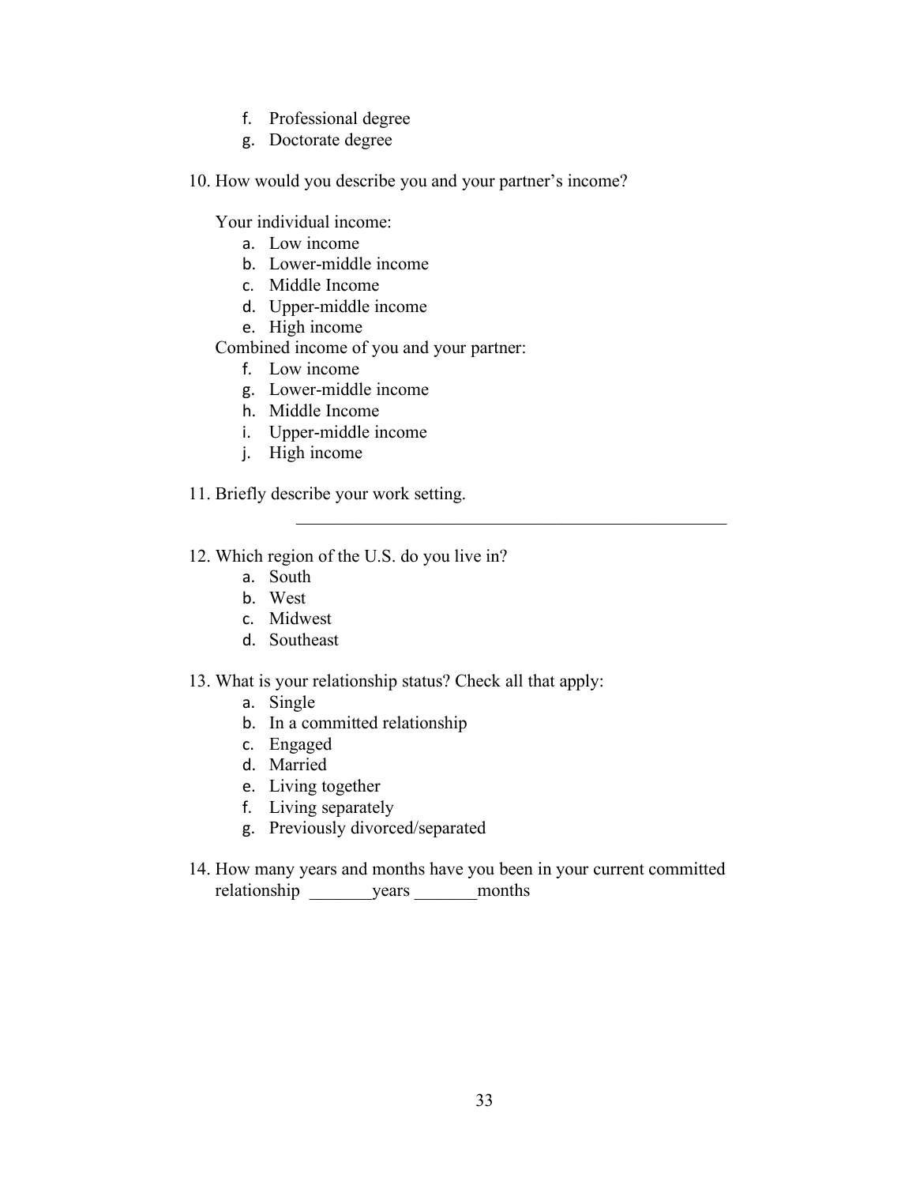f. Professional degree
g. Doctorate degree

10. How would you describe you and your partner's income?

    Your individual income:
    a. Low income
    b. Lower-middle income
    c. Middle Income
    d. Upper-middle income
    e. High income

    Combined income of you and your partner:
    f. Low income
    g. Lower-middle income
    h. Middle Income
    i. Upper-middle income
    j. High income

11. Briefly describe your work setting.

    __________________________________________________

12. Which region of the U.S. do you live in?
    a. South
    b. West
    c. Midwest
    d. Southeast

13. What is your relationship status? Check all that apply:
    a. Single
    b. In a committed relationship
    c. Engaged
    d. Married
    e. Living together
    f. Living separately
    g. Previously divorced/separated

14. How many years and months have you been in your current committed relationship _______years _______months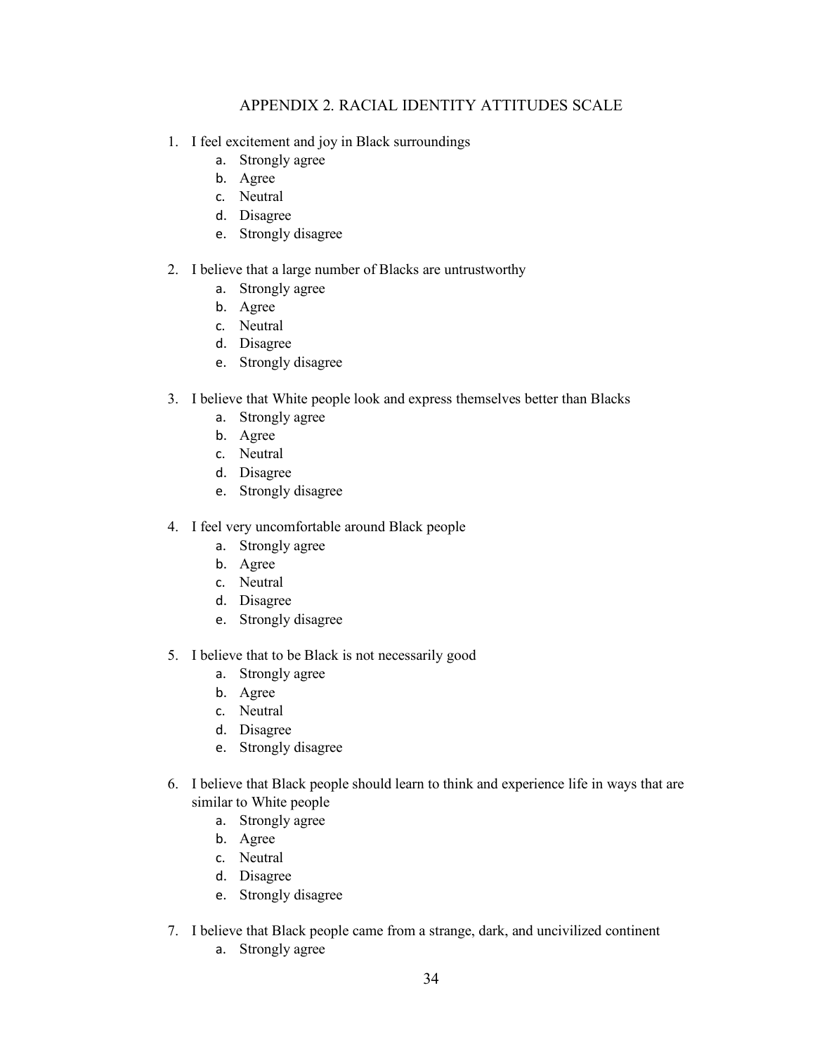## APPENDIX 2. RACIAL IDENTITY ATTITUDES SCALE

1. I feel excitement and joy in Black surroundings
   a. Strongly agree
   b. Agree
   c. Neutral
   d. Disagree
   e. Strongly disagree

2. I believe that a large number of Blacks are untrustworthy
   a. Strongly agree
   b. Agree
   c. Neutral
   d. Disagree
   e. Strongly disagree

3. I believe that White people look and express themselves better than Blacks
   a. Strongly agree
   b. Agree
   c. Neutral
   d. Disagree
   e. Strongly disagree

4. I feel very uncomfortable around Black people
   a. Strongly agree
   b. Agree
   c. Neutral
   d. Disagree
   e. Strongly disagree

5. I believe that to be Black is not necessarily good
   a. Strongly agree
   b. Agree
   c. Neutral
   d. Disagree
   e. Strongly disagree

6. I believe that Black people should learn to think and experience life in ways that are similar to White people
   a. Strongly agree
   b. Agree
   c. Neutral
   d. Disagree
   e. Strongly disagree

7. I believe that Black people came from a strange, dark, and uncivilized continent
   a. Strongly agree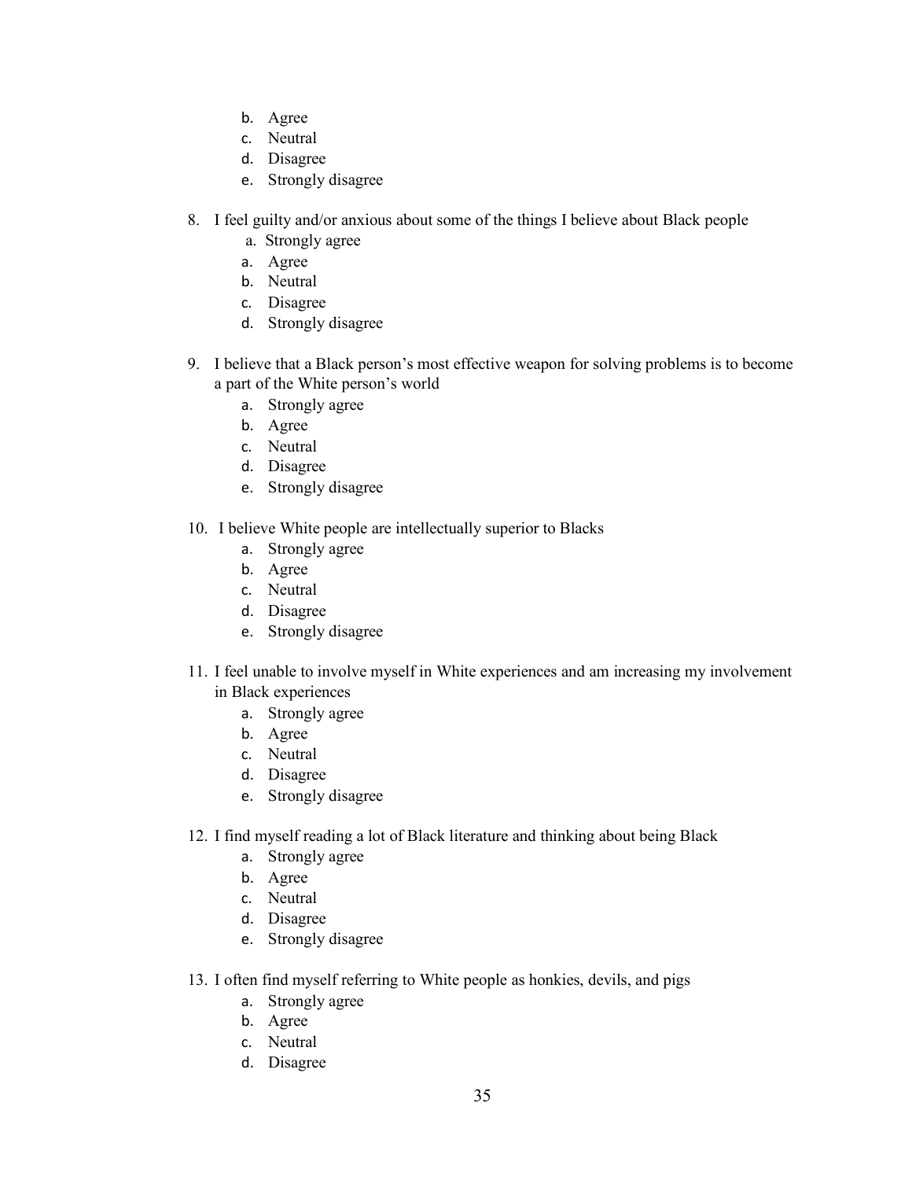b. Agree
c. Neutral
d. Disagree
e. Strongly disagree

8. I feel guilty and/or anxious about some of the things I believe about Black people
   a. Strongly agree
   a. Agree
   b. Neutral
   c. Disagree
   d. Strongly disagree

9. I believe that a Black person's most effective weapon for solving problems is to become a part of the White person's world
   a. Strongly agree
   b. Agree
   c. Neutral
   d. Disagree
   e. Strongly disagree

10. I believe White people are intellectually superior to Blacks
    a. Strongly agree
    b. Agree
    c. Neutral
    d. Disagree
    e. Strongly disagree

11. I feel unable to involve myself in White experiences and am increasing my involvement in Black experiences
    a. Strongly agree
    b. Agree
    c. Neutral
    d. Disagree
    e. Strongly disagree

12. I find myself reading a lot of Black literature and thinking about being Black
    a. Strongly agree
    b. Agree
    c. Neutral
    d. Disagree
    e. Strongly disagree

13. I often find myself referring to White people as honkies, devils, and pigs
    a. Strongly agree
    b. Agree
    c. Neutral
    d. Disagree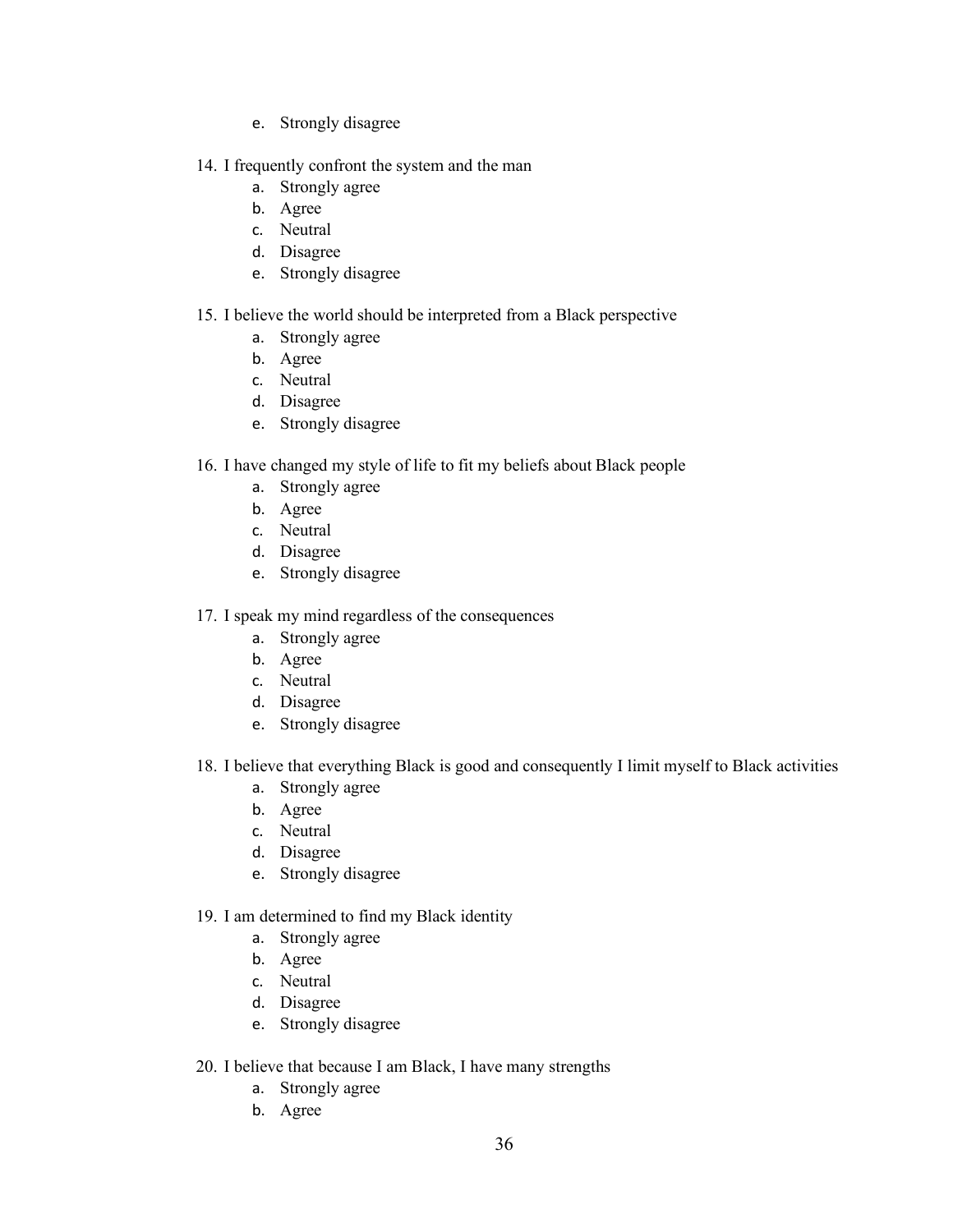e. Strongly disagree

14. I frequently confront the system and the man
    a. Strongly agree
    b. Agree
    c. Neutral
    d. Disagree
    e. Strongly disagree

15. I believe the world should be interpreted from a Black perspective
    a. Strongly agree
    b. Agree
    c. Neutral
    d. Disagree
    e. Strongly disagree

16. I have changed my style of life to fit my beliefs about Black people
    a. Strongly agree
    b. Agree
    c. Neutral
    d. Disagree
    e. Strongly disagree

17. I speak my mind regardless of the consequences
    a. Strongly agree
    b. Agree
    c. Neutral
    d. Disagree
    e. Strongly disagree

18. I believe that everything Black is good and consequently I limit myself to Black activities
    a. Strongly agree
    b. Agree
    c. Neutral
    d. Disagree
    e. Strongly disagree

19. I am determined to find my Black identity
    a. Strongly agree
    b. Agree
    c. Neutral
    d. Disagree
    e. Strongly disagree

20. I believe that because I am Black, I have many strengths
    a. Strongly agree
    b. Agree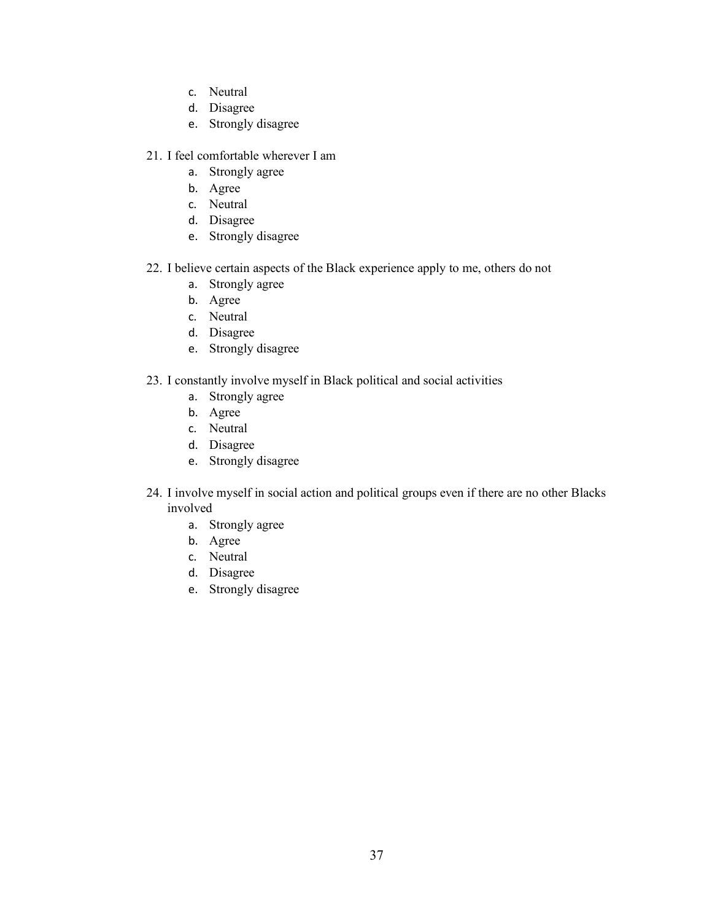c. Neutral
   d. Disagree
   e. Strongly disagree

21. I feel comfortable wherever I am
    a. Strongly agree
    b. Agree
    c. Neutral
    d. Disagree
    e. Strongly disagree

22. I believe certain aspects of the Black experience apply to me, others do not
    a. Strongly agree
    b. Agree
    c. Neutral
    d. Disagree
    e. Strongly disagree

23. I constantly involve myself in Black political and social activities
    a. Strongly agree
    b. Agree
    c. Neutral
    d. Disagree
    e. Strongly disagree

24. I involve myself in social action and political groups even if there are no other Blacks involved
    a. Strongly agree
    b. Agree
    c. Neutral
    d. Disagree
    e. Strongly disagree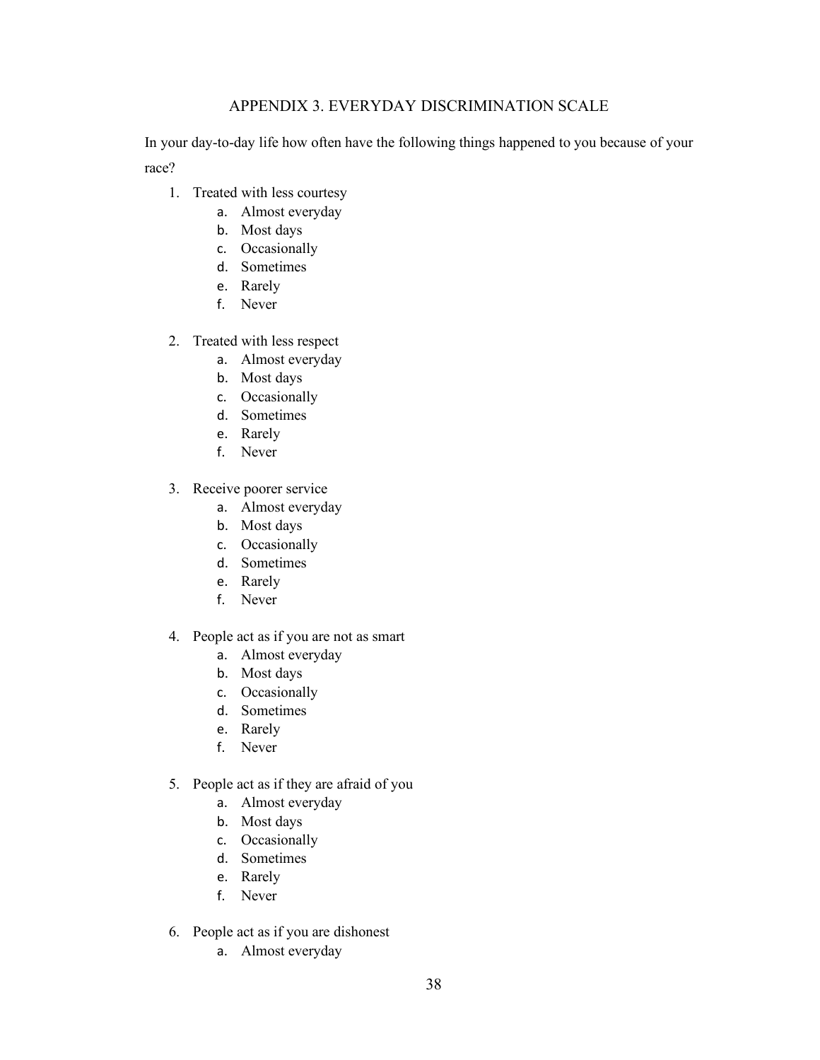## APPENDIX 3. EVERYDAY DISCRIMINATION SCALE

In your day-to-day life how often have the following things happened to you because of your race?

1. Treated with less courtesy
    a. Almost everyday
    b. Most days
    c. Occasionally
    d. Sometimes
    e. Rarely
    f. Never

2. Treated with less respect
    a. Almost everyday
    b. Most days
    c. Occasionally
    d. Sometimes
    e. Rarely
    f. Never

3. Receive poorer service
    a. Almost everyday
    b. Most days
    c. Occasionally
    d. Sometimes
    e. Rarely
    f. Never

4. People act as if you are not as smart
    a. Almost everyday
    b. Most days
    c. Occasionally
    d. Sometimes
    e. Rarely
    f. Never

5. People act as if they are afraid of you
    a. Almost everyday
    b. Most days
    c. Occasionally
    d. Sometimes
    e. Rarely
    f. Never

6. People act as if you are dishonest
    a. Almost everyday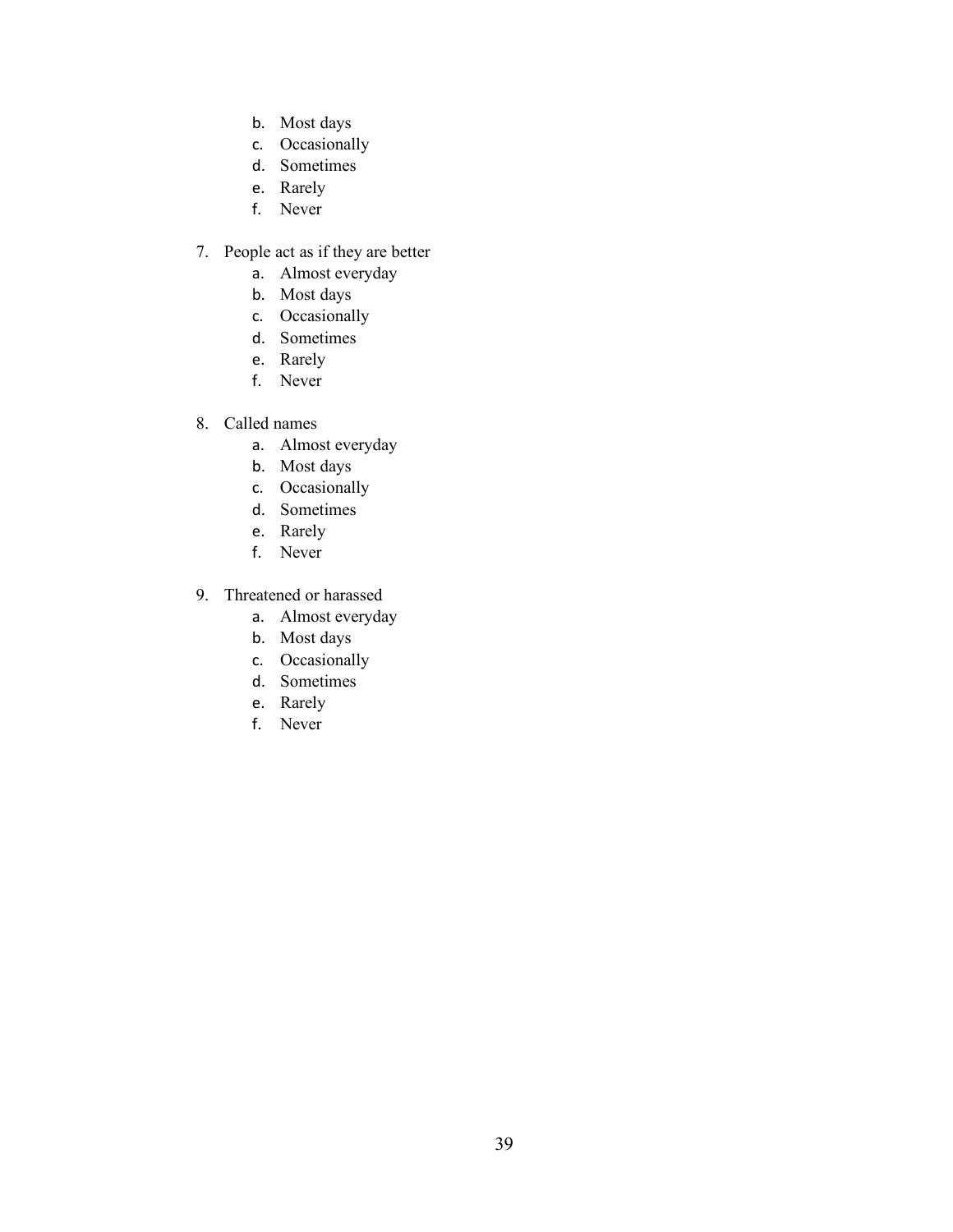b. Most days
c. Occasionally
d. Sometimes
e. Rarely
f. Never

7. People act as if they are better
   a. Almost everyday
   b. Most days
   c. Occasionally
   d. Sometimes
   e. Rarely
   f. Never

8. Called names
   a. Almost everyday
   b. Most days
   c. Occasionally
   d. Sometimes
   e. Rarely
   f. Never

9. Threatened or harassed
   a. Almost everyday
   b. Most days
   c. Occasionally
   d. Sometimes
   e. Rarely
   f. Never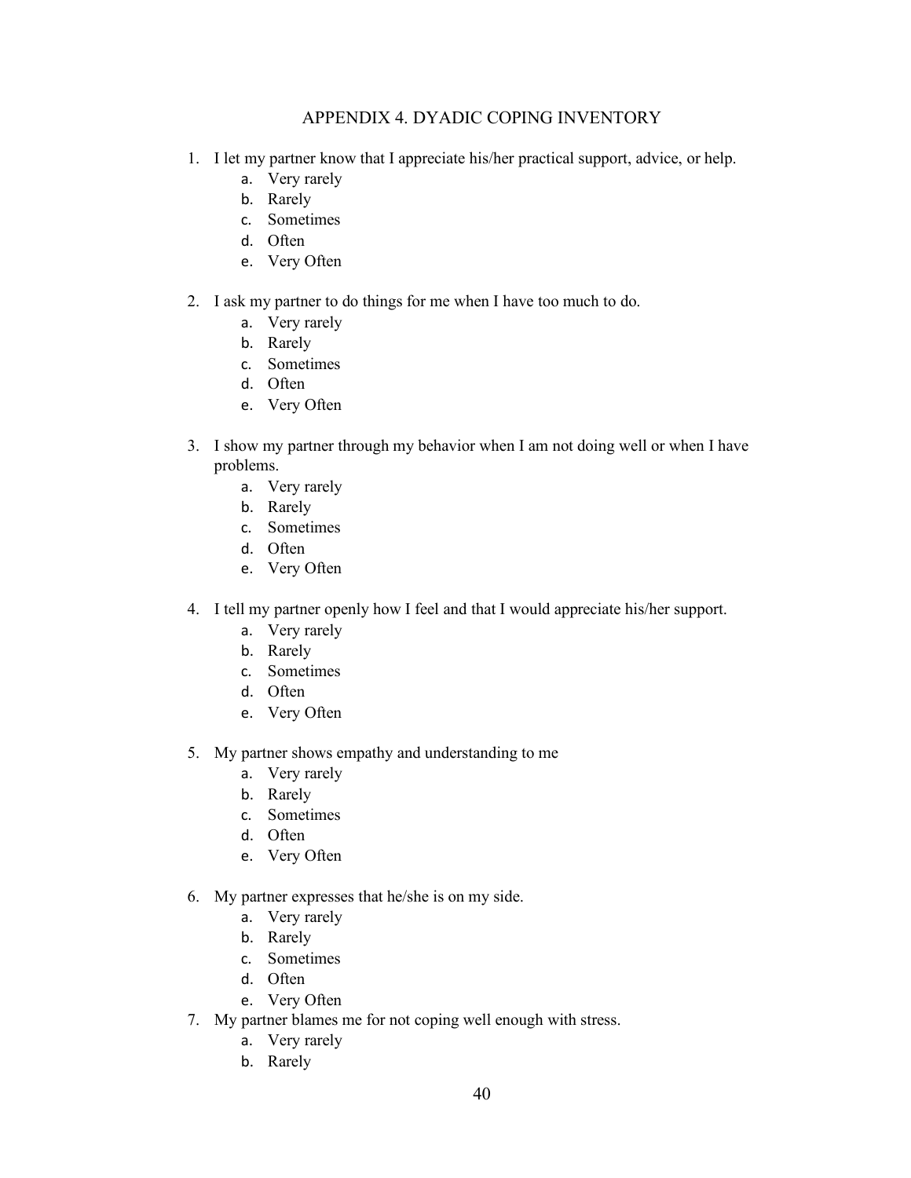# APPENDIX 4. DYADIC COPING INVENTORY

1. I let my partner know that I appreciate his/her practical support, advice, or help.
    a. Very rarely
    b. Rarely
    c. Sometimes
    d. Often
    e. Very Often

2. I ask my partner to do things for me when I have too much to do.
    a. Very rarely
    b. Rarely
    c. Sometimes
    d. Often
    e. Very Often

3. I show my partner through my behavior when I am not doing well or when I have problems.
    a. Very rarely
    b. Rarely
    c. Sometimes
    d. Often
    e. Very Often

4. I tell my partner openly how I feel and that I would appreciate his/her support.
    a. Very rarely
    b. Rarely
    c. Sometimes
    d. Often
    e. Very Often

5. My partner shows empathy and understanding to me
    a. Very rarely
    b. Rarely
    c. Sometimes
    d. Often
    e. Very Often

6. My partner expresses that he/she is on my side.
    a. Very rarely
    b. Rarely
    c. Sometimes
    d. Often
    e. Very Often

7. My partner blames me for not coping well enough with stress.
    a. Very rarely
    b. Rarely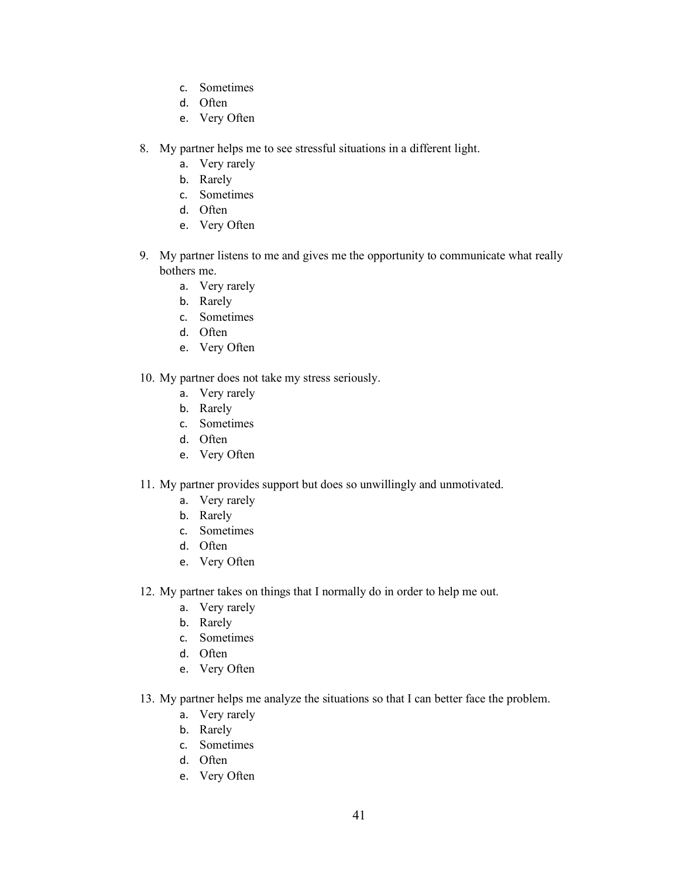c. Sometimes
   d. Often
   e. Very Often

8. My partner helps me to see stressful situations in a different light.
   a. Very rarely
   b. Rarely
   c. Sometimes
   d. Often
   e. Very Often

9. My partner listens to me and gives me the opportunity to communicate what really bothers me.
   a. Very rarely
   b. Rarely
   c. Sometimes
   d. Often
   e. Very Often

10. My partner does not take my stress seriously.
    a. Very rarely
    b. Rarely
    c. Sometimes
    d. Often
    e. Very Often

11. My partner provides support but does so unwillingly and unmotivated.
    a. Very rarely
    b. Rarely
    c. Sometimes
    d. Often
    e. Very Often

12. My partner takes on things that I normally do in order to help me out.
    a. Very rarely
    b. Rarely
    c. Sometimes
    d. Often
    e. Very Often

13. My partner helps me analyze the situations so that I can better face the problem.
    a. Very rarely
    b. Rarely
    c. Sometimes
    d. Often
    e. Very Often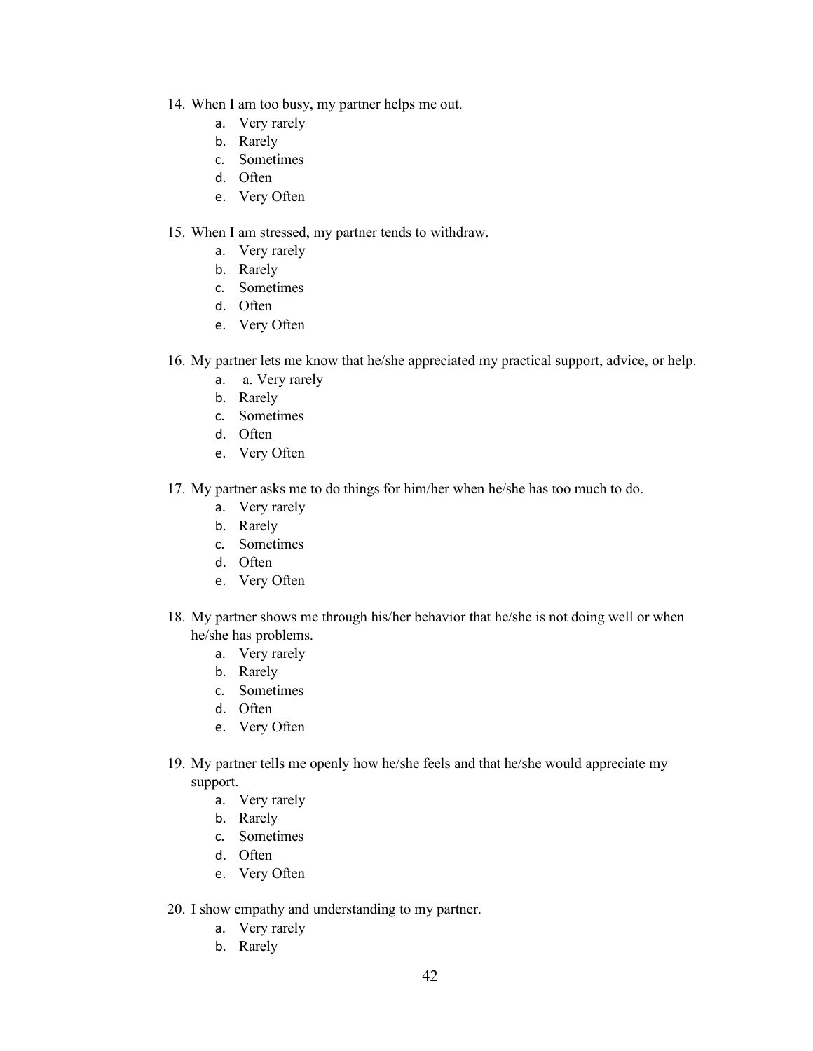14. When I am too busy, my partner helps me out.
    a. Very rarely
    b. Rarely
    c. Sometimes
    d. Often
    e. Very Often

15. When I am stressed, my partner tends to withdraw.
    a. Very rarely
    b. Rarely
    c. Sometimes
    d. Often
    e. Very Often

16. My partner lets me know that he/she appreciated my practical support, advice, or help.
    a. a. Very rarely
    b. Rarely
    c. Sometimes
    d. Often
    e. Very Often

17. My partner asks me to do things for him/her when he/she has too much to do.
    a. Very rarely
    b. Rarely
    c. Sometimes
    d. Often
    e. Very Often

18. My partner shows me through his/her behavior that he/she is not doing well or when he/she has problems.
    a. Very rarely
    b. Rarely
    c. Sometimes
    d. Often
    e. Very Often

19. My partner tells me openly how he/she feels and that he/she would appreciate my support.
    a. Very rarely
    b. Rarely
    c. Sometimes
    d. Often
    e. Very Often

20. I show empathy and understanding to my partner.
    a. Very rarely
    b. Rarely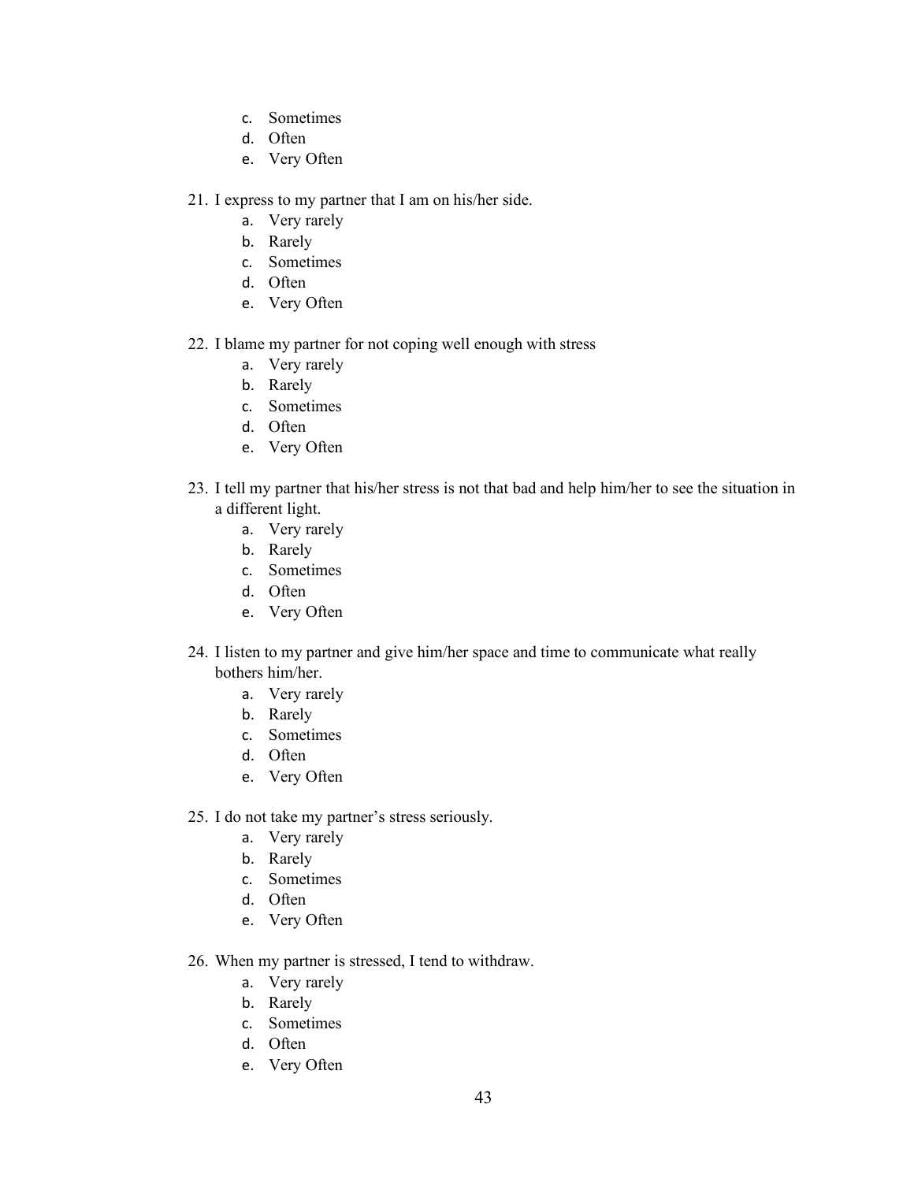c. Sometimes
d. Often
e. Very Often

21. I express to my partner that I am on his/her side.
    a. Very rarely
    b. Rarely
    c. Sometimes
    d. Often
    e. Very Often

22. I blame my partner for not coping well enough with stress
    a. Very rarely
    b. Rarely
    c. Sometimes
    d. Often
    e. Very Often

23. I tell my partner that his/her stress is not that bad and help him/her to see the situation in a different light.
    a. Very rarely
    b. Rarely
    c. Sometimes
    d. Often
    e. Very Often

24. I listen to my partner and give him/her space and time to communicate what really bothers him/her.
    a. Very rarely
    b. Rarely
    c. Sometimes
    d. Often
    e. Very Often

25. I do not take my partner's stress seriously.
    a. Very rarely
    b. Rarely
    c. Sometimes
    d. Often
    e. Very Often

26. When my partner is stressed, I tend to withdraw.
    a. Very rarely
    b. Rarely
    c. Sometimes
    d. Often
    e. Very Often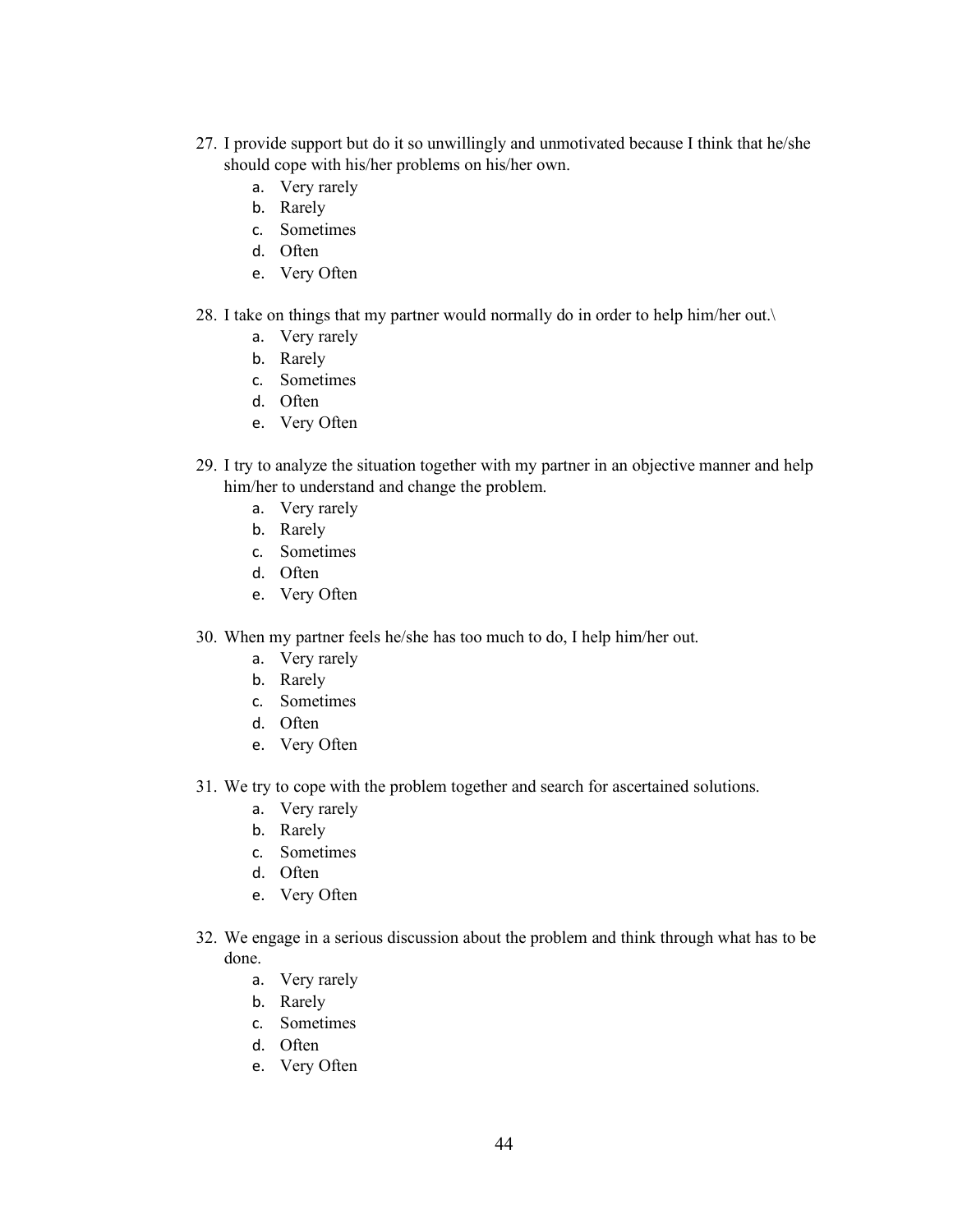27. I provide support but do it so unwillingly and unmotivated because I think that he/she should cope with his/her problems on his/her own.
    a. Very rarely
    b. Rarely
    c. Sometimes
    d. Often
    e. Very Often

28. I take on things that my partner would normally do in order to help him/her out.\
    a. Very rarely
    b. Rarely
    c. Sometimes
    d. Often
    e. Very Often

29. I try to analyze the situation together with my partner in an objective manner and help him/her to understand and change the problem.
    a. Very rarely
    b. Rarely
    c. Sometimes
    d. Often
    e. Very Often

30. When my partner feels he/she has too much to do, I help him/her out.
    a. Very rarely
    b. Rarely
    c. Sometimes
    d. Often
    e. Very Often

31. We try to cope with the problem together and search for ascertained solutions.
    a. Very rarely
    b. Rarely
    c. Sometimes
    d. Often
    e. Very Often

32. We engage in a serious discussion about the problem and think through what has to be done.
    a. Very rarely
    b. Rarely
    c. Sometimes
    d. Often
    e. Very Often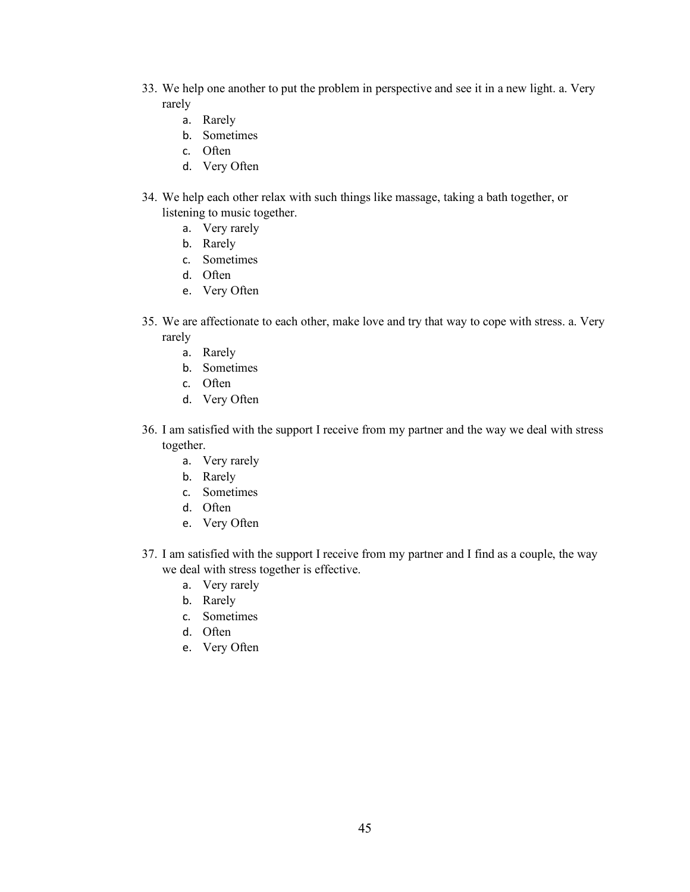33. We help one another to put the problem in perspective and see it in a new light. a. Very rarely
    a. Rarely
    b. Sometimes
    c. Often
    d. Very Often

34. We help each other relax with such things like massage, taking a bath together, or listening to music together.
    a. Very rarely
    b. Rarely
    c. Sometimes
    d. Often
    e. Very Often

35. We are affectionate to each other, make love and try that way to cope with stress. a. Very rarely
    a. Rarely
    b. Sometimes
    c. Often
    d. Very Often

36. I am satisfied with the support I receive from my partner and the way we deal with stress together.
    a. Very rarely
    b. Rarely
    c. Sometimes
    d. Often
    e. Very Often

37. I am satisfied with the support I receive from my partner and I find as a couple, the way we deal with stress together is effective.
    a. Very rarely
    b. Rarely
    c. Sometimes
    d. Often
    e. Very Often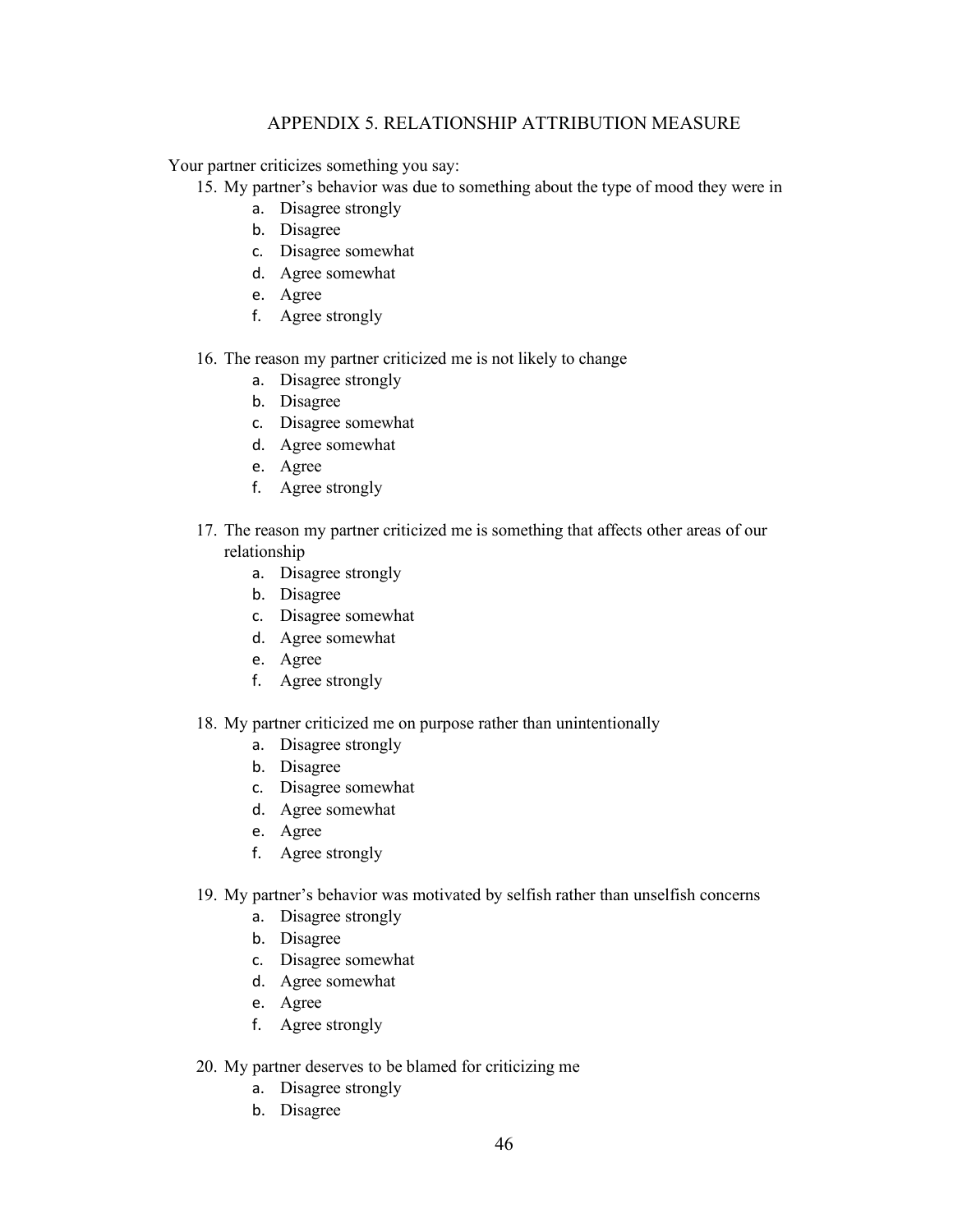## APPENDIX 5. RELATIONSHIP ATTRIBUTION MEASURE

Your partner criticizes something you say:

15. My partner's behavior was due to something about the type of mood they were in
    a. Disagree strongly
    b. Disagree
    c. Disagree somewhat
    d. Agree somewhat
    e. Agree
    f. Agree strongly

16. The reason my partner criticized me is not likely to change
    a. Disagree strongly
    b. Disagree
    c. Disagree somewhat
    d. Agree somewhat
    e. Agree
    f. Agree strongly

17. The reason my partner criticized me is something that affects other areas of our relationship
    a. Disagree strongly
    b. Disagree
    c. Disagree somewhat
    d. Agree somewhat
    e. Agree
    f. Agree strongly

18. My partner criticized me on purpose rather than unintentionally
    a. Disagree strongly
    b. Disagree
    c. Disagree somewhat
    d. Agree somewhat
    e. Agree
    f. Agree strongly

19. My partner's behavior was motivated by selfish rather than unselfish concerns
    a. Disagree strongly
    b. Disagree
    c. Disagree somewhat
    d. Agree somewhat
    e. Agree
    f. Agree strongly

20. My partner deserves to be blamed for criticizing me
    a. Disagree strongly
    b. Disagree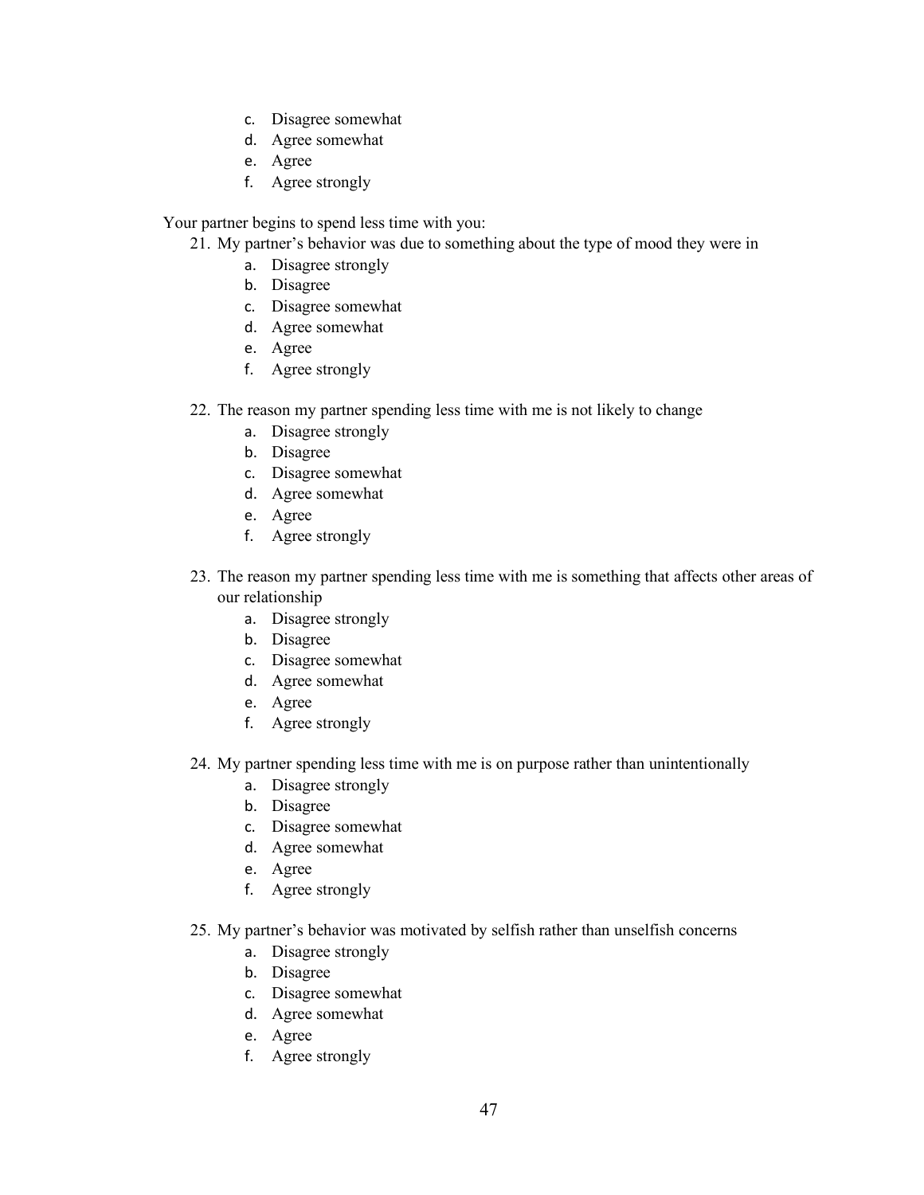c. Disagree somewhat
d. Agree somewhat
e. Agree
f. Agree strongly

Your partner begins to spend less time with you:

21. My partner's behavior was due to something about the type of mood they were in
    a. Disagree strongly
    b. Disagree
    c. Disagree somewhat
    d. Agree somewhat
    e. Agree
    f. Agree strongly

22. The reason my partner spending less time with me is not likely to change
    a. Disagree strongly
    b. Disagree
    c. Disagree somewhat
    d. Agree somewhat
    e. Agree
    f. Agree strongly

23. The reason my partner spending less time with me is something that affects other areas of our relationship
    a. Disagree strongly
    b. Disagree
    c. Disagree somewhat
    d. Agree somewhat
    e. Agree
    f. Agree strongly

24. My partner spending less time with me is on purpose rather than unintentionally
    a. Disagree strongly
    b. Disagree
    c. Disagree somewhat
    d. Agree somewhat
    e. Agree
    f. Agree strongly

25. My partner's behavior was motivated by selfish rather than unselfish concerns
    a. Disagree strongly
    b. Disagree
    c. Disagree somewhat
    d. Agree somewhat
    e. Agree
    f. Agree strongly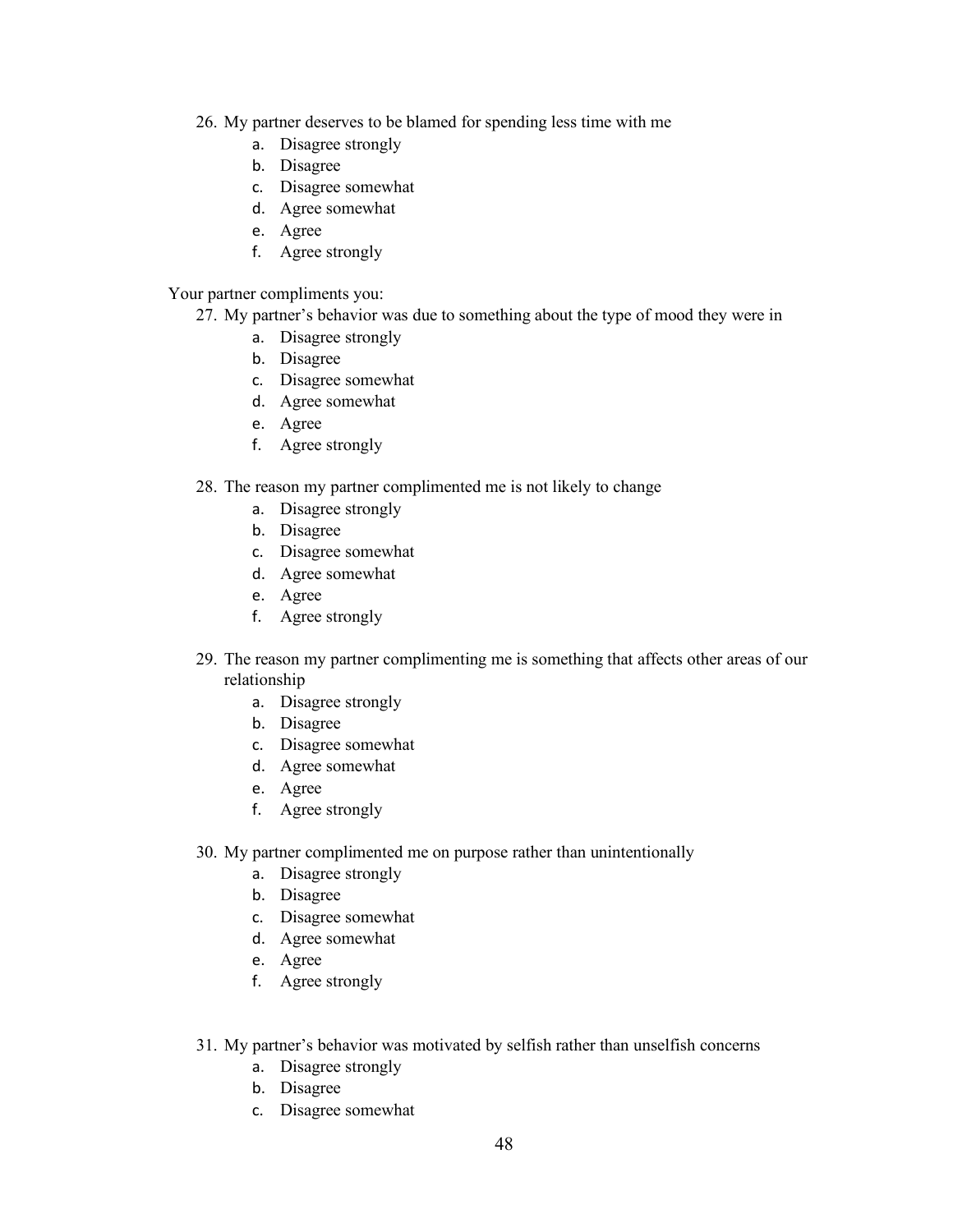26. My partner deserves to be blamed for spending less time with me
    a. Disagree strongly
    b. Disagree
    c. Disagree somewhat
    d. Agree somewhat
    e. Agree
    f. Agree strongly

Your partner compliments you:

27. My partner's behavior was due to something about the type of mood they were in
    a. Disagree strongly
    b. Disagree
    c. Disagree somewhat
    d. Agree somewhat
    e. Agree
    f. Agree strongly

28. The reason my partner complimented me is not likely to change
    a. Disagree strongly
    b. Disagree
    c. Disagree somewhat
    d. Agree somewhat
    e. Agree
    f. Agree strongly

29. The reason my partner complimenting me is something that affects other areas of our relationship
    a. Disagree strongly
    b. Disagree
    c. Disagree somewhat
    d. Agree somewhat
    e. Agree
    f. Agree strongly

30. My partner complimented me on purpose rather than unintentionally
    a. Disagree strongly
    b. Disagree
    c. Disagree somewhat
    d. Agree somewhat
    e. Agree
    f. Agree strongly

31. My partner's behavior was motivated by selfish rather than unselfish concerns
    a. Disagree strongly
    b. Disagree
    c. Disagree somewhat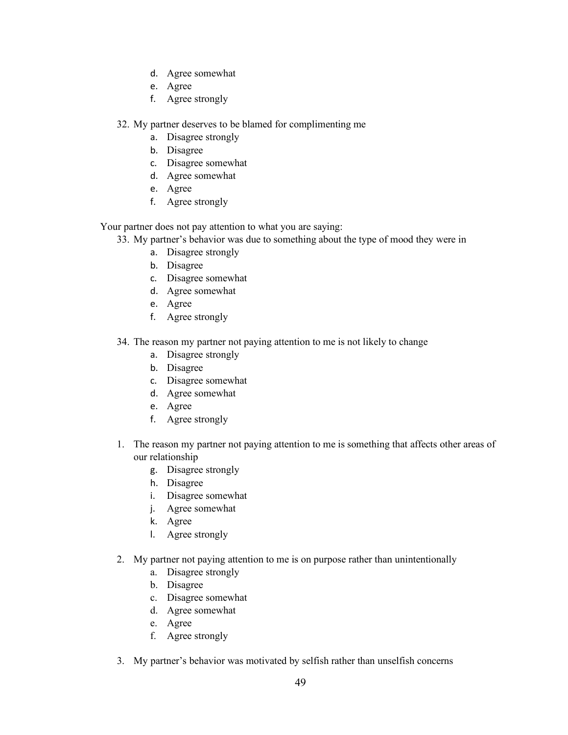d. Agree somewhat
   e. Agree
   f. Agree strongly

32. My partner deserves to be blamed for complimenting me
    a. Disagree strongly
    b. Disagree
    c. Disagree somewhat
    d. Agree somewhat
    e. Agree
    f. Agree strongly

Your partner does not pay attention to what you are saying:

33. My partner's behavior was due to something about the type of mood they were in
    a. Disagree strongly
    b. Disagree
    c. Disagree somewhat
    d. Agree somewhat
    e. Agree
    f. Agree strongly

34. The reason my partner not paying attention to me is not likely to change
    a. Disagree strongly
    b. Disagree
    c. Disagree somewhat
    d. Agree somewhat
    e. Agree
    f. Agree strongly

1. The reason my partner not paying attention to me is something that affects other areas of our relationship
   g. Disagree strongly
   h. Disagree
   i. Disagree somewhat
   j. Agree somewhat
   k. Agree
   l. Agree strongly

2. My partner not paying attention to me is on purpose rather than unintentionally
   a. Disagree strongly
   b. Disagree
   c. Disagree somewhat
   d. Agree somewhat
   e. Agree
   f. Agree strongly

3. My partner's behavior was motivated by selfish rather than unselfish concerns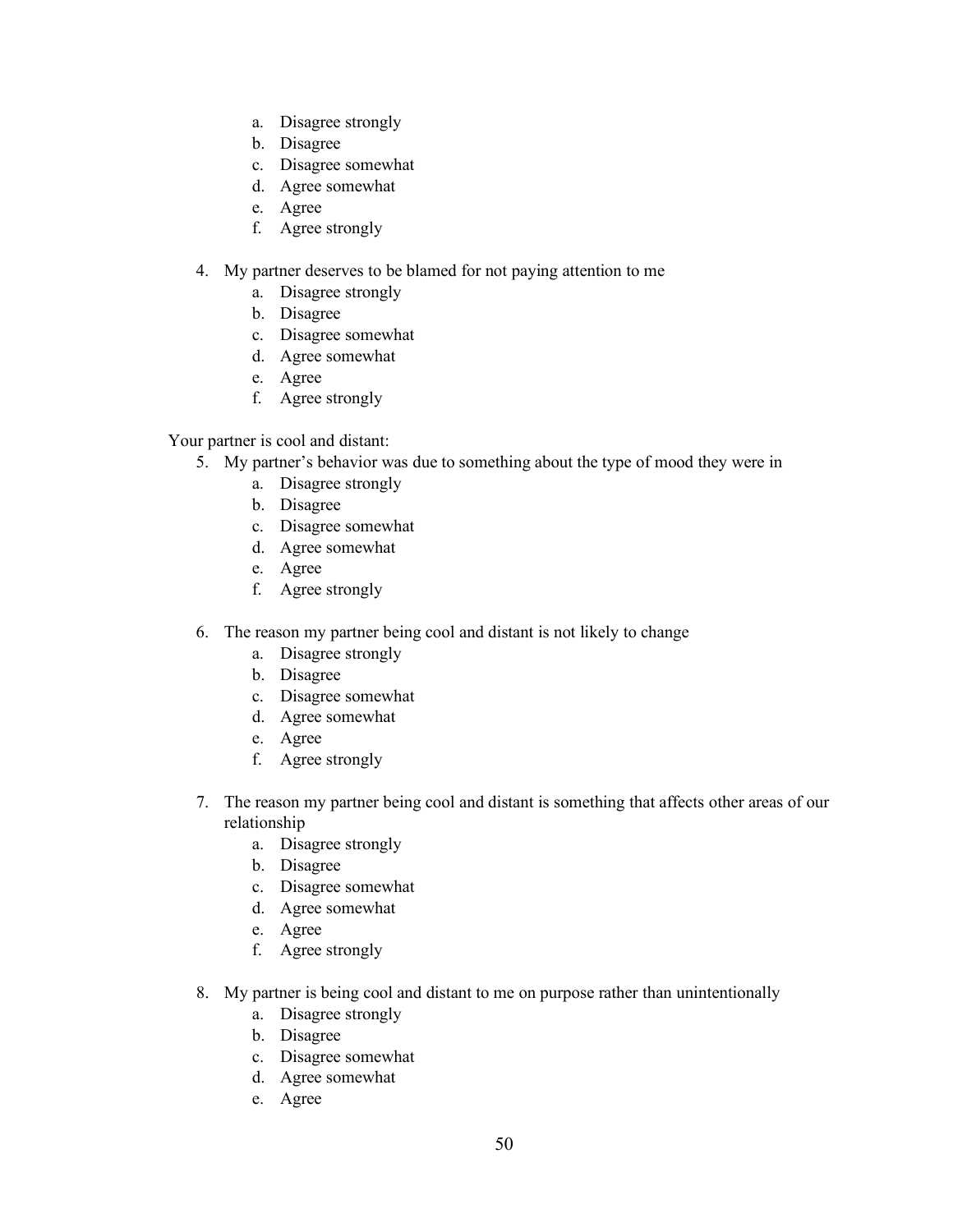a. Disagree strongly
   b. Disagree
   c. Disagree somewhat
   d. Agree somewhat
   e. Agree
   f. Agree strongly

4. My partner deserves to be blamed for not paying attention to me
   a. Disagree strongly
   b. Disagree
   c. Disagree somewhat
   d. Agree somewhat
   e. Agree
   f. Agree strongly

Your partner is cool and distant:

5. My partner's behavior was due to something about the type of mood they were in
   a. Disagree strongly
   b. Disagree
   c. Disagree somewhat
   d. Agree somewhat
   e. Agree
   f. Agree strongly

6. The reason my partner being cool and distant is not likely to change
   a. Disagree strongly
   b. Disagree
   c. Disagree somewhat
   d. Agree somewhat
   e. Agree
   f. Agree strongly

7. The reason my partner being cool and distant is something that affects other areas of our relationship
   a. Disagree strongly
   b. Disagree
   c. Disagree somewhat
   d. Agree somewhat
   e. Agree
   f. Agree strongly

8. My partner is being cool and distant to me on purpose rather than unintentionally
   a. Disagree strongly
   b. Disagree
   c. Disagree somewhat
   d. Agree somewhat
   e. Agree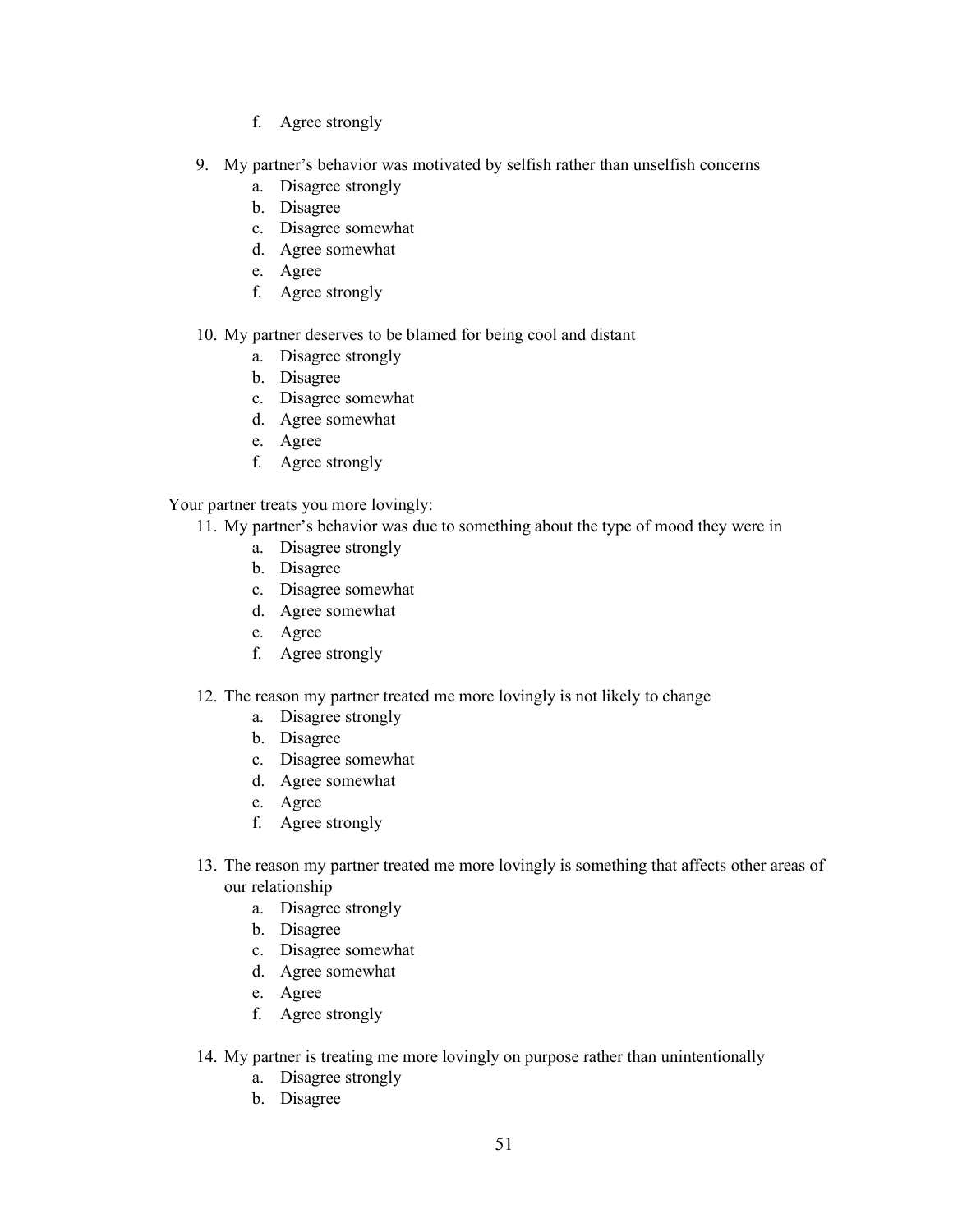f. Agree strongly

9. My partner's behavior was motivated by selfish rather than unselfish concerns
    a. Disagree strongly
    b. Disagree
    c. Disagree somewhat
    d. Agree somewhat
    e. Agree
    f. Agree strongly

10. My partner deserves to be blamed for being cool and distant
    a. Disagree strongly
    b. Disagree
    c. Disagree somewhat
    d. Agree somewhat
    e. Agree
    f. Agree strongly

Your partner treats you more lovingly:

11. My partner's behavior was due to something about the type of mood they were in
    a. Disagree strongly
    b. Disagree
    c. Disagree somewhat
    d. Agree somewhat
    e. Agree
    f. Agree strongly

12. The reason my partner treated me more lovingly is not likely to change
    a. Disagree strongly
    b. Disagree
    c. Disagree somewhat
    d. Agree somewhat
    e. Agree
    f. Agree strongly

13. The reason my partner treated me more lovingly is something that affects other areas of our relationship
    a. Disagree strongly
    b. Disagree
    c. Disagree somewhat
    d. Agree somewhat
    e. Agree
    f. Agree strongly

14. My partner is treating me more lovingly on purpose rather than unintentionally
    a. Disagree strongly
    b. Disagree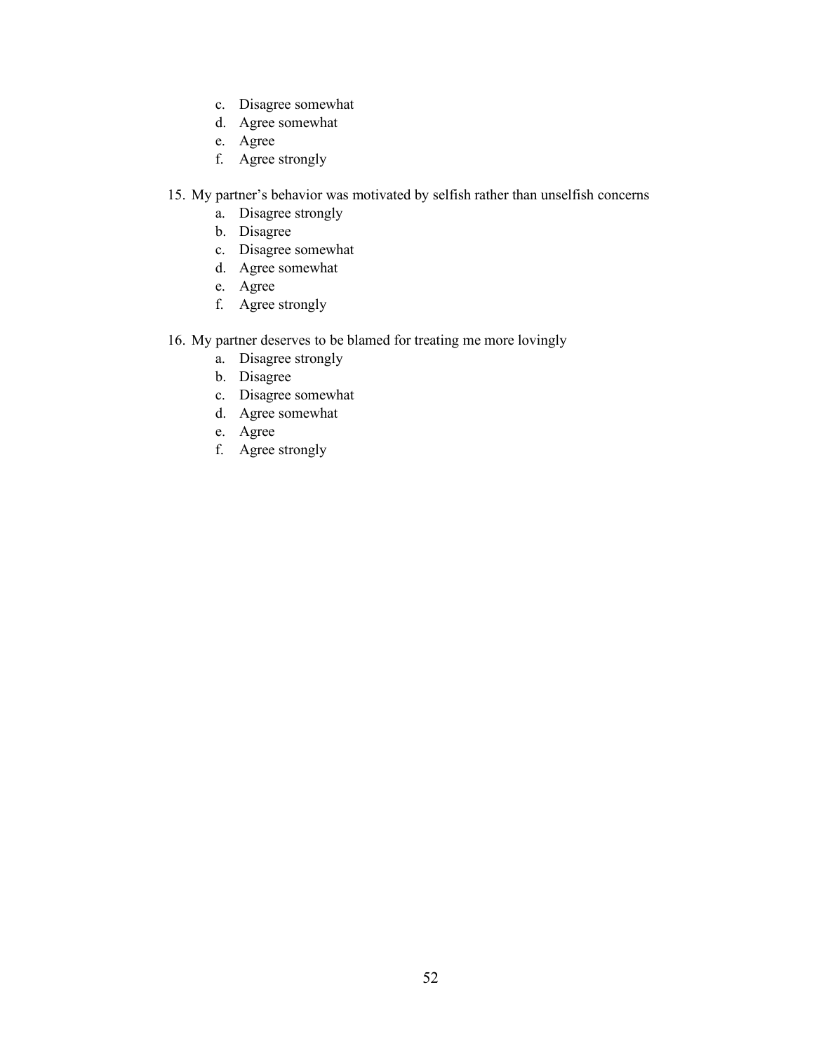c. Disagree somewhat
d. Agree somewhat
e. Agree
f. Agree strongly

15. My partner's behavior was motivated by selfish rather than unselfish concerns
    a. Disagree strongly
    b. Disagree
    c. Disagree somewhat
    d. Agree somewhat
    e. Agree
    f. Agree strongly

16. My partner deserves to be blamed for treating me more lovingly
    a. Disagree strongly
    b. Disagree
    c. Disagree somewhat
    d. Agree somewhat
    e. Agree
    f. Agree strongly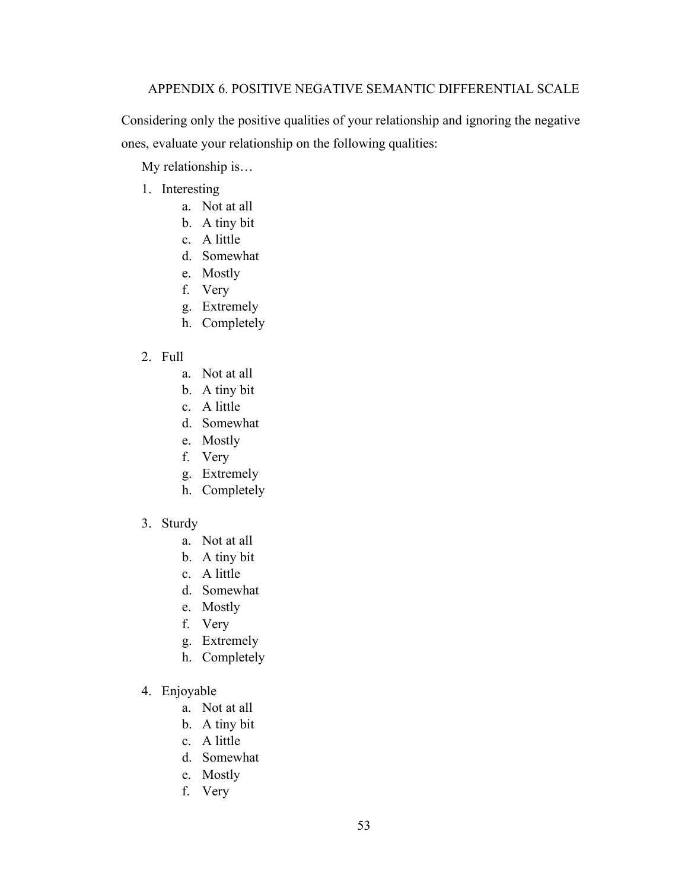## APPENDIX 6. POSITIVE NEGATIVE SEMANTIC DIFFERENTIAL SCALE

Considering only the positive qualities of your relationship and ignoring the negative ones, evaluate your relationship on the following qualities:

My relationship is…

1. Interesting
    a. Not at all
    b. A tiny bit
    c. A little
    d. Somewhat
    e. Mostly
    f. Very
    g. Extremely
    h. Completely

2. Full
    a. Not at all
    b. A tiny bit
    c. A little
    d. Somewhat
    e. Mostly
    f. Very
    g. Extremely
    h. Completely

3. Sturdy
    a. Not at all
    b. A tiny bit
    c. A little
    d. Somewhat
    e. Mostly
    f. Very
    g. Extremely
    h. Completely

4. Enjoyable
    a. Not at all
    b. A tiny bit
    c. A little
    d. Somewhat
    e. Mostly
    f. Very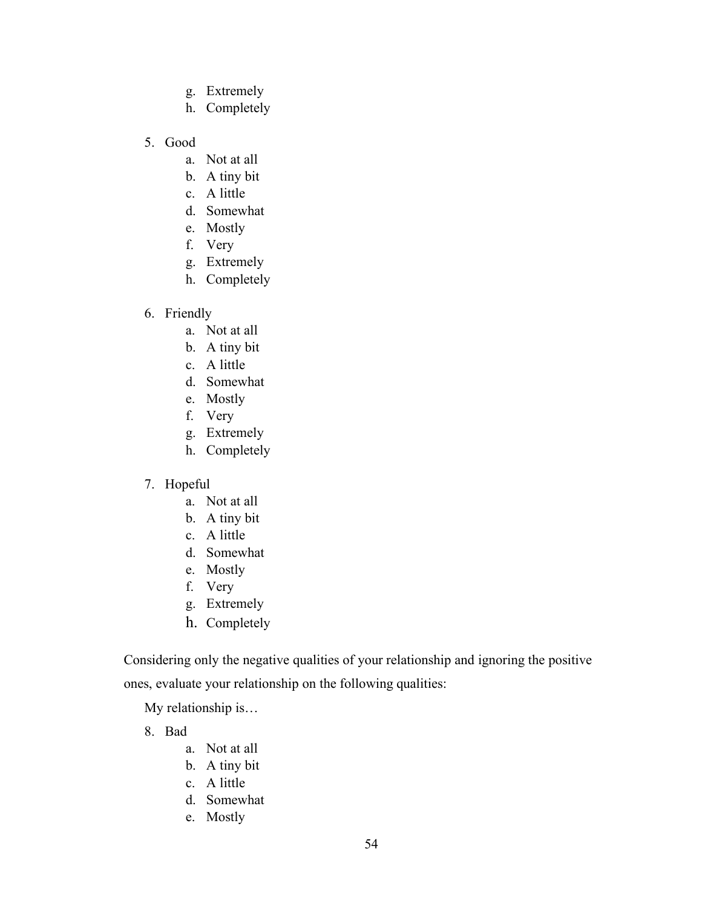g. Extremely
h. Completely

5. Good
    a. Not at all
    b. A tiny bit
    c. A little
    d. Somewhat
    e. Mostly
    f. Very
    g. Extremely
    h. Completely

6. Friendly
    a. Not at all
    b. A tiny bit
    c. A little
    d. Somewhat
    e. Mostly
    f. Very
    g. Extremely
    h. Completely

7. Hopeful
    a. Not at all
    b. A tiny bit
    c. A little
    d. Somewhat
    e. Mostly
    f. Very
    g. Extremely
    h. Completely

Considering only the negative qualities of your relationship and ignoring the positive ones, evaluate your relationship on the following qualities:

My relationship is…

8. Bad
    a. Not at all
    b. A tiny bit
    c. A little
    d. Somewhat
    e. Mostly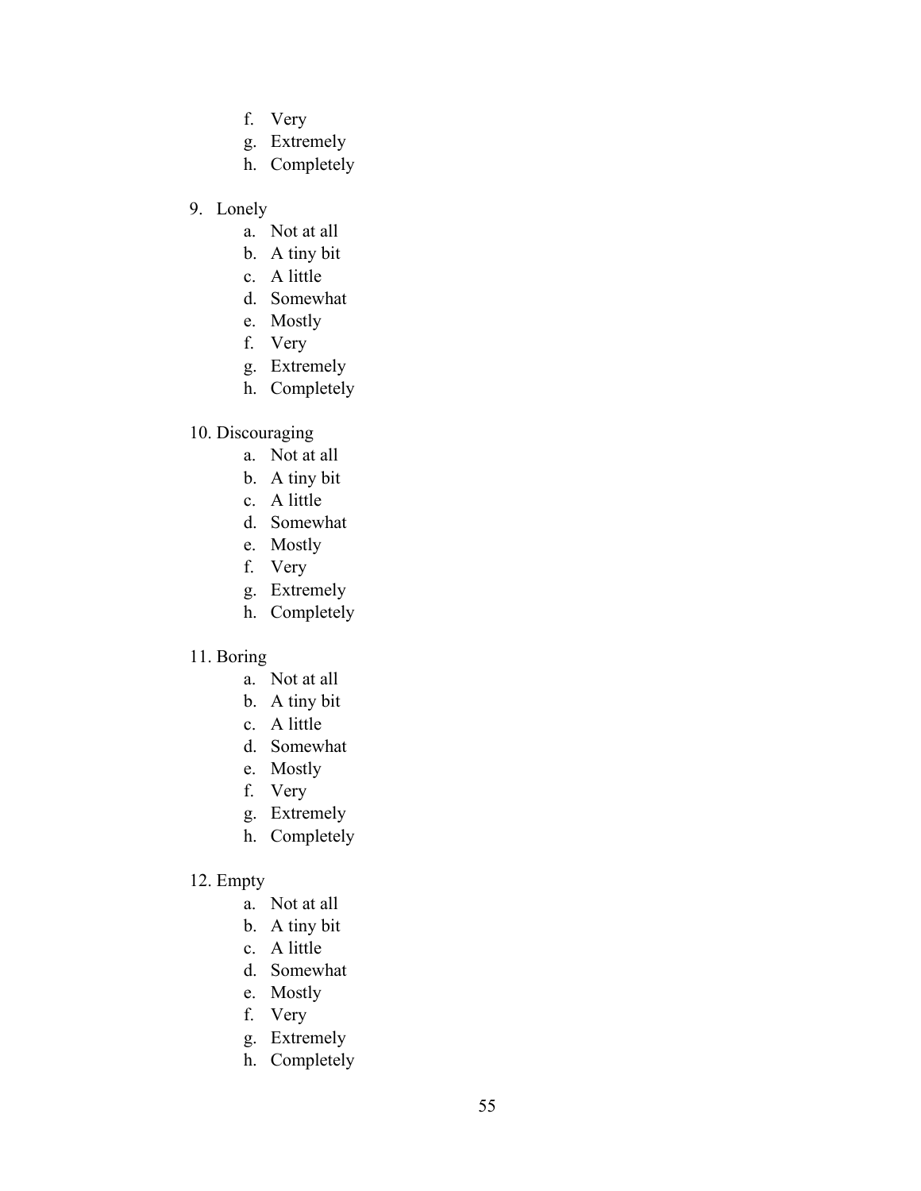f. Very
   g. Extremely
   h. Completely

9. Lonely
   a. Not at all
   b. A tiny bit
   c. A little
   d. Somewhat
   e. Mostly
   f. Very
   g. Extremely
   h. Completely

10. Discouraging
    a. Not at all
    b. A tiny bit
    c. A little
    d. Somewhat
    e. Mostly
    f. Very
    g. Extremely
    h. Completely

11. Boring
    a. Not at all
    b. A tiny bit
    c. A little
    d. Somewhat
    e. Mostly
    f. Very
    g. Extremely
    h. Completely

12. Empty
    a. Not at all
    b. A tiny bit
    c. A little
    d. Somewhat
    e. Mostly
    f. Very
    g. Extremely
    h. Completely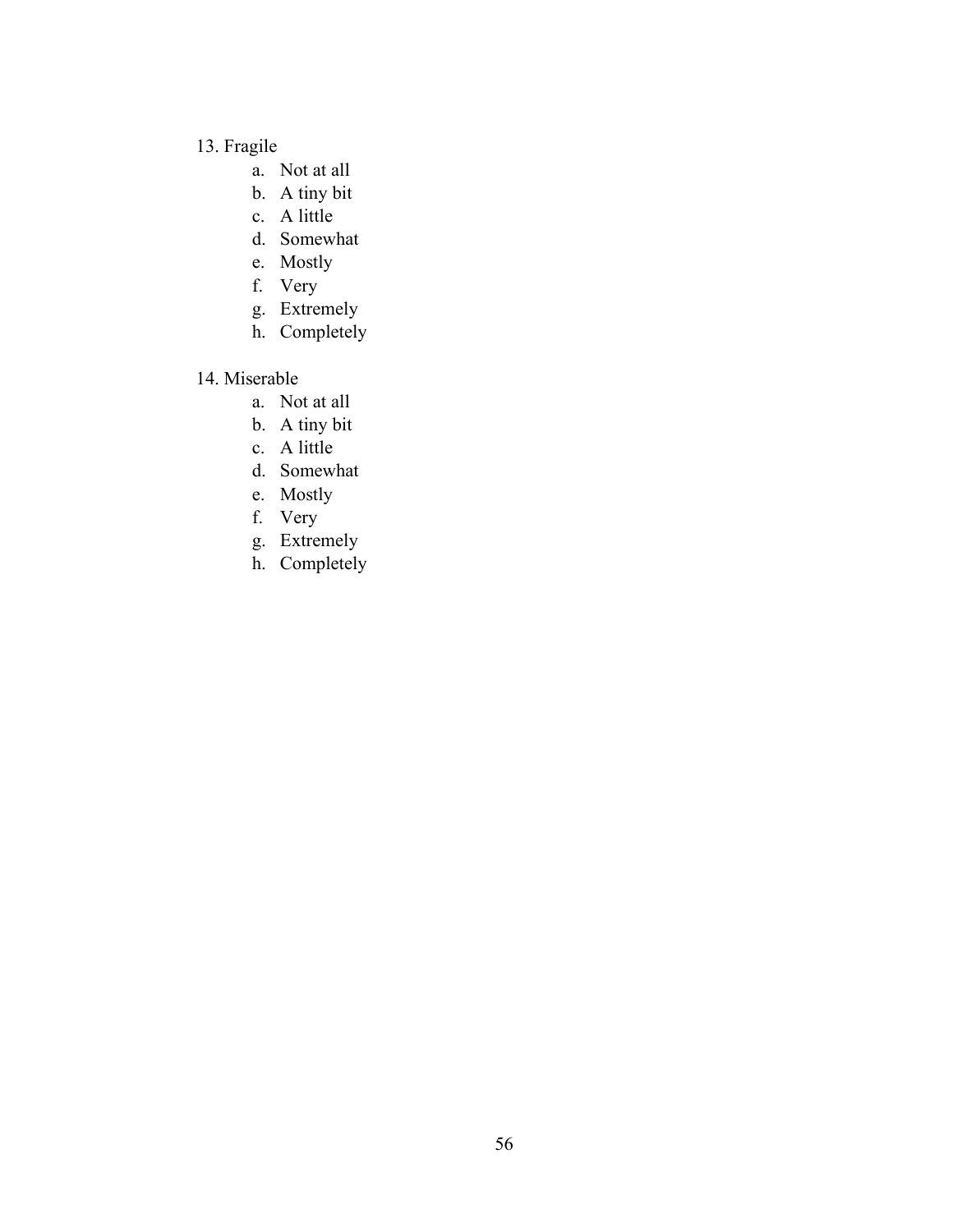13. Fragile
    a. Not at all
    b. A tiny bit
    c. A little
    d. Somewhat
    e. Mostly
    f. Very
    g. Extremely
    h. Completely

14. Miserable
    a. Not at all
    b. A tiny bit
    c. A little
    d. Somewhat
    e. Mostly
    f. Very
    g. Extremely
    h. Completely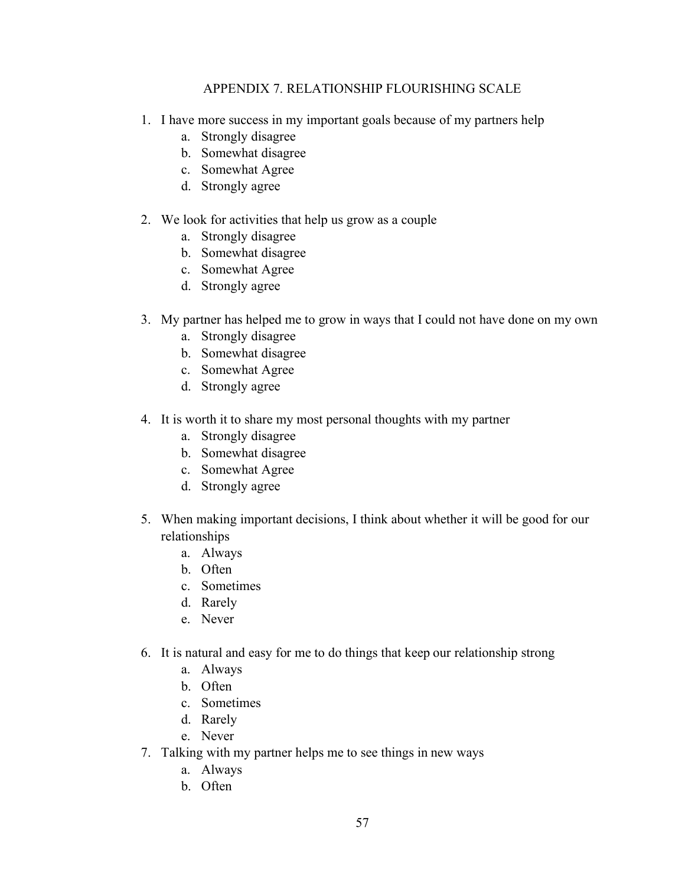## APPENDIX 7. RELATIONSHIP FLOURISHING SCALE

1. I have more success in my important goals because of my partners help
    a. Strongly disagree
    b. Somewhat disagree
    c. Somewhat Agree
    d. Strongly agree

2. We look for activities that help us grow as a couple
    a. Strongly disagree
    b. Somewhat disagree
    c. Somewhat Agree
    d. Strongly agree

3. My partner has helped me to grow in ways that I could not have done on my own
    a. Strongly disagree
    b. Somewhat disagree
    c. Somewhat Agree
    d. Strongly agree

4. It is worth it to share my most personal thoughts with my partner
    a. Strongly disagree
    b. Somewhat disagree
    c. Somewhat Agree
    d. Strongly agree

5. When making important decisions, I think about whether it will be good for our relationships
    a. Always
    b. Often
    c. Sometimes
    d. Rarely
    e. Never

6. It is natural and easy for me to do things that keep our relationship strong
    a. Always
    b. Often
    c. Sometimes
    d. Rarely
    e. Never
7. Talking with my partner helps me to see things in new ways
    a. Always
    b. Often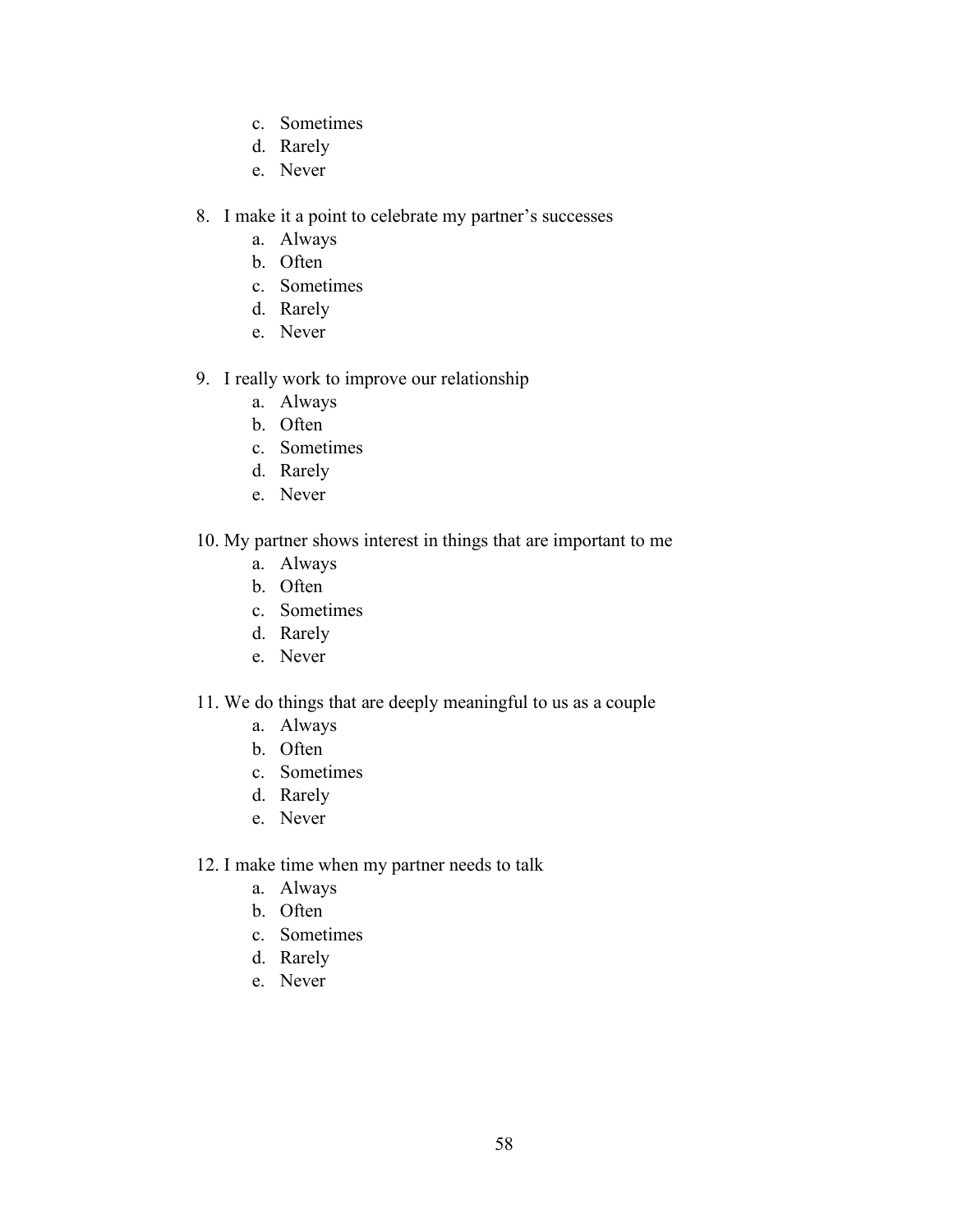c. Sometimes
   d. Rarely
   e. Never

8. I make it a point to celebrate my partner's successes
   a. Always
   b. Often
   c. Sometimes
   d. Rarely
   e. Never

9. I really work to improve our relationship
   a. Always
   b. Often
   c. Sometimes
   d. Rarely
   e. Never

10. My partner shows interest in things that are important to me
    a. Always
    b. Often
    c. Sometimes
    d. Rarely
    e. Never

11. We do things that are deeply meaningful to us as a couple
    a. Always
    b. Often
    c. Sometimes
    d. Rarely
    e. Never

12. I make time when my partner needs to talk
    a. Always
    b. Often
    c. Sometimes
    d. Rarely
    e. Never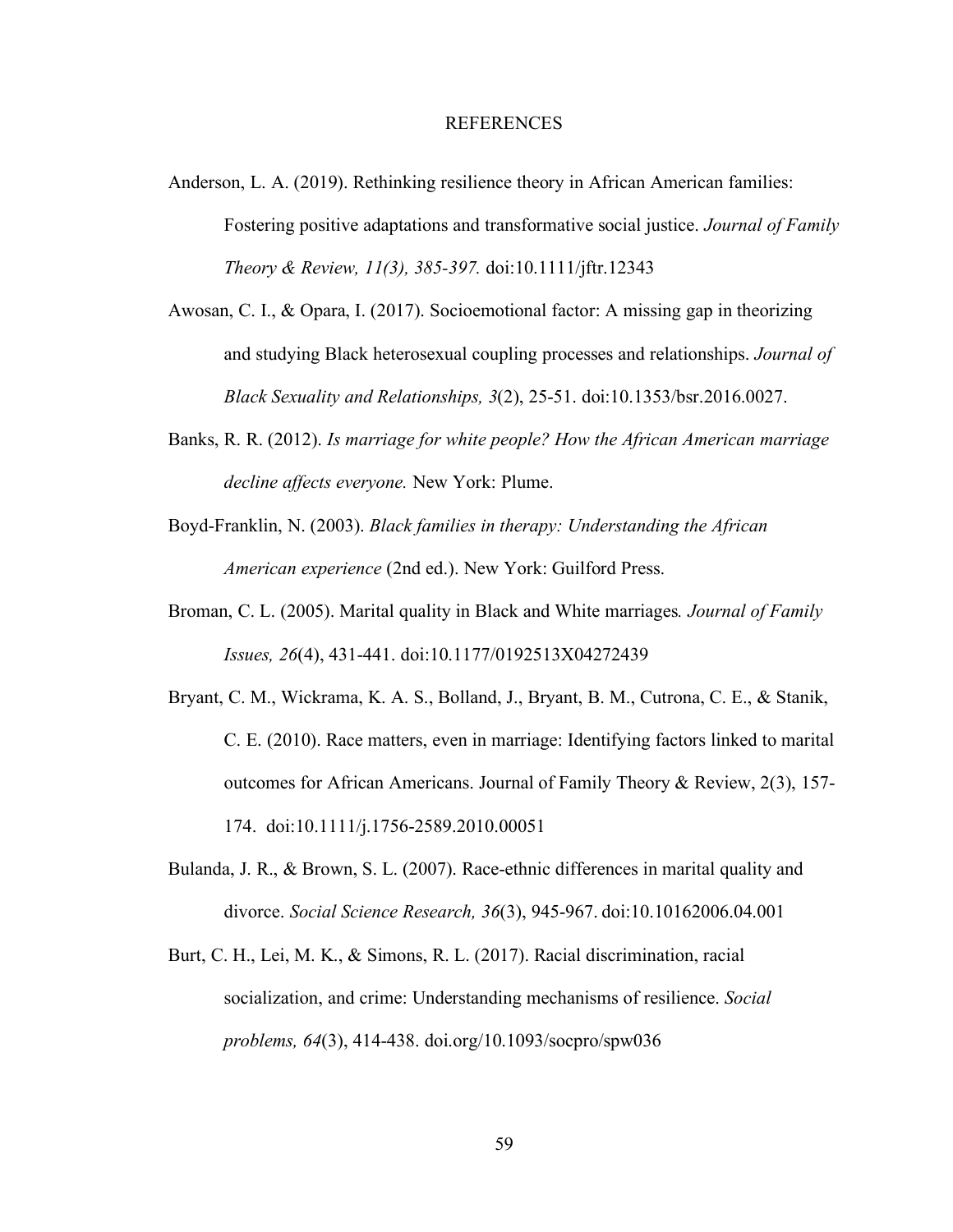# REFERENCES

Anderson, L. A. (2019). Rethinking resilience theory in African American families: Fostering positive adaptations and transformative social justice. *Journal of Family Theory & Review, 11(3), 385-397.* doi:10.1111/jftr.12343

Awosan, C. I., & Opara, I. (2017). Socioemotional factor: A missing gap in theorizing and studying Black heterosexual coupling processes and relationships. *Journal of Black Sexuality and Relationships, 3*(2), 25-51. doi:10.1353/bsr.2016.0027.

Banks, R. R. (2012). *Is marriage for white people? How the African American marriage decline affects everyone.* New York: Plume.

Boyd-Franklin, N. (2003). *Black families in therapy: Understanding the African American experience* (2nd ed.). New York: Guilford Press.

Broman, C. L. (2005). Marital quality in Black and White marriages*. Journal of Family Issues, 26*(4), 431-441. doi:10.1177/0192513X04272439

Bryant, C. M., Wickrama, K. A. S., Bolland, J., Bryant, B. M., Cutrona, C. E., & Stanik, C. E. (2010). Race matters, even in marriage: Identifying factors linked to marital outcomes for African Americans. Journal of Family Theory & Review, 2(3), 157-174. doi:10.1111/j.1756-2589.2010.00051

Bulanda, J. R., & Brown, S. L. (2007). Race-ethnic differences in marital quality and divorce. *Social Science Research, 36*(3), 945-967. doi:10.10162006.04.001

Burt, C. H., Lei, M. K., & Simons, R. L. (2017). Racial discrimination, racial socialization, and crime: Understanding mechanisms of resilience. *Social problems, 64*(3), 414-438. doi.org/10.1093/socpro/spw036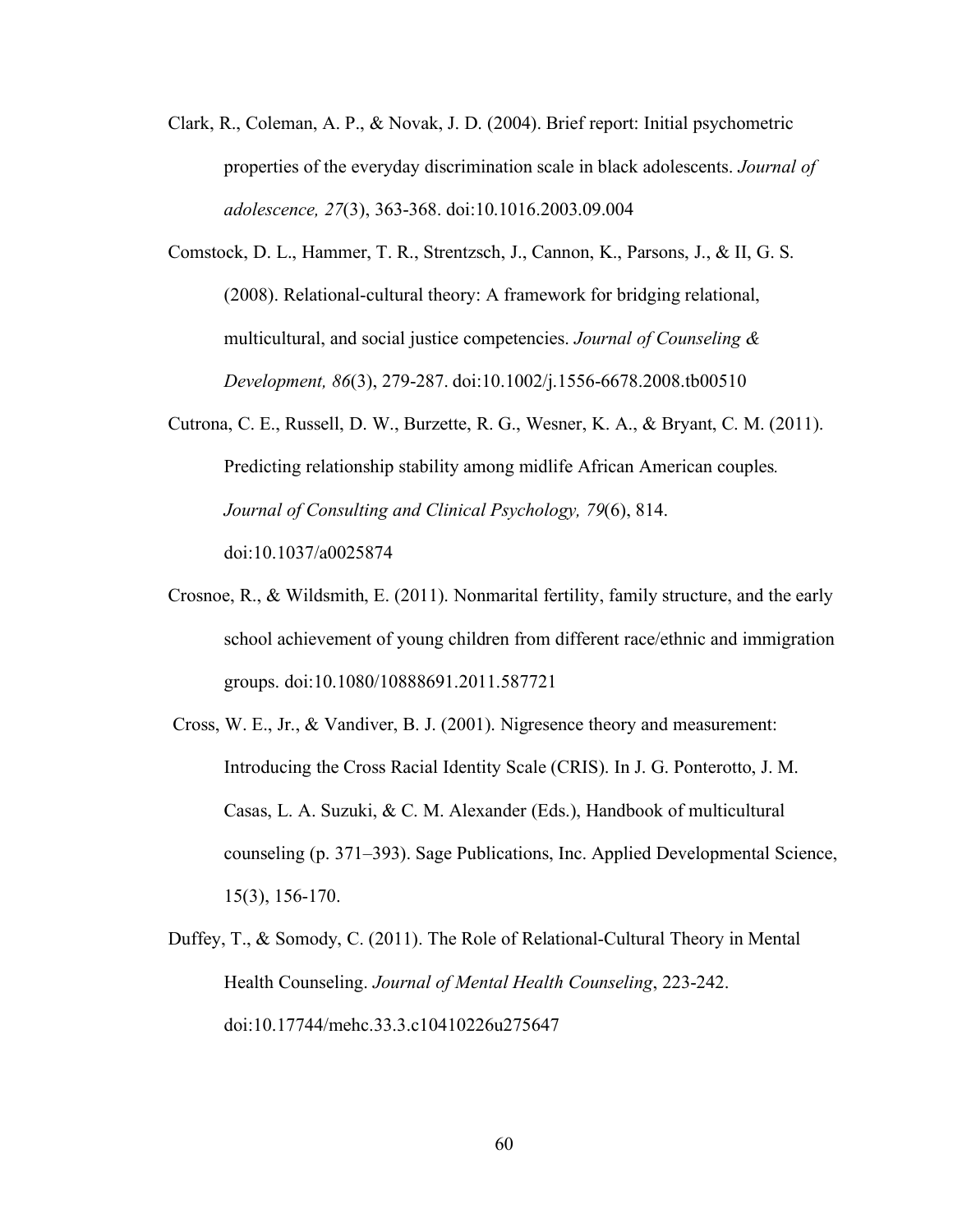Clark, R., Coleman, A. P., & Novak, J. D. (2004). Brief report: Initial psychometric properties of the everyday discrimination scale in black adolescents. *Journal of adolescence, 27*(3), 363-368. doi:10.1016.2003.09.004

Comstock, D. L., Hammer, T. R., Strentzsch, J., Cannon, K., Parsons, J., & II, G. S. (2008). Relational-cultural theory: A framework for bridging relational, multicultural, and social justice competencies. *Journal of Counseling & Development, 86*(3), 279-287. doi:10.1002/j.1556-6678.2008.tb00510

Cutrona, C. E., Russell, D. W., Burzette, R. G., Wesner, K. A., & Bryant, C. M. (2011). Predicting relationship stability among midlife African American couples*. Journal of Consulting and Clinical Psychology, 79*(6), 814. doi:10.1037/a0025874

Crosnoe, R., & Wildsmith, E. (2011). Nonmarital fertility, family structure, and the early school achievement of young children from different race/ethnic and immigration groups. doi:10.1080/10888691.2011.587721

Cross, W. E., Jr., & Vandiver, B. J. (2001). Nigresence theory and measurement: Introducing the Cross Racial Identity Scale (CRIS). In J. G. Ponterotto, J. M. Casas, L. A. Suzuki, & C. M. Alexander (Eds.), Handbook of multicultural counseling (p. 371–393). Sage Publications, Inc. Applied Developmental Science, 15(3), 156-170.

Duffey, T., & Somody, C. (2011). The Role of Relational-Cultural Theory in Mental Health Counseling. *Journal of Mental Health Counseling*, 223-242. doi:10.17744/mehc.33.3.c10410226u275647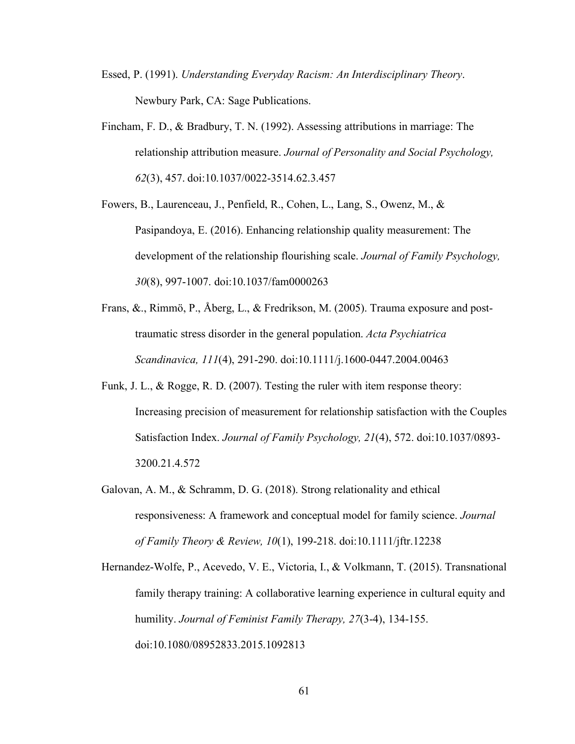Essed, P. (1991). *Understanding Everyday Racism: An Interdisciplinary Theory*. Newbury Park, CA: Sage Publications.

Fincham, F. D., & Bradbury, T. N. (1992). Assessing attributions in marriage: The relationship attribution measure. *Journal of Personality and Social Psychology, 62*(3), 457. doi:10.1037/0022-3514.62.3.457

Fowers, B., Laurenceau, J., Penfield, R., Cohen, L., Lang, S., Owenz, M., & Pasipandoya, E. (2016). Enhancing relationship quality measurement: The development of the relationship flourishing scale. *Journal of Family Psychology, 30*(8), 997-1007. doi:10.1037/fam0000263

Frans, &., Rimmö, P., Åberg, L., & Fredrikson, M. (2005). Trauma exposure and post-traumatic stress disorder in the general population. *Acta Psychiatrica Scandinavica, 111*(4), 291-290. doi:10.1111/j.1600-0447.2004.00463

Funk, J. L., & Rogge, R. D. (2007). Testing the ruler with item response theory: Increasing precision of measurement for relationship satisfaction with the Couples Satisfaction Index. *Journal of Family Psychology, 21*(4), 572. doi:10.1037/0893-3200.21.4.572

Galovan, A. M., & Schramm, D. G. (2018). Strong relationality and ethical responsiveness: A framework and conceptual model for family science. *Journal of Family Theory & Review, 10*(1), 199-218. doi:10.1111/jftr.12238

Hernandez-Wolfe, P., Acevedo, V. E., Victoria, I., & Volkmann, T. (2015). Transnational family therapy training: A collaborative learning experience in cultural equity and humility. *Journal of Feminist Family Therapy, 27*(3-4), 134-155. doi:10.1080/08952833.2015.1092813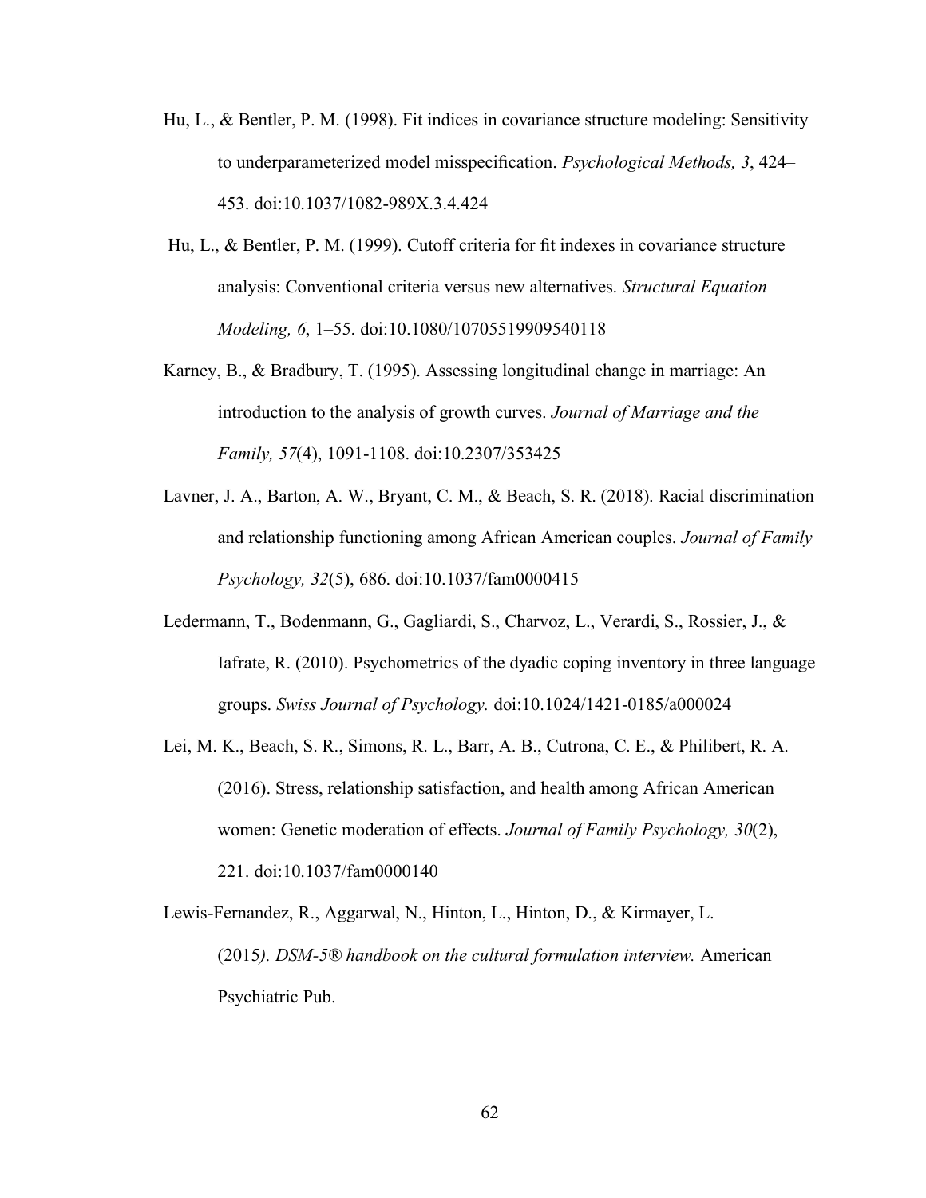Hu, L., & Bentler, P. M. (1998). Fit indices in covariance structure modeling: Sensitivity to underparameterized model misspecification. *Psychological Methods, 3*, 424–453. doi:10.1037/1082-989X.3.4.424

Hu, L., & Bentler, P. M. (1999). Cutoff criteria for fit indexes in covariance structure analysis: Conventional criteria versus new alternatives. *Structural Equation Modeling, 6*, 1–55. doi:10.1080/10705519909540118

Karney, B., & Bradbury, T. (1995). Assessing longitudinal change in marriage: An introduction to the analysis of growth curves. *Journal of Marriage and the Family, 57*(4), 1091-1108. doi:10.2307/353425

Lavner, J. A., Barton, A. W., Bryant, C. M., & Beach, S. R. (2018). Racial discrimination and relationship functioning among African American couples. *Journal of Family Psychology, 32*(5), 686. doi:10.1037/fam0000415

Ledermann, T., Bodenmann, G., Gagliardi, S., Charvoz, L., Verardi, S., Rossier, J., & Iafrate, R. (2010). Psychometrics of the dyadic coping inventory in three language groups. *Swiss Journal of Psychology.* doi:10.1024/1421-0185/a000024

Lei, M. K., Beach, S. R., Simons, R. L., Barr, A. B., Cutrona, C. E., & Philibert, R. A. (2016). Stress, relationship satisfaction, and health among African American women: Genetic moderation of effects. *Journal of Family Psychology, 30*(2), 221. doi:10.1037/fam0000140

Lewis-Fernandez, R., Aggarwal, N., Hinton, L., Hinton, D., & Kirmayer, L. (2015*). DSM-5® handbook on the cultural formulation interview.* American Psychiatric Pub.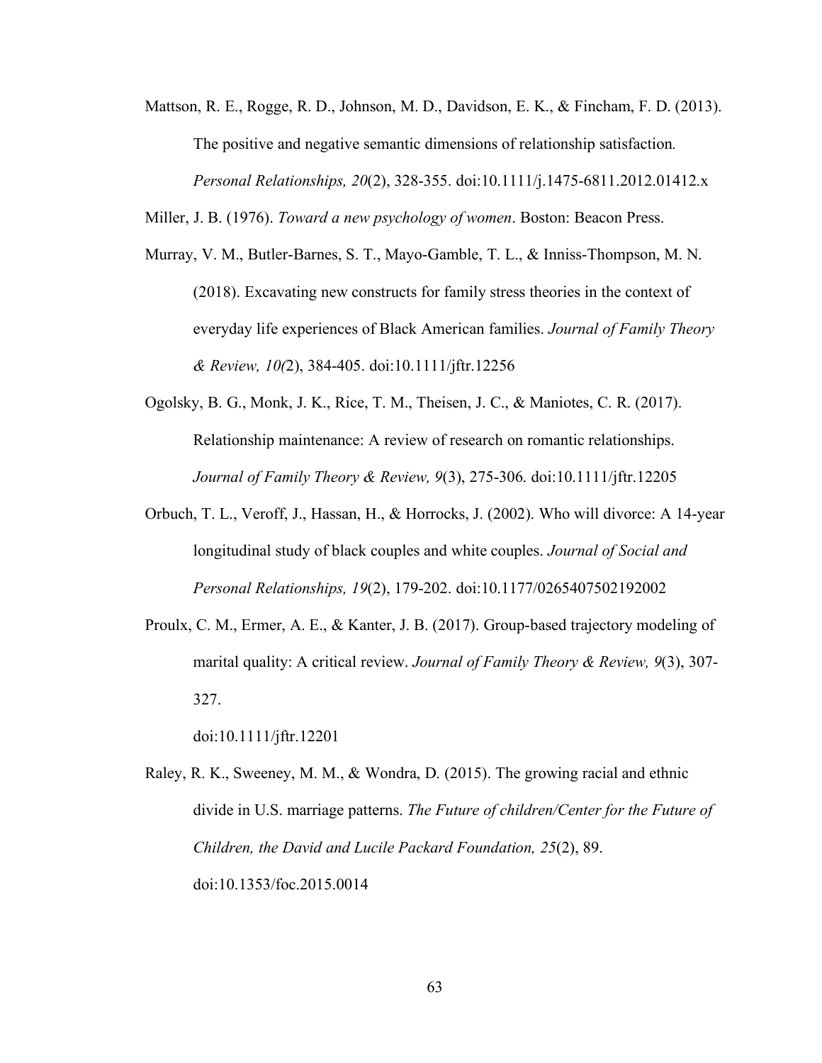Mattson, R. E., Rogge, R. D., Johnson, M. D., Davidson, E. K., & Fincham, F. D. (2013). The positive and negative semantic dimensions of relationship satisfaction. *Personal Relationships, 20*(2), 328-355. doi:10.1111/j.1475-6811.2012.01412.x

Miller, J. B. (1976). *Toward a new psychology of women*. Boston: Beacon Press.

Murray, V. M., Butler-Barnes, S. T., Mayo-Gamble, T. L., & Inniss-Thompson, M. N. (2018). Excavating new constructs for family stress theories in the context of everyday life experiences of Black American families. *Journal of Family Theory & Review, 10(*2), 384-405. doi:10.1111/jftr.12256

Ogolsky, B. G., Monk, J. K., Rice, T. M., Theisen, J. C., & Maniotes, C. R. (2017). Relationship maintenance: A review of research on romantic relationships. *Journal of Family Theory & Review, 9*(3), 275-306. doi:10.1111/jftr.12205

Orbuch, T. L., Veroff, J., Hassan, H., & Horrocks, J. (2002). Who will divorce: A 14-year longitudinal study of black couples and white couples. *Journal of Social and Personal Relationships, 19*(2), 179-202. doi:10.1177/0265407502192002

Proulx, C. M., Ermer, A. E., & Kanter, J. B. (2017). Group-based trajectory modeling of marital quality: A critical review. *Journal of Family Theory & Review, 9*(3), 307-327.
doi:10.1111/jftr.12201

Raley, R. K., Sweeney, M. M., & Wondra, D. (2015). The growing racial and ethnic divide in U.S. marriage patterns. *The Future of children/Center for the Future of Children, the David and Lucile Packard Foundation, 25*(2), 89. doi:10.1353/foc.2015.0014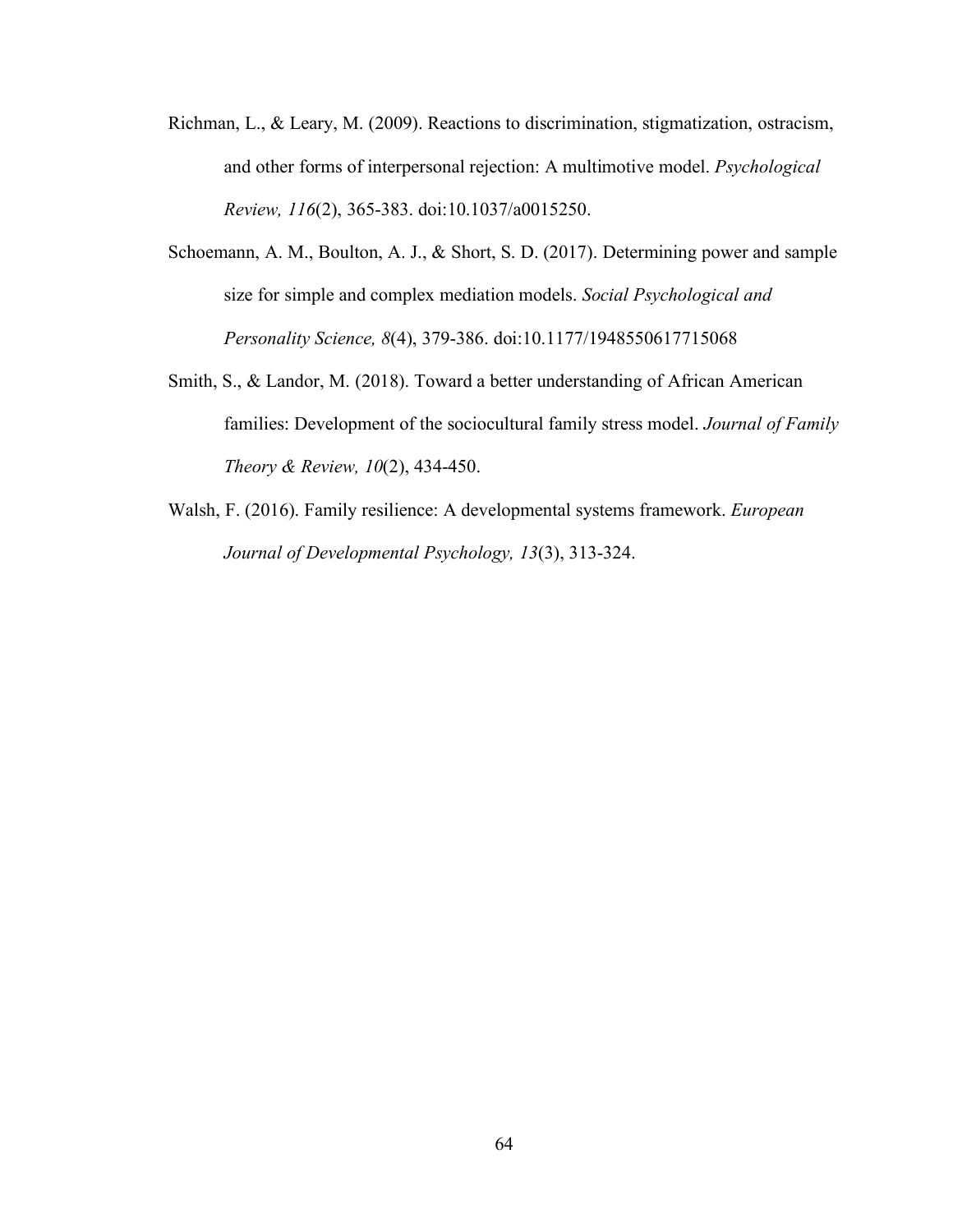Richman, L., & Leary, M. (2009). Reactions to discrimination, stigmatization, ostracism, and other forms of interpersonal rejection: A multimotive model. *Psychological Review, 116*(2), 365-383. doi:10.1037/a0015250.

Schoemann, A. M., Boulton, A. J., & Short, S. D. (2017). Determining power and sample size for simple and complex mediation models. *Social Psychological and Personality Science, 8*(4), 379-386. doi:10.1177/1948550617715068

Smith, S., & Landor, M. (2018). Toward a better understanding of African American families: Development of the sociocultural family stress model. *Journal of Family Theory & Review, 10*(2), 434-450.

Walsh, F. (2016). Family resilience: A developmental systems framework. *European Journal of Developmental Psychology, 13*(3), 313-324.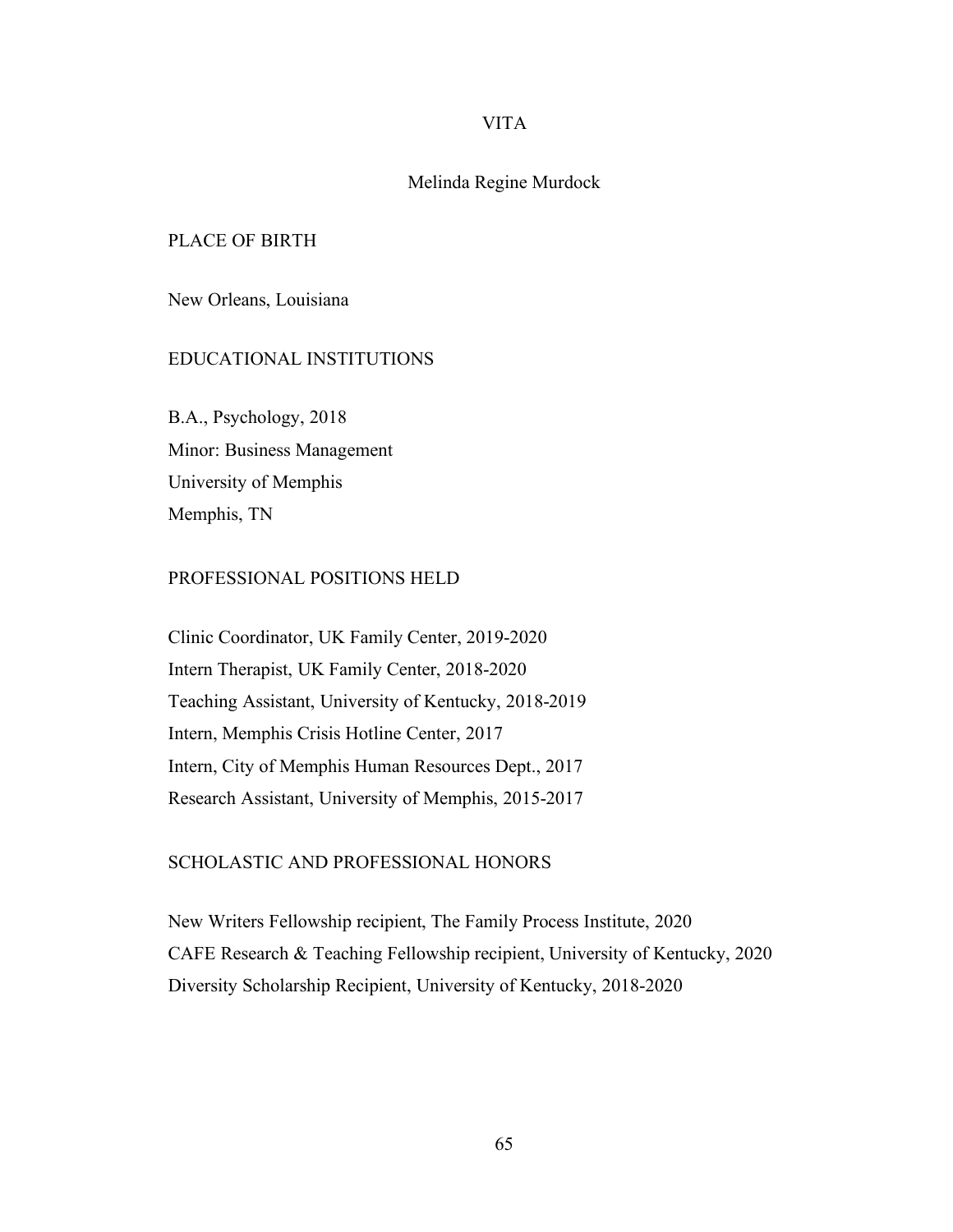# VITA

Melinda Regine Murdock

## PLACE OF BIRTH

New Orleans, Louisiana

## EDUCATIONAL INSTITUTIONS

B.A., Psychology, 2018
Minor: Business Management
University of Memphis
Memphis, TN

## PROFESSIONAL POSITIONS HELD

Clinic Coordinator, UK Family Center, 2019-2020
Intern Therapist, UK Family Center, 2018-2020
Teaching Assistant, University of Kentucky, 2018-2019
Intern, Memphis Crisis Hotline Center, 2017
Intern, City of Memphis Human Resources Dept., 2017
Research Assistant, University of Memphis, 2015-2017

## SCHOLASTIC AND PROFESSIONAL HONORS

New Writers Fellowship recipient, The Family Process Institute, 2020
CAFE Research & Teaching Fellowship recipient, University of Kentucky, 2020
Diversity Scholarship Recipient, University of Kentucky, 2018-2020